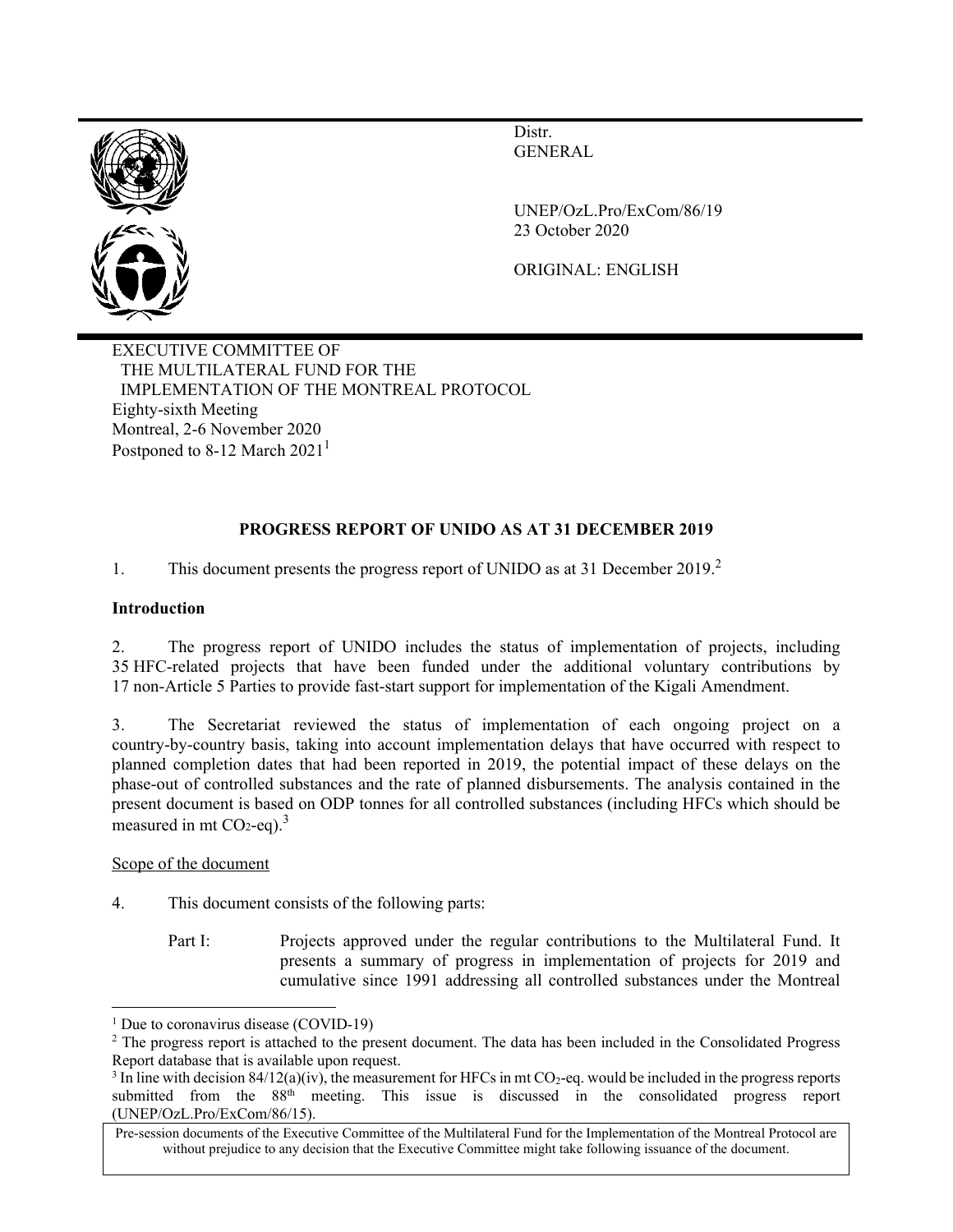Distr.
GENERAL

UNEP/OzL.Pro/ExCom/86/19
23 October 2020

ORIGINAL: ENGLISH

EXECUTIVE COMMITTEE OF
THE MULTILATERAL FUND FOR THE
IMPLEMENTATION OF THE MONTREAL PROTOCOL
Eighty-sixth Meeting
Montreal, 2-6 November 2020
Postponed to 8-12 March 2021[1]

**PROGRESS REPORT OF UNIDO AS AT 31 DECEMBER 2019**

1. This document presents the progress report of UNIDO as at 31 December 2019.[2]

**Introduction**

2. The progress report of UNIDO includes the status of implementation of projects, including 35 HFC-related projects that have been funded under the additional voluntary contributions by 17 non-Article 5 Parties to provide fast-start support for implementation of the Kigali Amendment.

3. The Secretariat reviewed the status of implementation of each ongoing project on a country-by-country basis, taking into account implementation delays that have occurred with respect to planned completion dates that had been reported in 2019, the potential impact of these delays on the phase-out of controlled substances and the rate of planned disbursements. The analysis contained in the present document is based on ODP tonnes for all controlled substances (including HFCs which should be measured in mt $CO_2$-eq).[3]

Scope of the document

4. This document consists of the following parts:

Part I: Projects approved under the regular contributions to the Multilateral Fund. It presents a summary of progress in implementation of projects for 2019 and cumulative since 1991 addressing all controlled substances under the Montreal

---

[1] Due to coronavirus disease (COVID-19)

[2] The progress report is attached to the present document. The data has been included in the Consolidated Progress Report database that is available upon request.

[3] In line with decision 84/12(a)(iv), the measurement for HFCs in mt $CO_2$-eq. would be included in the progress reports submitted from the 88th meeting. This issue is discussed in the consolidated progress report (UNEP/OzL.Pro/ExCom/86/15).

Pre-session documents of the Executive Committee of the Multilateral Fund for the Implementation of the Montreal Protocol are without prejudice to any decision that the Executive Committee might take following issuance of the document.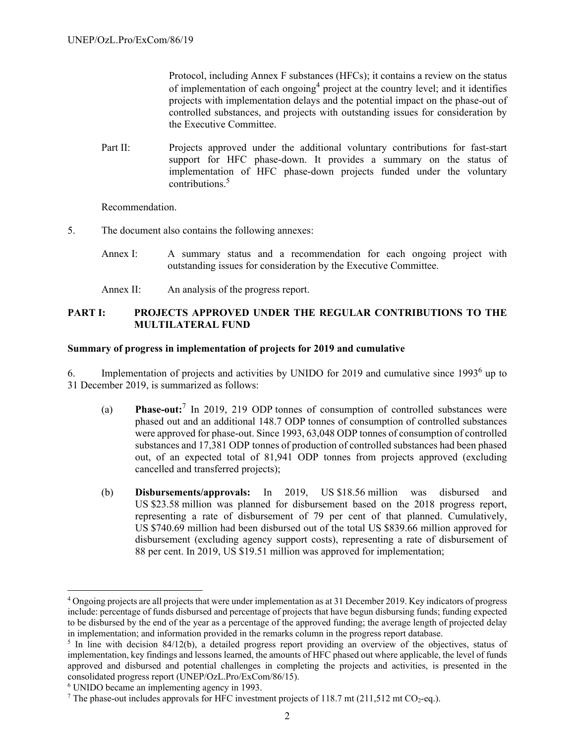Protocol, including Annex F substances (HFCs); it contains a review on the status of implementation of each ongoing[4] project at the country level; and it identifies projects with implementation delays and the potential impact on the phase-out of controlled substances, and projects with outstanding issues for consideration by the Executive Committee.

Part II: Projects approved under the additional voluntary contributions for fast-start support for HFC phase-down. It provides a summary on the status of implementation of HFC phase-down projects funded under the voluntary contributions.[5]

Recommendation.

5. The document also contains the following annexes:

Annex I: A summary status and a recommendation for each ongoing project with outstanding issues for consideration by the Executive Committee.

Annex II: An analysis of the progress report.

## PART I: PROJECTS APPROVED UNDER THE REGULAR CONTRIBUTIONS TO THE MULTILATERAL FUND

### Summary of progress in implementation of projects for 2019 and cumulative

6. Implementation of projects and activities by UNIDO for 2019 and cumulative since 1993[6] up to 31 December 2019, is summarized as follows:

(a) **Phase-out:**[7] In 2019, 219 ODP tonnes of consumption of controlled substances were phased out and an additional 148.7 ODP tonnes of consumption of controlled substances were approved for phase-out. Since 1993, 63,048 ODP tonnes of consumption of controlled substances and 17,381 ODP tonnes of production of controlled substances had been phased out, of an expected total of 81,941 ODP tonnes from projects approved (excluding cancelled and transferred projects);

(b) **Disbursements/approvals:** In 2019, US $18.56 million was disbursed and US $23.58 million was planned for disbursement based on the 2018 progress report, representing a rate of disbursement of 79 per cent of that planned. Cumulatively, US $740.69 million had been disbursed out of the total US $839.66 million approved for disbursement (excluding agency support costs), representing a rate of disbursement of 88 per cent. In 2019, US $19.51 million was approved for implementation;

---

[4] Ongoing projects are all projects that were under implementation as at 31 December 2019. Key indicators of progress include: percentage of funds disbursed and percentage of projects that have begun disbursing funds; funding expected to be disbursed by the end of the year as a percentage of the approved funding; the average length of projected delay in implementation; and information provided in the remarks column in the progress report database.

[5] In line with decision 84/12(b), a detailed progress report providing an overview of the objectives, status of implementation, key findings and lessons learned, the amounts of HFC phased out where applicable, the level of funds approved and disbursed and potential challenges in completing the projects and activities, is presented in the consolidated progress report (UNEP/OzL.Pro/ExCom/86/15).

[6] UNIDO became an implementing agency in 1993.

[7] The phase-out includes approvals for HFC investment projects of 118.7 mt (211,512 mt $CO_2$-eq.).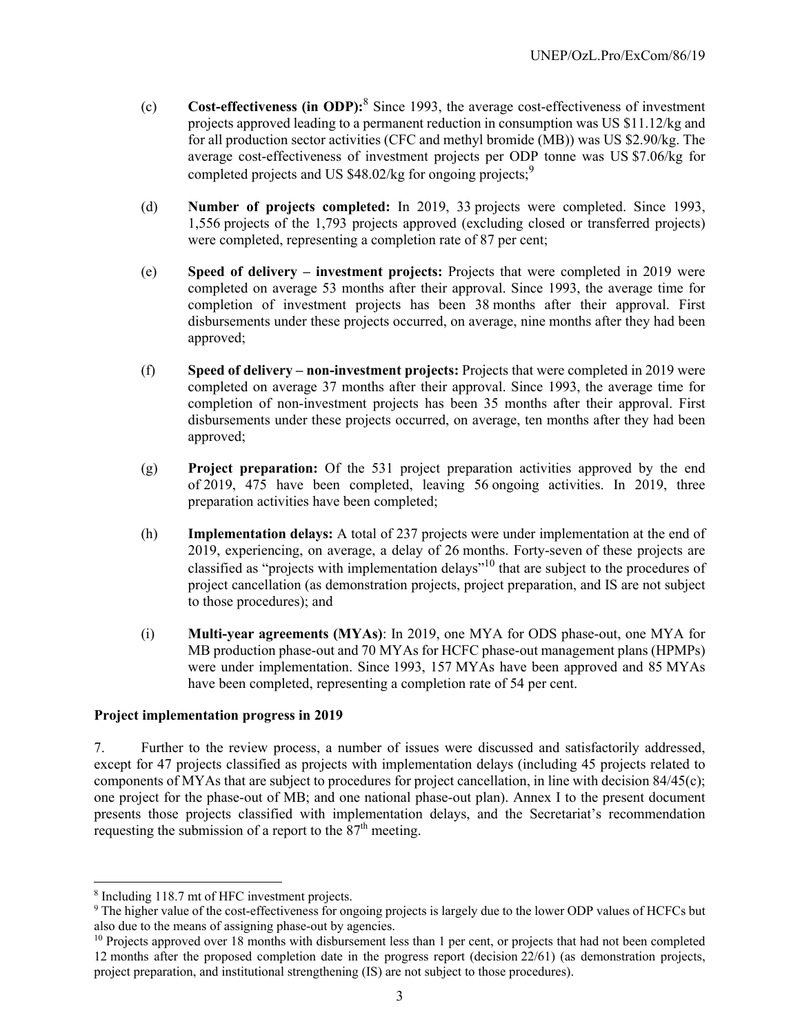(c) **Cost-effectiveness (in ODP):**[8] Since 1993, the average cost-effectiveness of investment projects approved leading to a permanent reduction in consumption was US \$11.12/kg and for all production sector activities (CFC and methyl bromide (MB)) was US \$2.90/kg. The average cost-effectiveness of investment projects per ODP tonne was US \$7.06/kg for completed projects and US \$48.02/kg for ongoing projects;[9]

(d) **Number of projects completed:** In 2019, 33 projects were completed. Since 1993, 1,556 projects of the 1,793 projects approved (excluding closed or transferred projects) were completed, representing a completion rate of 87 per cent;

(e) **Speed of delivery – investment projects:** Projects that were completed in 2019 were completed on average 53 months after their approval. Since 1993, the average time for completion of investment projects has been 38 months after their approval. First disbursements under these projects occurred, on average, nine months after they had been approved;

(f) **Speed of delivery – non-investment projects:** Projects that were completed in 2019 were completed on average 37 months after their approval. Since 1993, the average time for completion of non-investment projects has been 35 months after their approval. First disbursements under these projects occurred, on average, ten months after they had been approved;

(g) **Project preparation:** Of the 531 project preparation activities approved by the end of 2019, 475 have been completed, leaving 56 ongoing activities. In 2019, three preparation activities have been completed;

(h) **Implementation delays:** A total of 237 projects were under implementation at the end of 2019, experiencing, on average, a delay of 26 months. Forty-seven of these projects are classified as "projects with implementation delays"[10] that are subject to the procedures of project cancellation (as demonstration projects, project preparation, and IS are not subject to those procedures); and

(i) **Multi-year agreements (MYAs)**: In 2019, one MYA for ODS phase-out, one MYA for MB production phase-out and 70 MYAs for HCFC phase-out management plans (HPMPs) were under implementation. Since 1993, 157 MYAs have been approved and 85 MYAs have been completed, representing a completion rate of 54 per cent.

**Project implementation progress in 2019**

7. Further to the review process, a number of issues were discussed and satisfactorily addressed, except for 47 projects classified as projects with implementation delays (including 45 projects related to components of MYAs that are subject to procedures for project cancellation, in line with decision 84/45(c); one project for the phase-out of MB; and one national phase-out plan). Annex I to the present document presents those projects classified with implementation delays, and the Secretariat's recommendation requesting the submission of a report to the 87th meeting.

---

[8] Including 118.7 mt of HFC investment projects.

[9] The higher value of the cost-effectiveness for ongoing projects is largely due to the lower ODP values of HCFCs but also due to the means of assigning phase-out by agencies.

[10] Projects approved over 18 months with disbursement less than 1 per cent, or projects that had not been completed 12 months after the proposed completion date in the progress report (decision 22/61) (as demonstration projects, project preparation, and institutional strengthening (IS) are not subject to those procedures).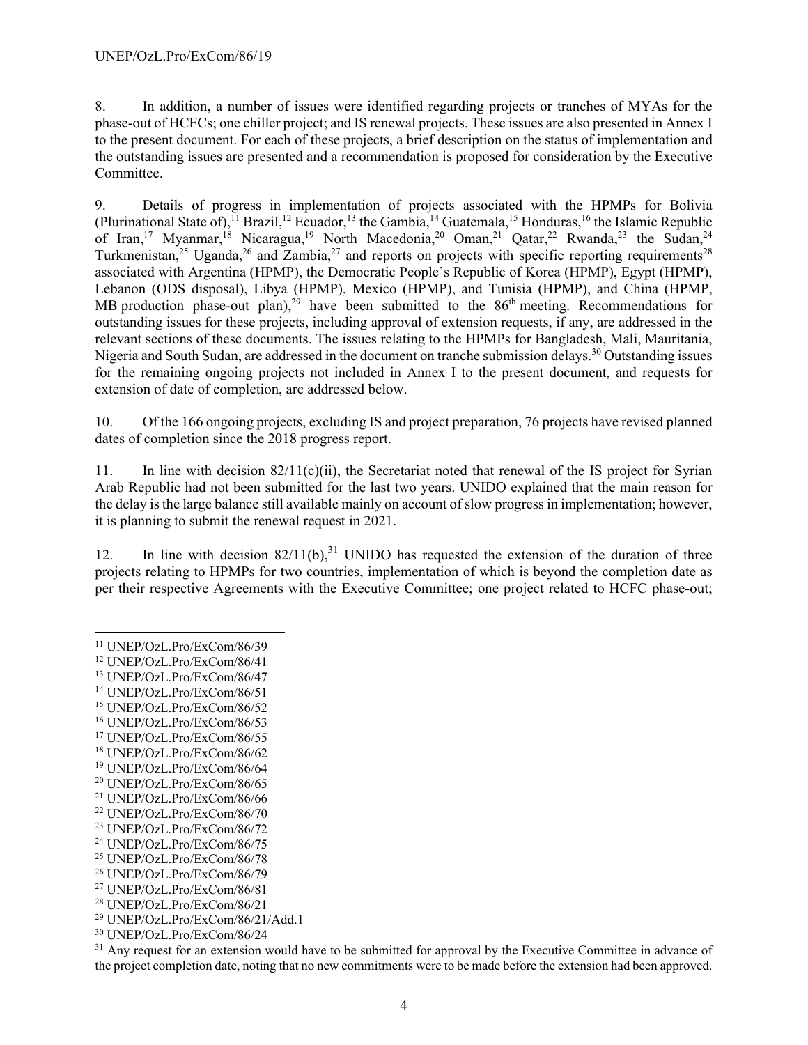8. In addition, a number of issues were identified regarding projects or tranches of MYAs for the phase-out of HCFCs; one chiller project; and IS renewal projects. These issues are also presented in Annex I to the present document. For each of these projects, a brief description on the status of implementation and the outstanding issues are presented and a recommendation is proposed for consideration by the Executive Committee.

9. Details of progress in implementation of projects associated with the HPMPs for Bolivia (Plurinational State of),[11] Brazil,[12] Ecuador,[13] the Gambia,[14] Guatemala,[15] Honduras,[16] the Islamic Republic of Iran,[17] Myanmar,[18] Nicaragua,[19] North Macedonia,[20] Oman,[21] Qatar,[22] Rwanda,[23] the Sudan,[24] Turkmenistan,[25] Uganda,[26] and Zambia,[27] and reports on projects with specific reporting requirements[28] associated with Argentina (HPMP), the Democratic People's Republic of Korea (HPMP), Egypt (HPMP), Lebanon (ODS disposal), Libya (HPMP), Mexico (HPMP), and Tunisia (HPMP), and China (HPMP, MB production phase-out plan),[29] have been submitted to the 86th meeting. Recommendations for outstanding issues for these projects, including approval of extension requests, if any, are addressed in the relevant sections of these documents. The issues relating to the HPMPs for Bangladesh, Mali, Mauritania, Nigeria and South Sudan, are addressed in the document on tranche submission delays.[30] Outstanding issues for the remaining ongoing projects not included in Annex I to the present document, and requests for extension of date of completion, are addressed below.

10. Of the 166 ongoing projects, excluding IS and project preparation, 76 projects have revised planned dates of completion since the 2018 progress report.

11. In line with decision 82/11(c)(ii), the Secretariat noted that renewal of the IS project for Syrian Arab Republic had not been submitted for the last two years. UNIDO explained that the main reason for the delay is the large balance still available mainly on account of slow progress in implementation; however, it is planning to submit the renewal request in 2021.

12. In line with decision 82/11(b),[31] UNIDO has requested the extension of the duration of three projects relating to HPMPs for two countries, implementation of which is beyond the completion date as per their respective Agreements with the Executive Committee; one project related to HCFC phase-out;

---

[11] UNEP/OzL.Pro/ExCom/86/39
[12] UNEP/OzL.Pro/ExCom/86/41
[13] UNEP/OzL.Pro/ExCom/86/47
[14] UNEP/OzL.Pro/ExCom/86/51
[15] UNEP/OzL.Pro/ExCom/86/52
[16] UNEP/OzL.Pro/ExCom/86/53
[17] UNEP/OzL.Pro/ExCom/86/55
[18] UNEP/OzL.Pro/ExCom/86/62
[19] UNEP/OzL.Pro/ExCom/86/64
[20] UNEP/OzL.Pro/ExCom/86/65
[21] UNEP/OzL.Pro/ExCom/86/66
[22] UNEP/OzL.Pro/ExCom/86/70
[23] UNEP/OzL.Pro/ExCom/86/72
[24] UNEP/OzL.Pro/ExCom/86/75
[25] UNEP/OzL.Pro/ExCom/86/78
[26] UNEP/OzL.Pro/ExCom/86/79
[27] UNEP/OzL.Pro/ExCom/86/81
[28] UNEP/OzL.Pro/ExCom/86/21
[29] UNEP/OzL.Pro/ExCom/86/21/Add.1
[30] UNEP/OzL.Pro/ExCom/86/24
[31] Any request for an extension would have to be submitted for approval by the Executive Committee in advance of the project completion date, noting that no new commitments were to be made before the extension had been approved.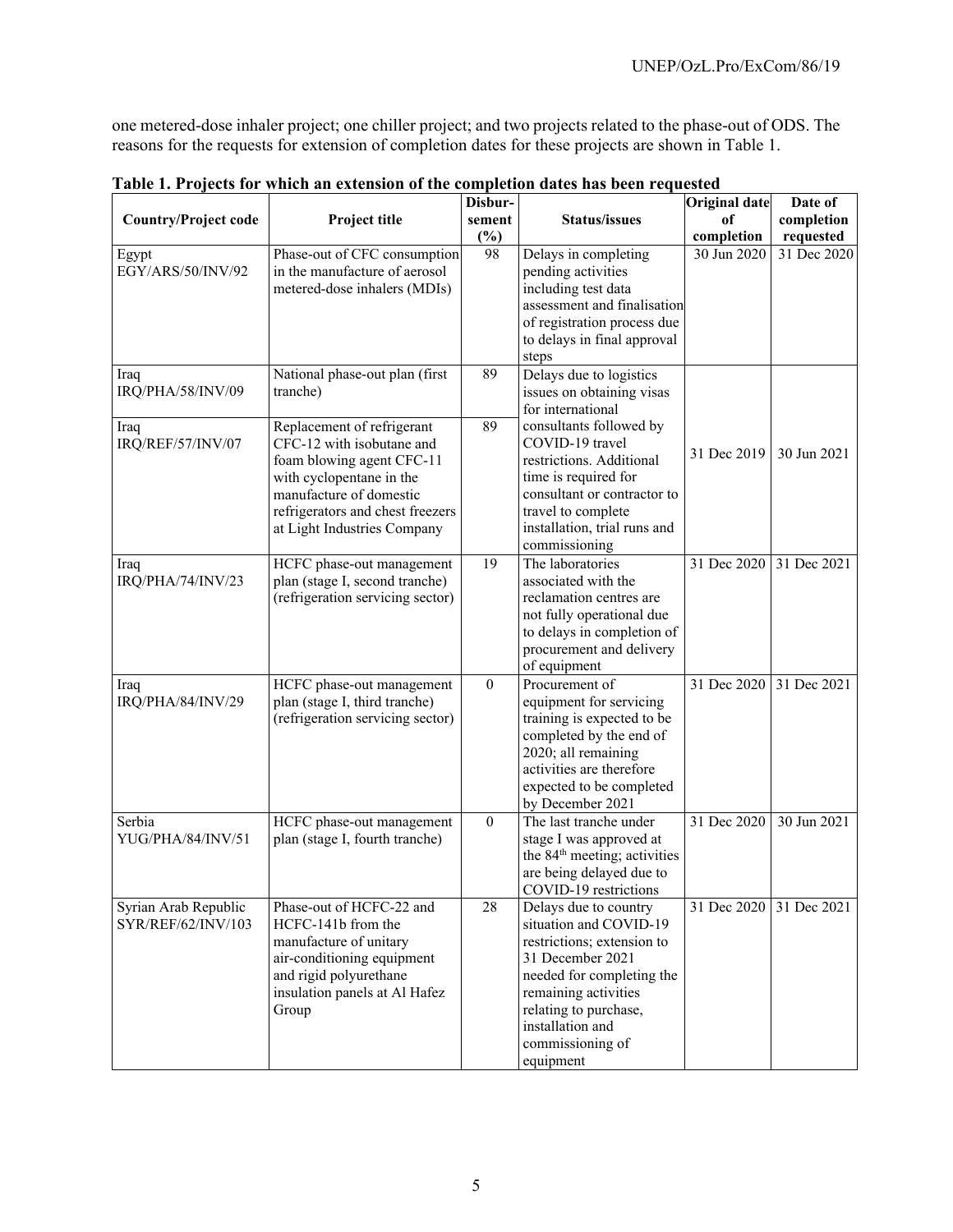one metered-dose inhaler project; one chiller project; and two projects related to the phase-out of ODS. The reasons for the requests for extension of completion dates for these projects are shown in Table 1.

**Table 1. Projects for which an extension of the completion dates has been requested**

| Country/Project code | Project title | Disbursement (%) | Status/issues | Original date of completion | Date of completion requested |
|---|---|---|---|---|---|
| Egypt EGY/ARS/50/INV/92 | Phase-out of CFC consumption in the manufacture of aerosol metered-dose inhalers (MDIs) | 98 | Delays in completing pending activities including test data assessment and finalisation of registration process due to delays in final approval steps | 30 Jun 2020 | 31 Dec 2020 |
| Iraq IRQ/PHA/58/INV/09 | National phase-out plan (first tranche) | 89 | Delays due to logistics issues on obtaining visas for international consultants followed by COVID-19 travel restrictions. Additional time is required for consultant or contractor to travel to complete installation, trial runs and commissioning | 31 Dec 2019 | 30 Jun 2021 |
| Iraq IRQ/REF/57/INV/07 | Replacement of refrigerant CFC-12 with isobutane and foam blowing agent CFC-11 with cyclopentane in the manufacture of domestic refrigerators and chest freezers at Light Industries Company | 89 | | | |
| Iraq IRQ/PHA/74/INV/23 | HCFC phase-out management plan (stage I, second tranche) (refrigeration servicing sector) | 19 | The laboratories associated with the reclamation centres are not fully operational due to delays in completion of procurement and delivery of equipment | 31 Dec 2020 | 31 Dec 2021 |
| Iraq IRQ/PHA/84/INV/29 | HCFC phase-out management plan (stage I, third tranche) (refrigeration servicing sector) | 0 | Procurement of equipment for servicing training is expected to be completed by the end of 2020; all remaining activities are therefore expected to be completed by December 2021 | 31 Dec 2020 | 31 Dec 2021 |
| Serbia YUG/PHA/84/INV/51 | HCFC phase-out management plan (stage I, fourth tranche) | 0 | The last tranche under stage I was approved at the 84th meeting; activities are being delayed due to COVID-19 restrictions | 31 Dec 2020 | 30 Jun 2021 |
| Syrian Arab Republic SYR/REF/62/INV/103 | Phase-out of HCFC-22 and HCFC-141b from the manufacture of unitary air-conditioning equipment and rigid polyurethane insulation panels at Al Hafez Group | 28 | Delays due to country situation and COVID-19 restrictions; extension to 31 December 2021 needed for completing the remaining activities relating to purchase, installation and commissioning of equipment | 31 Dec 2020 | 31 Dec 2021 |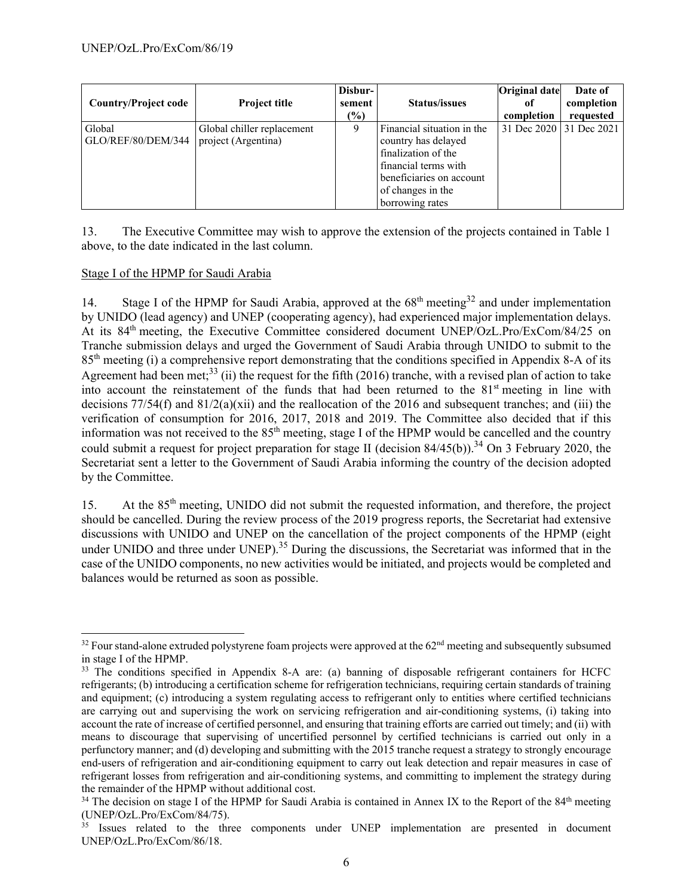| Country/Project code | Project title | Disbur-sement (%) | Status/issues | Original date of completion | Date of completion requested |
|---|---|---|---|---|---|
| Global GLO/REF/80/DEM/344 | Global chiller replacement project (Argentina) | 9 | Financial situation in the country has delayed finalization of the financial terms with beneficiaries on account of changes in the borrowing rates | 31 Dec 2020 | 31 Dec 2021 |

13. The Executive Committee may wish to approve the extension of the projects contained in Table 1 above, to the date indicated in the last column.

Stage I of the HPMP for Saudi Arabia

14. Stage I of the HPMP for Saudi Arabia, approved at the 68th meeting[32] and under implementation by UNIDO (lead agency) and UNEP (cooperating agency), had experienced major implementation delays. At its 84th meeting, the Executive Committee considered document UNEP/OzL.Pro/ExCom/84/25 on Tranche submission delays and urged the Government of Saudi Arabia through UNIDO to submit to the 85th meeting (i) a comprehensive report demonstrating that the conditions specified in Appendix 8-A of its Agreement had been met;[33] (ii) the request for the fifth (2016) tranche, with a revised plan of action to take into account the reinstatement of the funds that had been returned to the 81st meeting in line with decisions 77/54(f) and 81/2(a)(xii) and the reallocation of the 2016 and subsequent tranches; and (iii) the verification of consumption for 2016, 2017, 2018 and 2019. The Committee also decided that if this information was not received to the 85th meeting, stage I of the HPMP would be cancelled and the country could submit a request for project preparation for stage II (decision 84/45(b)).[34] On 3 February 2020, the Secretariat sent a letter to the Government of Saudi Arabia informing the country of the decision adopted by the Committee.

15. At the 85th meeting, UNIDO did not submit the requested information, and therefore, the project should be cancelled. During the review process of the 2019 progress reports, the Secretariat had extensive discussions with UNIDO and UNEP on the cancellation of the project components of the HPMP (eight under UNIDO and three under UNEP).[35] During the discussions, the Secretariat was informed that in the case of the UNIDO components, no new activities would be initiated, and projects would be completed and balances would be returned as soon as possible.

---

[32] Four stand-alone extruded polystyrene foam projects were approved at the 62nd meeting and subsequently subsumed in stage I of the HPMP.

[33] The conditions specified in Appendix 8-A are: (a) banning of disposable refrigerant containers for HCFC refrigerants; (b) introducing a certification scheme for refrigeration technicians, requiring certain standards of training and equipment; (c) introducing a system regulating access to refrigerant only to entities where certified technicians are carrying out and supervising the work on servicing refrigeration and air-conditioning systems, (i) taking into account the rate of increase of certified personnel, and ensuring that training efforts are carried out timely; and (ii) with means to discourage that supervising of uncertified personnel by certified technicians is carried out only in a perfunctory manner; and (d) developing and submitting with the 2015 tranche request a strategy to strongly encourage end-users of refrigeration and air-conditioning equipment to carry out leak detection and repair measures in case of refrigerant losses from refrigeration and air-conditioning systems, and committing to implement the strategy during the remainder of the HPMP without additional cost.

[34] The decision on stage I of the HPMP for Saudi Arabia is contained in Annex IX to the Report of the 84th meeting (UNEP/OzL.Pro/ExCom/84/75).

[35] Issues related to the three components under UNEP implementation are presented in document UNEP/OzL.Pro/ExCom/86/18.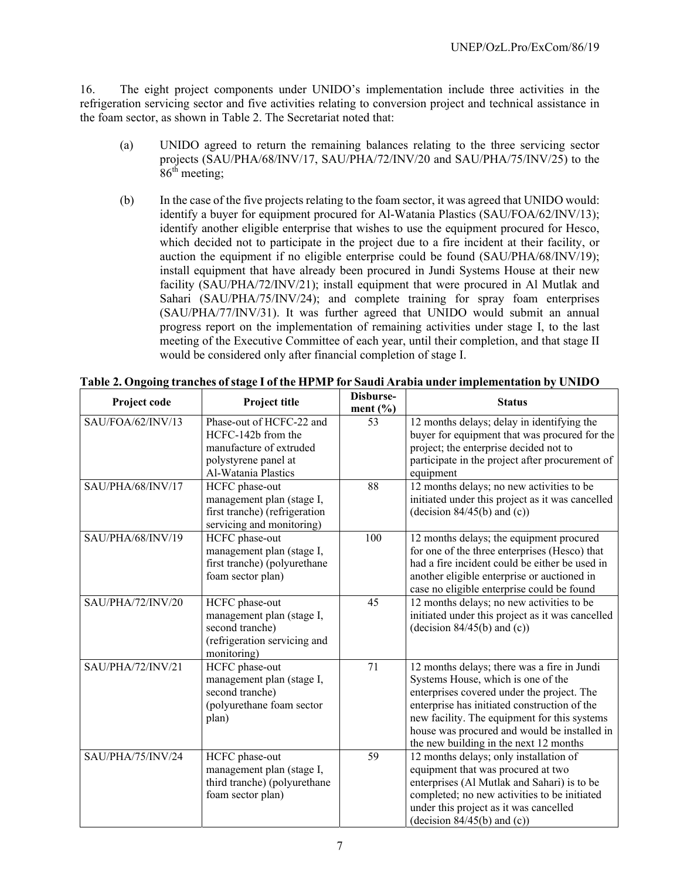16. The eight project components under UNIDO's implementation include three activities in the refrigeration servicing sector and five activities relating to conversion project and technical assistance in the foam sector, as shown in Table 2. The Secretariat noted that:

(a) UNIDO agreed to return the remaining balances relating to the three servicing sector projects (SAU/PHA/68/INV/17, SAU/PHA/72/INV/20 and SAU/PHA/75/INV/25) to the 86th meeting;

(b) In the case of the five projects relating to the foam sector, it was agreed that UNIDO would: identify a buyer for equipment procured for Al-Watania Plastics (SAU/FOA/62/INV/13); identify another eligible enterprise that wishes to use the equipment procured for Hesco, which decided not to participate in the project due to a fire incident at their facility, or auction the equipment if no eligible enterprise could be found (SAU/PHA/68/INV/19); install equipment that have already been procured in Jundi Systems House at their new facility (SAU/PHA/72/INV/21); install equipment that were procured in Al Mutlak and Sahari (SAU/PHA/75/INV/24); and complete training for spray foam enterprises (SAU/PHA/77/INV/31). It was further agreed that UNIDO would submit an annual progress report on the implementation of remaining activities under stage I, to the last meeting of the Executive Committee of each year, until their completion, and that stage II would be considered only after financial completion of stage I.

**Table 2. Ongoing tranches of stage I of the HPMP for Saudi Arabia under implementation by UNIDO**

| Project code | Project title | Disbursement (%) | Status |
|---|---|---|---|
| SAU/FOA/62/INV/13 | Phase-out of HCFC-22 and HCFC-142b from the manufacture of extruded polystyrene panel at Al-Watania Plastics | 53 | 12 months delays; delay in identifying the buyer for equipment that was procured for the project; the enterprise decided not to participate in the project after procurement of equipment |
| SAU/PHA/68/INV/17 | HCFC phase-out management plan (stage I, first tranche) (refrigeration servicing and monitoring) | 88 | 12 months delays; no new activities to be initiated under this project as it was cancelled (decision 84/45(b) and (c)) |
| SAU/PHA/68/INV/19 | HCFC phase-out management plan (stage I, first tranche) (polyurethane foam sector plan) | 100 | 12 months delays; the equipment procured for one of the three enterprises (Hesco) that had a fire incident could be either be used in another eligible enterprise or auctioned in case no eligible enterprise could be found |
| SAU/PHA/72/INV/20 | HCFC phase-out management plan (stage I, second tranche) (refrigeration servicing and monitoring) | 45 | 12 months delays; no new activities to be initiated under this project as it was cancelled (decision 84/45(b) and (c)) |
| SAU/PHA/72/INV/21 | HCFC phase-out management plan (stage I, second tranche) (polyurethane foam sector plan) | 71 | 12 months delays; there was a fire in Jundi Systems House, which is one of the enterprises covered under the project. The enterprise has initiated construction of the new facility. The equipment for this systems house was procured and would be installed in the new building in the next 12 months |
| SAU/PHA/75/INV/24 | HCFC phase-out management plan (stage I, third tranche) (polyurethane foam sector plan) | 59 | 12 months delays; only installation of equipment that was procured at two enterprises (Al Mutlak and Sahari) is to be completed; no new activities to be initiated under this project as it was cancelled (decision 84/45(b) and (c)) |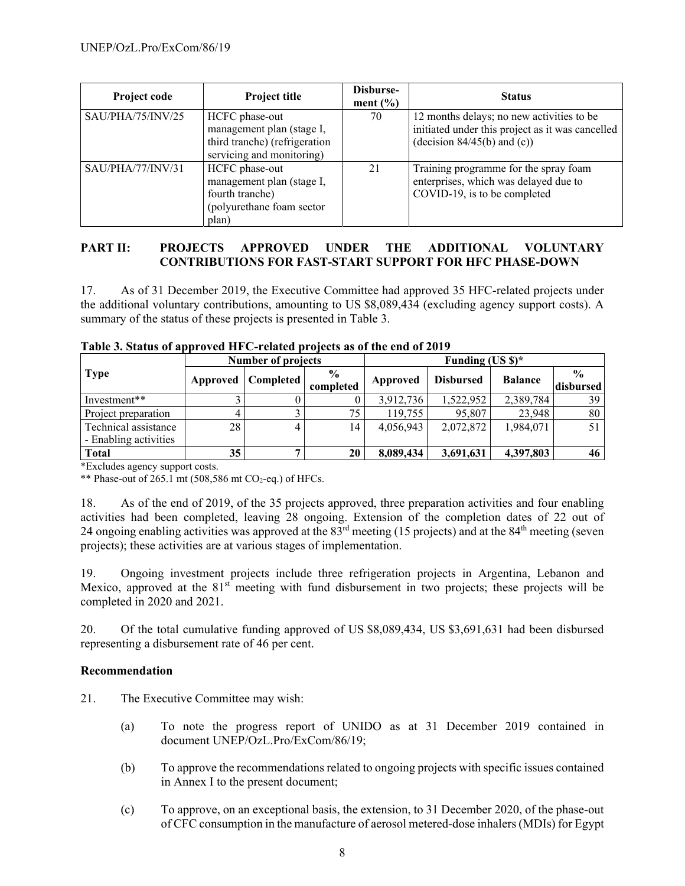| Project code | Project title | Disburse-ment (%) | Status |
|---|---|---|---|
| SAU/PHA/75/INV/25 | HCFC phase-out management plan (stage I, third tranche) (refrigeration servicing and monitoring) | 70 | 12 months delays; no new activities to be initiated under this project as it was cancelled (decision 84/45(b) and (c)) |
| SAU/PHA/77/INV/31 | HCFC phase-out management plan (stage I, fourth tranche) (polyurethane foam sector plan) | 21 | Training programme for the spray foam enterprises, which was delayed due to COVID-19, is to be completed |

## PART II: PROJECTS APPROVED UNDER THE ADDITIONAL VOLUNTARY CONTRIBUTIONS FOR FAST-START SUPPORT FOR HFC PHASE-DOWN

17. As of 31 December 2019, the Executive Committee had approved 35 HFC-related projects under the additional voluntary contributions, amounting to US $8,089,434 (excluding agency support costs). A summary of the status of these projects is presented in Table 3.

**Table 3. Status of approved HFC-related projects as of the end of 2019**

| Type | Number of projects | | | Funding (US $)* | | | |
|---|---|---|---|---|---|---|---|
| | Approved | Completed | % completed | Approved | Disbursed | Balance | % disbursed |
| Investment** | 3 | 0 | 0 | 3,912,736 | 1,522,952 | 2,389,784 | 39 |
| Project preparation | 4 | 3 | 75 | 119,755 | 95,807 | 23,948 | 80 |
| Technical assistance - Enabling activities | 28 | 4 | 14 | 4,056,943 | 2,072,872 | 1,984,071 | 51 |
| **Total** | **35** | **7** | **20** | **8,089,434** | **3,691,631** | **4,397,803** | **46** |

*Excludes agency support costs.

** Phase-out of 265.1 mt (508,586 mt $CO_2$-eq.) of HFCs.

18. As of the end of 2019, of the 35 projects approved, three preparation activities and four enabling activities had been completed, leaving 28 ongoing. Extension of the completion dates of 22 out of 24 ongoing enabling activities was approved at the 83rd meeting (15 projects) and at the 84th meeting (seven projects); these activities are at various stages of implementation.

19. Ongoing investment projects include three refrigeration projects in Argentina, Lebanon and Mexico, approved at the 81st meeting with fund disbursement in two projects; these projects will be completed in 2020 and 2021.

20. Of the total cumulative funding approved of US $8,089,434, US $3,691,631 had been disbursed representing a disbursement rate of 46 per cent.

### Recommendation

21. The Executive Committee may wish:

(a) To note the progress report of UNIDO as at 31 December 2019 contained in document UNEP/OzL.Pro/ExCom/86/19;

(b) To approve the recommendations related to ongoing projects with specific issues contained in Annex I to the present document;

(c) To approve, on an exceptional basis, the extension, to 31 December 2020, of the phase-out of CFC consumption in the manufacture of aerosol metered-dose inhalers (MDIs) for Egypt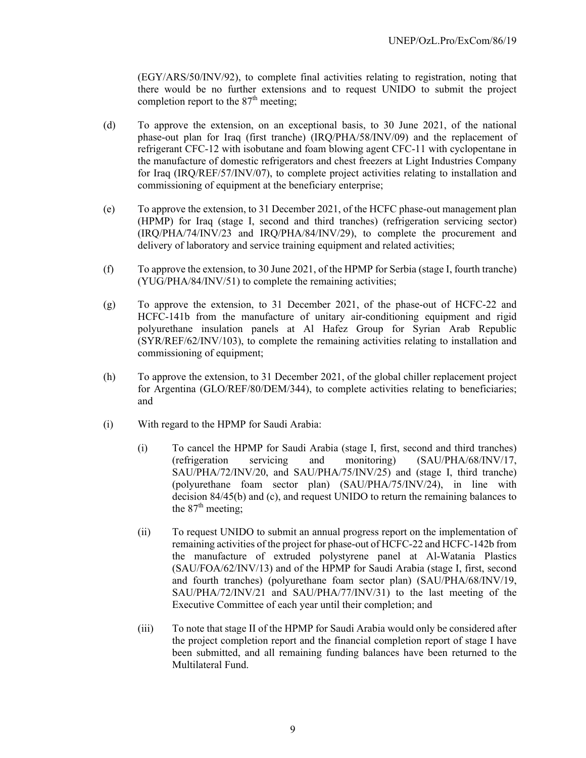(EGY/ARS/50/INV/92), to complete final activities relating to registration, noting that there would be no further extensions and to request UNIDO to submit the project completion report to the 87th meeting;

(d) To approve the extension, on an exceptional basis, to 30 June 2021, of the national phase-out plan for Iraq (first tranche) (IRQ/PHA/58/INV/09) and the replacement of refrigerant CFC-12 with isobutane and foam blowing agent CFC-11 with cyclopentane in the manufacture of domestic refrigerators and chest freezers at Light Industries Company for Iraq (IRQ/REF/57/INV/07), to complete project activities relating to installation and commissioning of equipment at the beneficiary enterprise;

(e) To approve the extension, to 31 December 2021, of the HCFC phase-out management plan (HPMP) for Iraq (stage I, second and third tranches) (refrigeration servicing sector) (IRQ/PHA/74/INV/23 and IRQ/PHA/84/INV/29), to complete the procurement and delivery of laboratory and service training equipment and related activities;

(f) To approve the extension, to 30 June 2021, of the HPMP for Serbia (stage I, fourth tranche) (YUG/PHA/84/INV/51) to complete the remaining activities;

(g) To approve the extension, to 31 December 2021, of the phase-out of HCFC-22 and HCFC-141b from the manufacture of unitary air-conditioning equipment and rigid polyurethane insulation panels at Al Hafez Group for Syrian Arab Republic (SYR/REF/62/INV/103), to complete the remaining activities relating to installation and commissioning of equipment;

(h) To approve the extension, to 31 December 2021, of the global chiller replacement project for Argentina (GLO/REF/80/DEM/344), to complete activities relating to beneficiaries; and

(i) With regard to the HPMP for Saudi Arabia:

   (i) To cancel the HPMP for Saudi Arabia (stage I, first, second and third tranches) (refrigeration servicing and monitoring) (SAU/PHA/68/INV/17, SAU/PHA/72/INV/20, and SAU/PHA/75/INV/25) and (stage I, third tranche) (polyurethane foam sector plan) (SAU/PHA/75/INV/24), in line with decision 84/45(b) and (c), and request UNIDO to return the remaining balances to the 87th meeting;

   (ii) To request UNIDO to submit an annual progress report on the implementation of remaining activities of the project for phase-out of HCFC-22 and HCFC-142b from the manufacture of extruded polystyrene panel at Al-Watania Plastics (SAU/FOA/62/INV/13) and of the HPMP for Saudi Arabia (stage I, first, second and fourth tranches) (polyurethane foam sector plan) (SAU/PHA/68/INV/19, SAU/PHA/72/INV/21 and SAU/PHA/77/INV/31) to the last meeting of the Executive Committee of each year until their completion; and

   (iii) To note that stage II of the HPMP for Saudi Arabia would only be considered after the project completion report and the financial completion report of stage I have been submitted, and all remaining funding balances have been returned to the Multilateral Fund.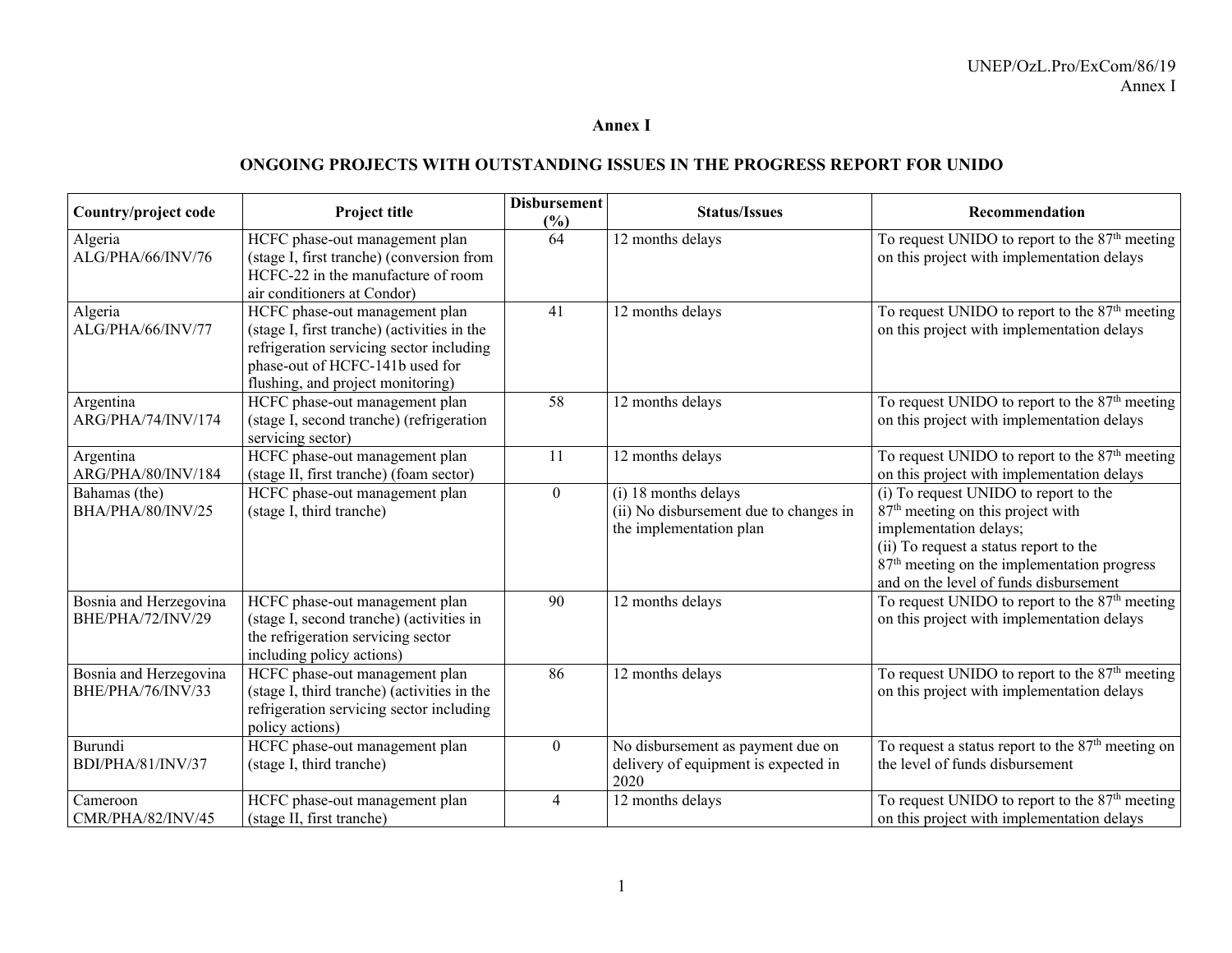# Annex I

## ONGOING PROJECTS WITH OUTSTANDING ISSUES IN THE PROGRESS REPORT FOR UNIDO

| Country/project code | Project title | Disbursement (%) | Status/Issues | Recommendation |
|---|---|---|---|---|
| Algeria ALG/PHA/66/INV/76 | HCFC phase-out management plan (stage I, first tranche) (conversion from HCFC-22 in the manufacture of room air conditioners at Condor) | 64 | 12 months delays | To request UNIDO to report to the 87th meeting on this project with implementation delays |
| Algeria ALG/PHA/66/INV/77 | HCFC phase-out management plan (stage I, first tranche) (activities in the refrigeration servicing sector including phase-out of HCFC-141b used for flushing, and project monitoring) | 41 | 12 months delays | To request UNIDO to report to the 87th meeting on this project with implementation delays |
| Argentina ARG/PHA/74/INV/174 | HCFC phase-out management plan (stage I, second tranche) (refrigeration servicing sector) | 58 | 12 months delays | To request UNIDO to report to the 87th meeting on this project with implementation delays |
| Argentina ARG/PHA/80/INV/184 | HCFC phase-out management plan (stage II, first tranche) (foam sector) | 11 | 12 months delays | To request UNIDO to report to the 87th meeting on this project with implementation delays |
| Bahamas (the) BHA/PHA/80/INV/25 | HCFC phase-out management plan (stage I, third tranche) | 0 | (i) 18 months delays (ii) No disbursement due to changes in the implementation plan | (i) To request UNIDO to report to the 87th meeting on this project with implementation delays; (ii) To request a status report to the 87th meeting on the implementation progress and on the level of funds disbursement |
| Bosnia and Herzegovina BHE/PHA/72/INV/29 | HCFC phase-out management plan (stage I, second tranche) (activities in the refrigeration servicing sector including policy actions) | 90 | 12 months delays | To request UNIDO to report to the 87th meeting on this project with implementation delays |
| Bosnia and Herzegovina BHE/PHA/76/INV/33 | HCFC phase-out management plan (stage I, third tranche) (activities in the refrigeration servicing sector including policy actions) | 86 | 12 months delays | To request UNIDO to report to the 87th meeting on this project with implementation delays |
| Burundi BDI/PHA/81/INV/37 | HCFC phase-out management plan (stage I, third tranche) | 0 | No disbursement as payment due on delivery of equipment is expected in 2020 | To request a status report to the 87th meeting on the level of funds disbursement |
| Cameroon CMR/PHA/82/INV/45 | HCFC phase-out management plan (stage II, first tranche) | 4 | 12 months delays | To request UNIDO to report to the 87th meeting on this project with implementation delays |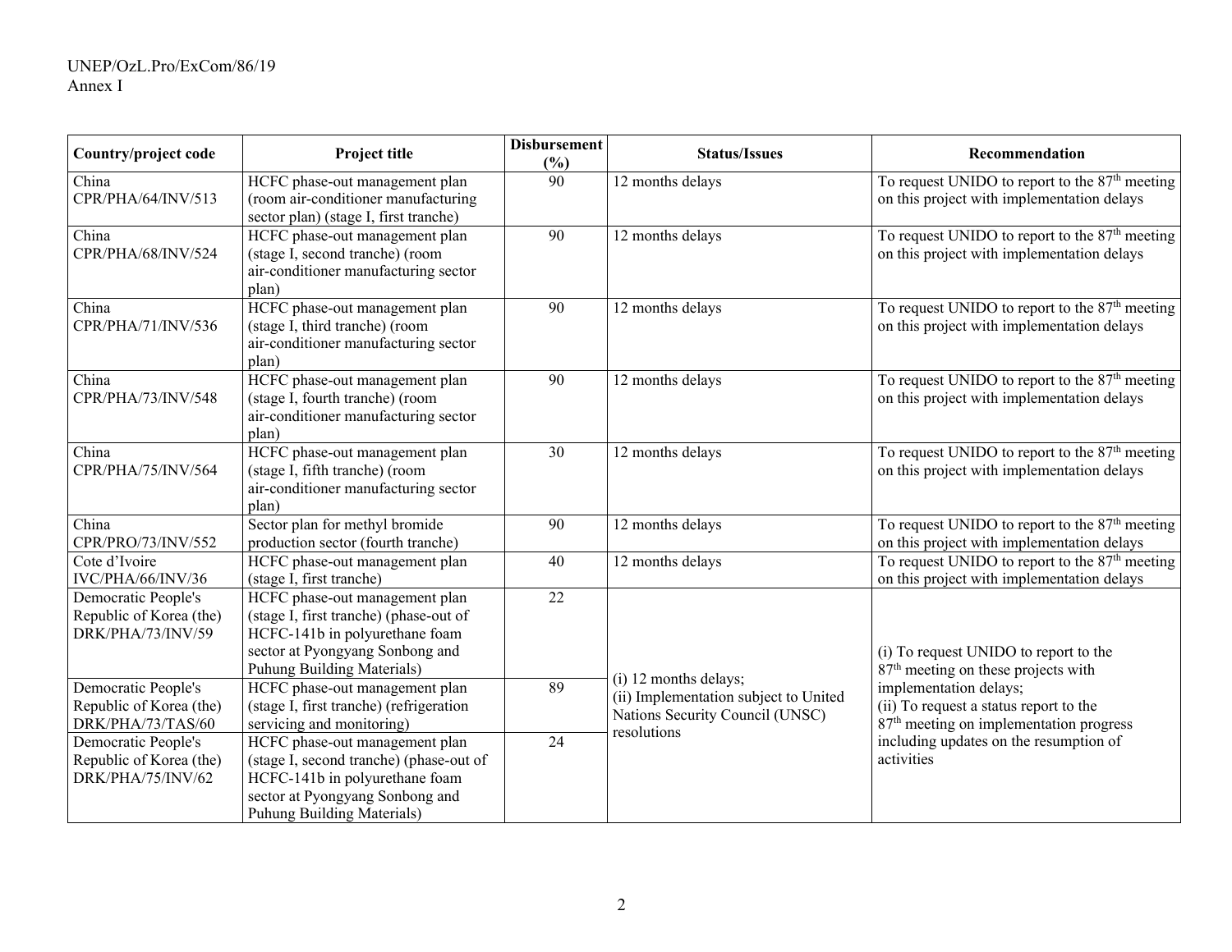| Country/project code | Project title | Disbursement (%) | Status/Issues | Recommendation |
|---|---|---|---|---|
| China CPR/PHA/64/INV/513 | HCFC phase-out management plan (room air-conditioner manufacturing sector plan) (stage I, first tranche) | 90 | 12 months delays | To request UNIDO to report to the 87th meeting on this project with implementation delays |
| China CPR/PHA/68/INV/524 | HCFC phase-out management plan (stage I, second tranche) (room air-conditioner manufacturing sector plan) | 90 | 12 months delays | To request UNIDO to report to the 87th meeting on this project with implementation delays |
| China CPR/PHA/71/INV/536 | HCFC phase-out management plan (stage I, third tranche) (room air-conditioner manufacturing sector plan) | 90 | 12 months delays | To request UNIDO to report to the 87th meeting on this project with implementation delays |
| China CPR/PHA/73/INV/548 | HCFC phase-out management plan (stage I, fourth tranche) (room air-conditioner manufacturing sector plan) | 90 | 12 months delays | To request UNIDO to report to the 87th meeting on this project with implementation delays |
| China CPR/PHA/75/INV/564 | HCFC phase-out management plan (stage I, fifth tranche) (room air-conditioner manufacturing sector plan) | 30 | 12 months delays | To request UNIDO to report to the 87th meeting on this project with implementation delays |
| China CPR/PRO/73/INV/552 | Sector plan for methyl bromide production sector (fourth tranche) | 90 | 12 months delays | To request UNIDO to report to the 87th meeting on this project with implementation delays |
| Cote d'Ivoire IVC/PHA/66/INV/36 | HCFC phase-out management plan (stage I, first tranche) | 40 | 12 months delays | To request UNIDO to report to the 87th meeting on this project with implementation delays |
| Democratic People's Republic of Korea (the) DRK/PHA/73/INV/59 | HCFC phase-out management plan (stage I, first tranche) (phase-out of HCFC-141b in polyurethane foam sector at Pyongyang Sonbong and Puhung Building Materials) | 22 | (i) 12 months delays; (ii) Implementation subject to United Nations Security Council (UNSC) resolutions | (i) To request UNIDO to report to the 87th meeting on these projects with implementation delays; (ii) To request a status report to the 87th meeting on implementation progress including updates on the resumption of activities |
| Democratic People's Republic of Korea (the) DRK/PHA/73/TAS/60 | HCFC phase-out management plan (stage I, first tranche) (refrigeration servicing and monitoring) | 89 | | |
| Democratic People's Republic of Korea (the) DRK/PHA/75/INV/62 | HCFC phase-out management plan (stage I, second tranche) (phase-out of HCFC-141b in polyurethane foam sector at Pyongyang Sonbong and Puhung Building Materials) | 24 | | |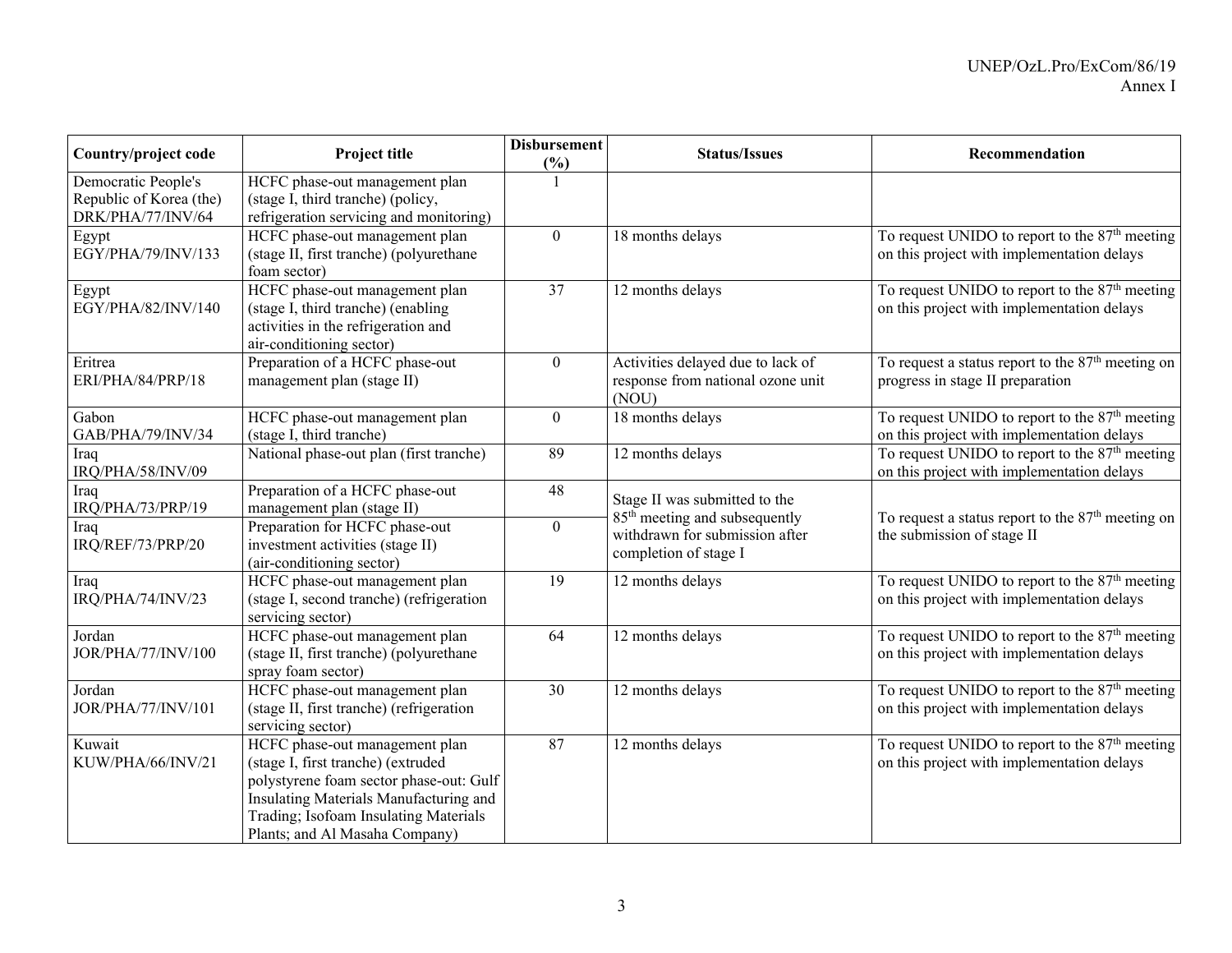| Country/project code | Project title | Disbursement (%) | Status/Issues | Recommendation |
|---|---|---|---|---|
| Democratic People's Republic of Korea (the) DRK/PHA/77/INV/64 | HCFC phase-out management plan (stage I, third tranche) (policy, refrigeration servicing and monitoring) | 1 | | |
| Egypt EGY/PHA/79/INV/133 | HCFC phase-out management plan (stage II, first tranche) (polyurethane foam sector) | 0 | 18 months delays | To request UNIDO to report to the 87th meeting on this project with implementation delays |
| Egypt EGY/PHA/82/INV/140 | HCFC phase-out management plan (stage I, third tranche) (enabling activities in the refrigeration and air-conditioning sector) | 37 | 12 months delays | To request UNIDO to report to the 87th meeting on this project with implementation delays |
| Eritrea ERI/PHA/84/PRP/18 | Preparation of a HCFC phase-out management plan (stage II) | 0 | Activities delayed due to lack of response from national ozone unit (NOU) | To request a status report to the 87th meeting on progress in stage II preparation |
| Gabon GAB/PHA/79/INV/34 | HCFC phase-out management plan (stage I, third tranche) | 0 | 18 months delays | To request UNIDO to report to the 87th meeting on this project with implementation delays |
| Iraq IRQ/PHA/58/INV/09 | National phase-out plan (first tranche) | 89 | 12 months delays | To request UNIDO to report to the 87th meeting on this project with implementation delays |
| Iraq IRQ/PHA/73/PRP/19 | Preparation of a HCFC phase-out management plan (stage II) | 48 | Stage II was submitted to the 85th meeting and subsequently withdrawn for submission after completion of stage I | To request a status report to the 87th meeting on the submission of stage II |
| Iraq IRQ/REF/73/PRP/20 | Preparation for HCFC phase-out investment activities (stage II) (air-conditioning sector) | 0 | | |
| Iraq IRQ/PHA/74/INV/23 | HCFC phase-out management plan (stage I, second tranche) (refrigeration servicing sector) | 19 | 12 months delays | To request UNIDO to report to the 87th meeting on this project with implementation delays |
| Jordan JOR/PHA/77/INV/100 | HCFC phase-out management plan (stage II, first tranche) (polyurethane spray foam sector) | 64 | 12 months delays | To request UNIDO to report to the 87th meeting on this project with implementation delays |
| Jordan JOR/PHA/77/INV/101 | HCFC phase-out management plan (stage II, first tranche) (refrigeration servicing sector) | 30 | 12 months delays | To request UNIDO to report to the 87th meeting on this project with implementation delays |
| Kuwait KUW/PHA/66/INV/21 | HCFC phase-out management plan (stage I, first tranche) (extruded polystyrene foam sector phase-out: Gulf Insulating Materials Manufacturing and Trading; Isofoam Insulating Materials Plants; and Al Masaha Company) | 87 | 12 months delays | To request UNIDO to report to the 87th meeting on this project with implementation delays |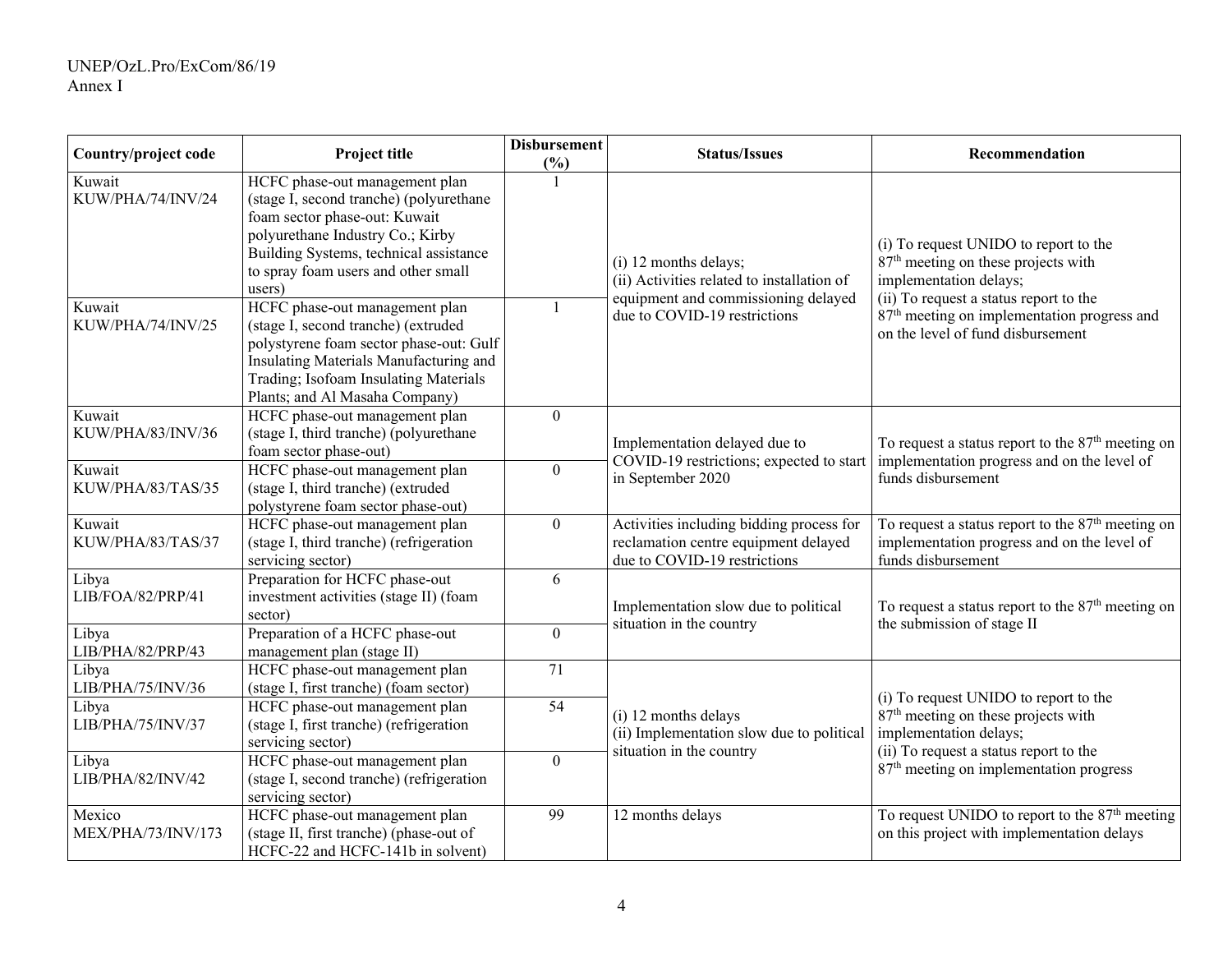| Country/project code | Project title | Disbursement (%) | Status/Issues | Recommendation |
|---|---|---|---|---|
| Kuwait KUW/PHA/74/INV/24 | HCFC phase-out management plan (stage I, second tranche) (polyurethane foam sector phase-out: Kuwait polyurethane Industry Co.; Kirby Building Systems, technical assistance to spray foam users and other small users) | 1 | (i) 12 months delays; (ii) Activities related to installation of equipment and commissioning delayed due to COVID-19 restrictions | (i) To request UNIDO to report to the 87th meeting on these projects with implementation delays; (ii) To request a status report to the 87th meeting on implementation progress and on the level of fund disbursement |
| Kuwait KUW/PHA/74/INV/25 | HCFC phase-out management plan (stage I, second tranche) (extruded polystyrene foam sector phase-out: Gulf Insulating Materials Manufacturing and Trading; Isofoam Insulating Materials Plants; and Al Masaha Company) | 1 | | |
| Kuwait KUW/PHA/83/INV/36 | HCFC phase-out management plan (stage I, third tranche) (polyurethane foam sector phase-out) | 0 | Implementation delayed due to COVID-19 restrictions; expected to start in September 2020 | To request a status report to the 87th meeting on implementation progress and on the level of funds disbursement |
| Kuwait KUW/PHA/83/TAS/35 | HCFC phase-out management plan (stage I, third tranche) (extruded polystyrene foam sector phase-out) | 0 | | |
| Kuwait KUW/PHA/83/TAS/37 | HCFC phase-out management plan (stage I, third tranche) (refrigeration servicing sector) | 0 | Activities including bidding process for reclamation centre equipment delayed due to COVID-19 restrictions | To request a status report to the 87th meeting on implementation progress and on the level of funds disbursement |
| Libya LIB/FOA/82/PRP/41 | Preparation for HCFC phase-out investment activities (stage II) (foam sector) | 6 | Implementation slow due to political situation in the country | To request a status report to the 87th meeting on the submission of stage II |
| Libya LIB/PHA/82/PRP/43 | Preparation of a HCFC phase-out management plan (stage II) | 0 | | |
| Libya LIB/PHA/75/INV/36 | HCFC phase-out management plan (stage I, first tranche) (foam sector) | 71 | (i) 12 months delays (ii) Implementation slow due to political situation in the country | (i) To request UNIDO to report to the 87th meeting on these projects with implementation delays; (ii) To request a status report to the 87th meeting on implementation progress |
| Libya LIB/PHA/75/INV/37 | HCFC phase-out management plan (stage I, first tranche) (refrigeration servicing sector) | 54 | | |
| Libya LIB/PHA/82/INV/42 | HCFC phase-out management plan (stage I, second tranche) (refrigeration servicing sector) | 0 | | |
| Mexico MEX/PHA/73/INV/173 | HCFC phase-out management plan (stage II, first tranche) (phase-out of HCFC-22 and HCFC-141b in solvent) | 99 | 12 months delays | To request UNIDO to report to the 87th meeting on this project with implementation delays |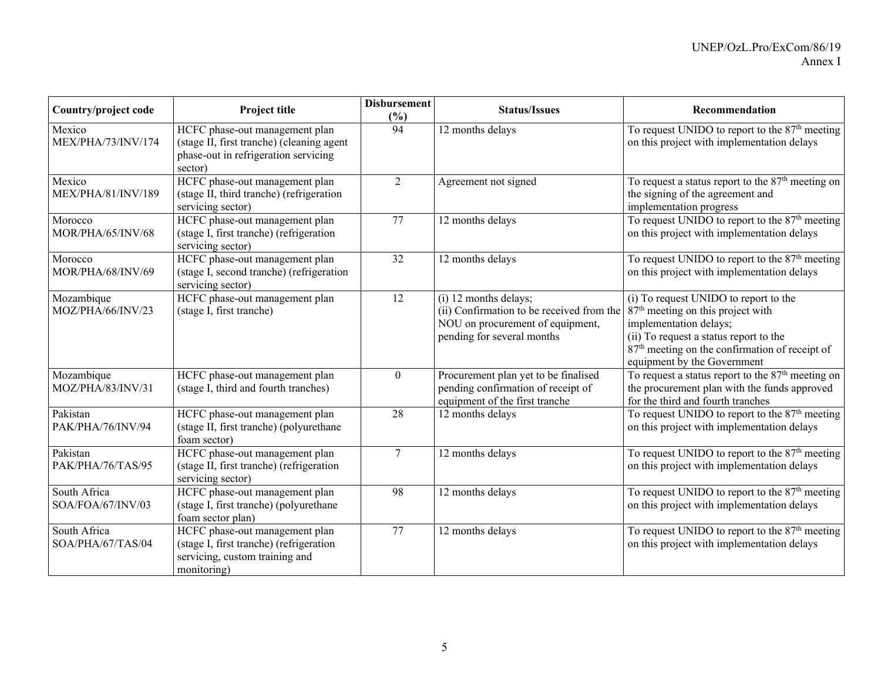| Country/project code | Project title | Disbursement (%) | Status/Issues | Recommendation |
|---|---|---|---|---|
| Mexico MEX/PHA/73/INV/174 | HCFC phase-out management plan (stage II, first tranche) (cleaning agent phase-out in refrigeration servicing sector) | 94 | 12 months delays | To request UNIDO to report to the 87th meeting on this project with implementation delays |
| Mexico MEX/PHA/81/INV/189 | HCFC phase-out management plan (stage II, third tranche) (refrigeration servicing sector) | 2 | Agreement not signed | To request a status report to the 87th meeting on the signing of the agreement and implementation progress |
| Morocco MOR/PHA/65/INV/68 | HCFC phase-out management plan (stage I, first tranche) (refrigeration servicing sector) | 77 | 12 months delays | To request UNIDO to report to the 87th meeting on this project with implementation delays |
| Morocco MOR/PHA/68/INV/69 | HCFC phase-out management plan (stage I, second tranche) (refrigeration servicing sector) | 32 | 12 months delays | To request UNIDO to report to the 87th meeting on this project with implementation delays |
| Mozambique MOZ/PHA/66/INV/23 | HCFC phase-out management plan (stage I, first tranche) | 12 | (i) 12 months delays; (ii) Confirmation to be received from the NOU on procurement of equipment, pending for several months | (i) To request UNIDO to report to the 87th meeting on this project with implementation delays; (ii) To request a status report to the 87th meeting on the confirmation of receipt of equipment by the Government |
| Mozambique MOZ/PHA/83/INV/31 | HCFC phase-out management plan (stage I, third and fourth tranches) | 0 | Procurement plan yet to be finalised pending confirmation of receipt of equipment of the first tranche | To request a status report to the 87th meeting on the procurement plan with the funds approved for the third and fourth tranches |
| Pakistan PAK/PHA/76/INV/94 | HCFC phase-out management plan (stage II, first tranche) (polyurethane foam sector) | 28 | 12 months delays | To request UNIDO to report to the 87th meeting on this project with implementation delays |
| Pakistan PAK/PHA/76/TAS/95 | HCFC phase-out management plan (stage II, first tranche) (refrigeration servicing sector) | 7 | 12 months delays | To request UNIDO to report to the 87th meeting on this project with implementation delays |
| South Africa SOA/FOA/67/INV/03 | HCFC phase-out management plan (stage I, first tranche) (polyurethane foam sector plan) | 98 | 12 months delays | To request UNIDO to report to the 87th meeting on this project with implementation delays |
| South Africa SOA/PHA/67/TAS/04 | HCFC phase-out management plan (stage I, first tranche) (refrigeration servicing, custom training and monitoring) | 77 | 12 months delays | To request UNIDO to report to the 87th meeting on this project with implementation delays |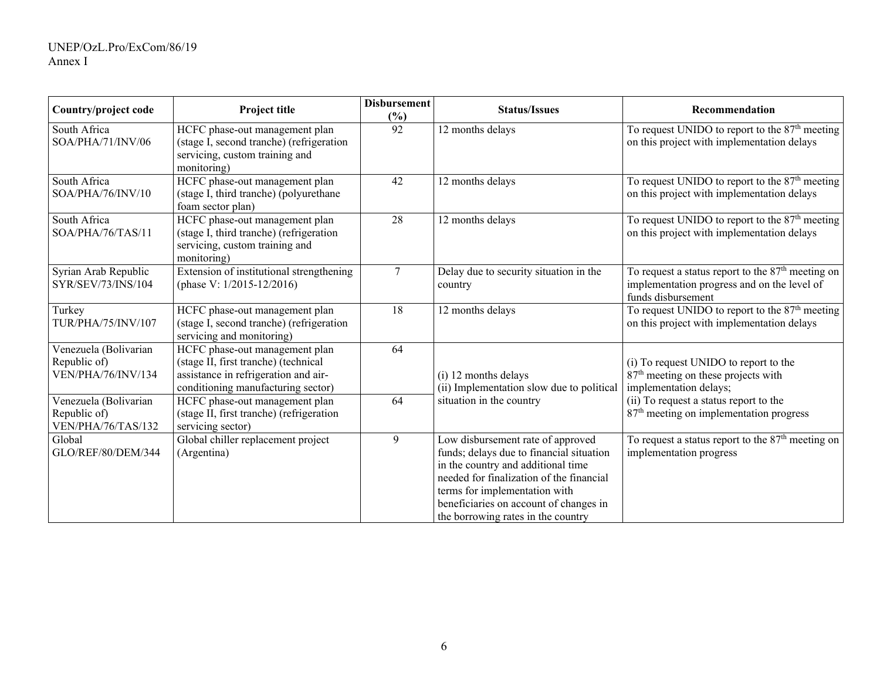| Country/project code | Project title | Disbursement (%) | Status/Issues | Recommendation |
|---|---|---|---|---|
| South Africa SOA/PHA/71/INV/06 | HCFC phase-out management plan (stage I, second tranche) (refrigeration servicing, custom training and monitoring) | 92 | 12 months delays | To request UNIDO to report to the 87th meeting on this project with implementation delays |
| South Africa SOA/PHA/76/INV/10 | HCFC phase-out management plan (stage I, third tranche) (polyurethane foam sector plan) | 42 | 12 months delays | To request UNIDO to report to the 87th meeting on this project with implementation delays |
| South Africa SOA/PHA/76/TAS/11 | HCFC phase-out management plan (stage I, third tranche) (refrigeration servicing, custom training and monitoring) | 28 | 12 months delays | To request UNIDO to report to the 87th meeting on this project with implementation delays |
| Syrian Arab Republic SYR/SEV/73/INS/104 | Extension of institutional strengthening (phase V: 1/2015-12/2016) | 7 | Delay due to security situation in the country | To request a status report to the 87th meeting on implementation progress and on the level of funds disbursement |
| Turkey TUR/PHA/75/INV/107 | HCFC phase-out management plan (stage I, second tranche) (refrigeration servicing and monitoring) | 18 | 12 months delays | To request UNIDO to report to the 87th meeting on this project with implementation delays |
| Venezuela (Bolivarian Republic of) VEN/PHA/76/INV/134 | HCFC phase-out management plan (stage II, first tranche) (technical assistance in refrigeration and air-conditioning manufacturing sector) | 64 | (i) 12 months delays (ii) Implementation slow due to political situation in the country | (i) To request UNIDO to report to the 87th meeting on these projects with implementation delays; (ii) To request a status report to the 87th meeting on implementation progress |
| Venezuela (Bolivarian Republic of) VEN/PHA/76/TAS/132 | HCFC phase-out management plan (stage II, first tranche) (refrigeration servicing sector) | 64 | | |
| Global GLO/REF/80/DEM/344 | Global chiller replacement project (Argentina) | 9 | Low disbursement rate of approved funds; delays due to financial situation in the country and additional time needed for finalization of the financial terms for implementation with beneficiaries on account of changes in the borrowing rates in the country | To request a status report to the 87th meeting on implementation progress |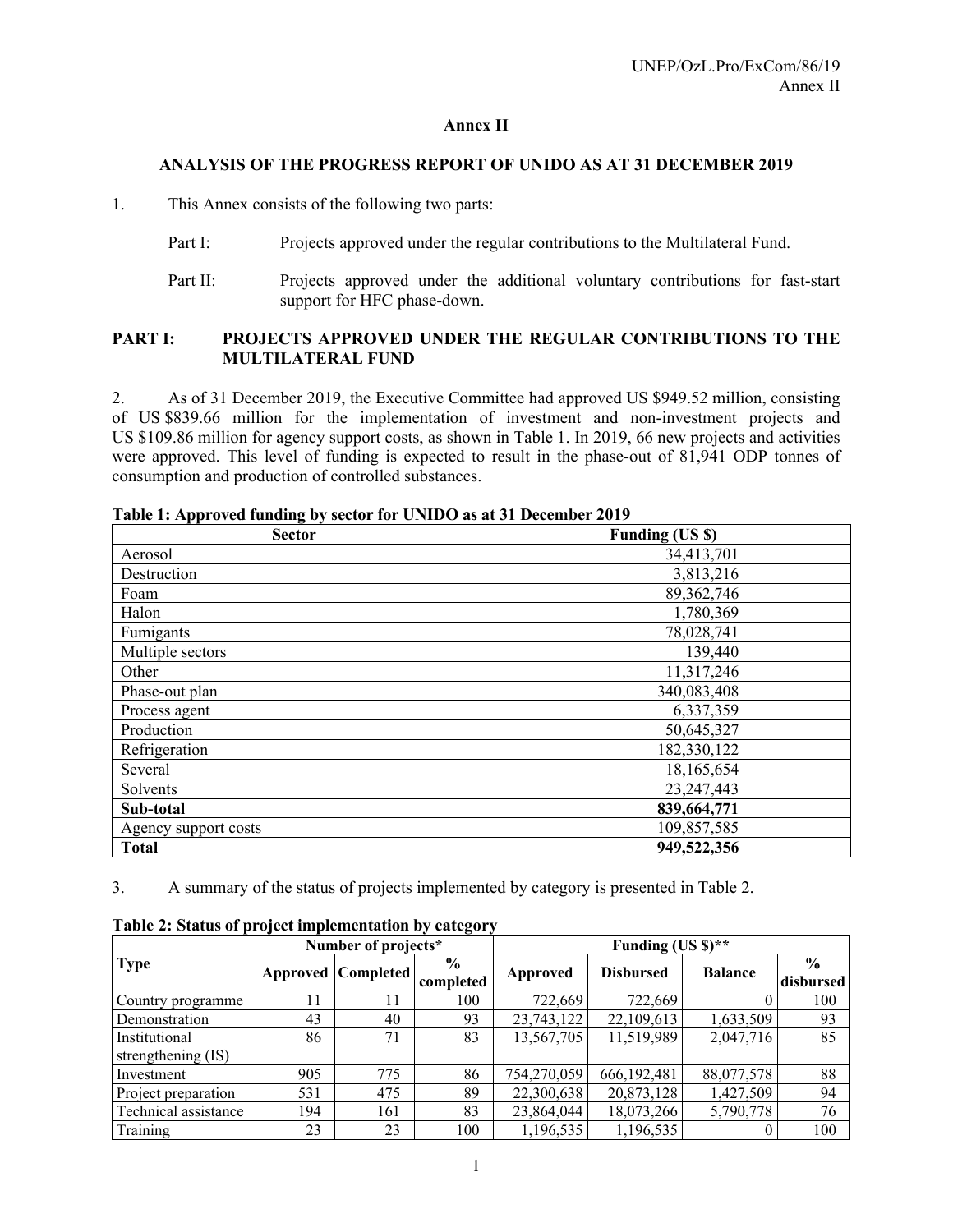# Annex II

## ANALYSIS OF THE PROGRESS REPORT OF UNIDO AS AT 31 DECEMBER 2019

1. This Annex consists of the following two parts:

   Part I: Projects approved under the regular contributions to the Multilateral Fund.

   Part II: Projects approved under the additional voluntary contributions for fast-start support for HFC phase-down.

## PART I: PROJECTS APPROVED UNDER THE REGULAR CONTRIBUTIONS TO THE MULTILATERAL FUND

2. As of 31 December 2019, the Executive Committee had approved US $949.52 million, consisting of US $839.66 million for the implementation of investment and non-investment projects and US $109.86 million for agency support costs, as shown in Table 1. In 2019, 66 new projects and activities were approved. This level of funding is expected to result in the phase-out of 81,941 ODP tonnes of consumption and production of controlled substances.

**Table 1: Approved funding by sector for UNIDO as at 31 December 2019**

| Sector | Funding (US $) |
|---|---|
| Aerosol | 34,413,701 |
| Destruction | 3,813,216 |
| Foam | 89,362,746 |
| Halon | 1,780,369 |
| Fumigants | 78,028,741 |
| Multiple sectors | 139,440 |
| Other | 11,317,246 |
| Phase-out plan | 340,083,408 |
| Process agent | 6,337,359 |
| Production | 50,645,327 |
| Refrigeration | 182,330,122 |
| Several | 18,165,654 |
| Solvents | 23,247,443 |
| **Sub-total** | **839,664,771** |
| Agency support costs | 109,857,585 |
| **Total** | **949,522,356** |

3. A summary of the status of projects implemented by category is presented in Table 2.

**Table 2: Status of project implementation by category**

| Type | Number of projects* | | | Funding (US $)** | | | |
|---|---|---|---|---|---|---|---|
| | Approved | Completed | % completed | Approved | Disbursed | Balance | % disbursed |
| Country programme | 11 | 11 | 100 | 722,669 | 722,669 | 0 | 100 |
| Demonstration | 43 | 40 | 93 | 23,743,122 | 22,109,613 | 1,633,509 | 93 |
| Institutional strengthening (IS) | 86 | 71 | 83 | 13,567,705 | 11,519,989 | 2,047,716 | 85 |
| Investment | 905 | 775 | 86 | 754,270,059 | 666,192,481 | 88,077,578 | 88 |
| Project preparation | 531 | 475 | 89 | 22,300,638 | 20,873,128 | 1,427,509 | 94 |
| Technical assistance | 194 | 161 | 83 | 23,864,044 | 18,073,266 | 5,790,778 | 76 |
| Training | 23 | 23 | 100 | 1,196,535 | 1,196,535 | 0 | 100 |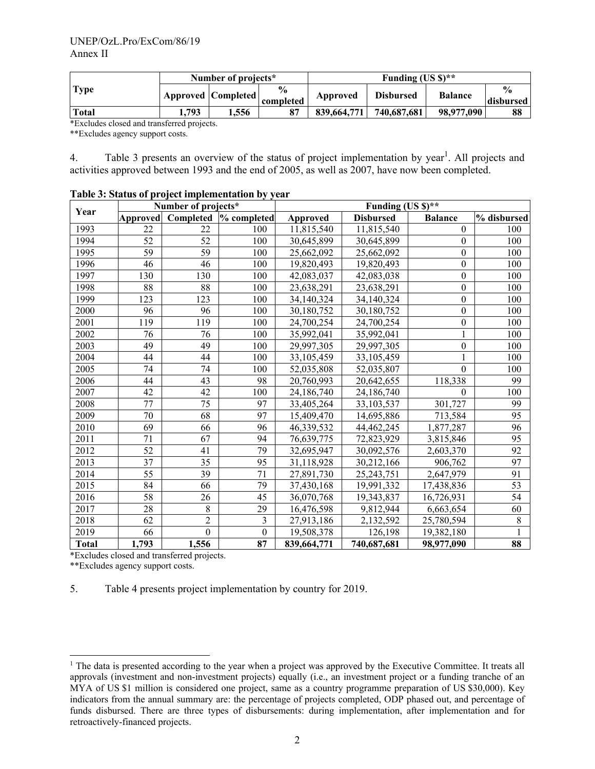| Type | Number of projects* | | | Funding (US $)** | | | |
|---|---|---|---|---|---|---|---|
| | Approved | Completed | % completed | Approved | Disbursed | Balance | % disbursed |
| **Total** | **1,793** | **1,556** | **87** | **839,664,771** | **740,687,681** | **98,977,090** | **88** |

*Excludes closed and transferred projects.

**Excludes agency support costs.

4. Table 3 presents an overview of the status of project implementation by year[1]. All projects and activities approved between 1993 and the end of 2005, as well as 2007, have now been completed.

**Table 3: Status of project implementation by year**

| Year | Number of projects* | | | Funding (US $)** | | | |
|---|---|---|---|---|---|---|---|
| | Approved | Completed | % completed | Approved | Disbursed | Balance | % disbursed |
| 1993 | 22 | 22 | 100 | 11,815,540 | 11,815,540 | 0 | 100 |
| 1994 | 52 | 52 | 100 | 30,645,899 | 30,645,899 | 0 | 100 |
| 1995 | 59 | 59 | 100 | 25,662,092 | 25,662,092 | 0 | 100 |
| 1996 | 46 | 46 | 100 | 19,820,493 | 19,820,493 | 0 | 100 |
| 1997 | 130 | 130 | 100 | 42,083,037 | 42,083,038 | 0 | 100 |
| 1998 | 88 | 88 | 100 | 23,638,291 | 23,638,291 | 0 | 100 |
| 1999 | 123 | 123 | 100 | 34,140,324 | 34,140,324 | 0 | 100 |
| 2000 | 96 | 96 | 100 | 30,180,752 | 30,180,752 | 0 | 100 |
| 2001 | 119 | 119 | 100 | 24,700,254 | 24,700,254 | 0 | 100 |
| 2002 | 76 | 76 | 100 | 35,992,041 | 35,992,041 | 1 | 100 |
| 2003 | 49 | 49 | 100 | 29,997,305 | 29,997,305 | 0 | 100 |
| 2004 | 44 | 44 | 100 | 33,105,459 | 33,105,459 | 1 | 100 |
| 2005 | 74 | 74 | 100 | 52,035,808 | 52,035,807 | 0 | 100 |
| 2006 | 44 | 43 | 98 | 20,760,993 | 20,642,655 | 118,338 | 99 |
| 2007 | 42 | 42 | 100 | 24,186,740 | 24,186,740 | 0 | 100 |
| 2008 | 77 | 75 | 97 | 33,405,264 | 33,103,537 | 301,727 | 99 |
| 2009 | 70 | 68 | 97 | 15,409,470 | 14,695,886 | 713,584 | 95 |
| 2010 | 69 | 66 | 96 | 46,339,532 | 44,462,245 | 1,877,287 | 96 |
| 2011 | 71 | 67 | 94 | 76,639,775 | 72,823,929 | 3,815,846 | 95 |
| 2012 | 52 | 41 | 79 | 32,695,947 | 30,092,576 | 2,603,370 | 92 |
| 2013 | 37 | 35 | 95 | 31,118,928 | 30,212,166 | 906,762 | 97 |
| 2014 | 55 | 39 | 71 | 27,891,730 | 25,243,751 | 2,647,979 | 91 |
| 2015 | 84 | 66 | 79 | 37,430,168 | 19,991,332 | 17,438,836 | 53 |
| 2016 | 58 | 26 | 45 | 36,070,768 | 19,343,837 | 16,726,931 | 54 |
| 2017 | 28 | 8 | 29 | 16,476,598 | 9,812,944 | 6,663,654 | 60 |
| 2018 | 62 | 2 | 3 | 27,913,186 | 2,132,592 | 25,780,594 | 8 |
| 2019 | 66 | 0 | 0 | 19,508,378 | 126,198 | 19,382,180 | 1 |
| **Total** | **1,793** | **1,556** | **87** | **839,664,771** | **740,687,681** | **98,977,090** | **88** |

*Excludes closed and transferred projects.

**Excludes agency support costs.

5. Table 4 presents project implementation by country for 2019.

[1] The data is presented according to the year when a project was approved by the Executive Committee. It treats all approvals (investment and non-investment projects) equally (i.e., an investment project or a funding tranche of an MYA of US $1 million is considered one project, same as a country programme preparation of US $30,000). Key indicators from the annual summary are: the percentage of projects completed, ODP phased out, and percentage of funds disbursed. There are three types of disbursements: during implementation, after implementation and for retroactively-financed projects.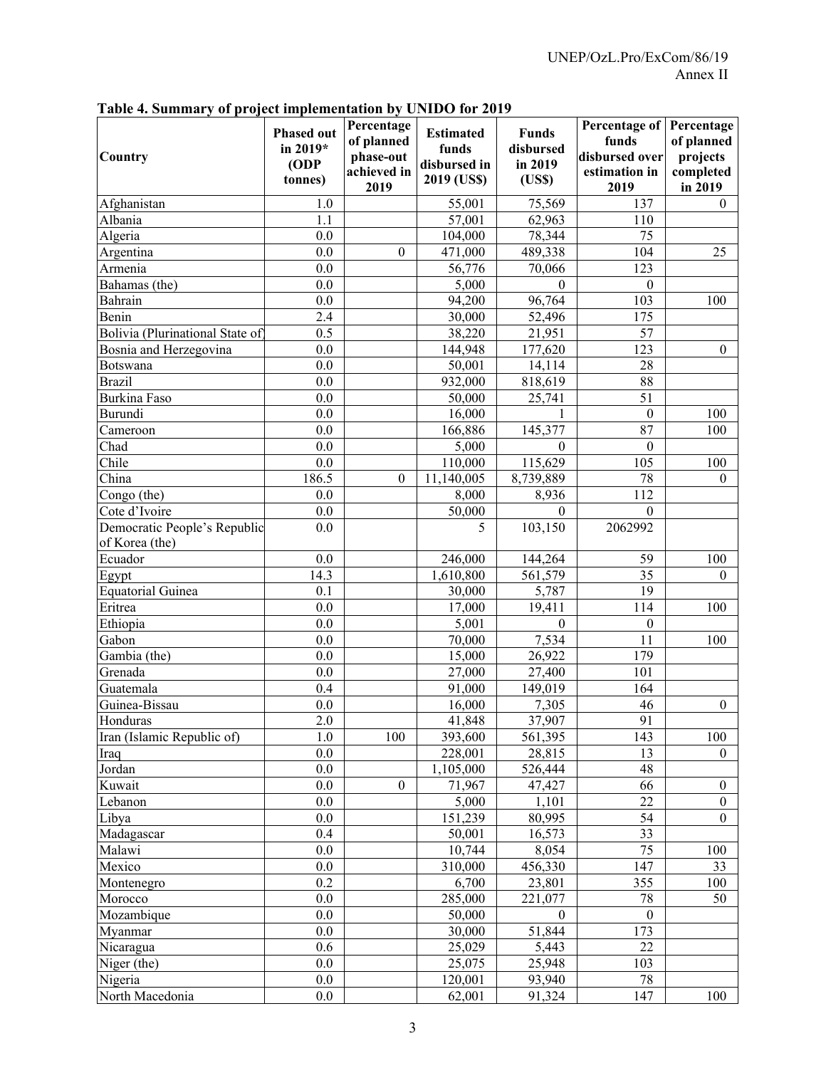**Table 4. Summary of project implementation by UNIDO for 2019**

| Country | Phased out in 2019* (ODP tonnes) | Percentage of planned phase-out achieved in 2019 | Estimated funds disbursed in 2019 (US$) | Funds disbursed in 2019 (US$) | Percentage of funds disbursed over estimation in 2019 | Percentage of planned projects completed in 2019 |
|---|---|---|---|---|---|---|
| Afghanistan | 1.0 | | 55,001 | 75,569 | 137 | 0 |
| Albania | 1.1 | | 57,001 | 62,963 | 110 | |
| Algeria | 0.0 | | 104,000 | 78,344 | 75 | |
| Argentina | 0.0 | 0 | 471,000 | 489,338 | 104 | 25 |
| Armenia | 0.0 | | 56,776 | 70,066 | 123 | |
| Bahamas (the) | 0.0 | | 5,000 | 0 | 0 | |
| Bahrain | 0.0 | | 94,200 | 96,764 | 103 | 100 |
| Benin | 2.4 | | 30,000 | 52,496 | 175 | |
| Bolivia (Plurinational State of) | 0.5 | | 38,220 | 21,951 | 57 | |
| Bosnia and Herzegovina | 0.0 | | 144,948 | 177,620 | 123 | 0 |
| Botswana | 0.0 | | 50,001 | 14,114 | 28 | |
| Brazil | 0.0 | | 932,000 | 818,619 | 88 | |
| Burkina Faso | 0.0 | | 50,000 | 25,741 | 51 | |
| Burundi | 0.0 | | 16,000 | 1 | 0 | 100 |
| Cameroon | 0.0 | | 166,886 | 145,377 | 87 | 100 |
| Chad | 0.0 | | 5,000 | 0 | 0 | |
| Chile | 0.0 | | 110,000 | 115,629 | 105 | 100 |
| China | 186.5 | 0 | 11,140,005 | 8,739,889 | 78 | 0 |
| Congo (the) | 0.0 | | 8,000 | 8,936 | 112 | |
| Cote d'Ivoire | 0.0 | | 50,000 | 0 | 0 | |
| Democratic People's Republic of Korea (the) | 0.0 | | 5 | 103,150 | 2062992 | |
| Ecuador | 0.0 | | 246,000 | 144,264 | 59 | 100 |
| Egypt | 14.3 | | 1,610,800 | 561,579 | 35 | 0 |
| Equatorial Guinea | 0.1 | | 30,000 | 5,787 | 19 | |
| Eritrea | 0.0 | | 17,000 | 19,411 | 114 | 100 |
| Ethiopia | 0.0 | | 5,001 | 0 | 0 | |
| Gabon | 0.0 | | 70,000 | 7,534 | 11 | 100 |
| Gambia (the) | 0.0 | | 15,000 | 26,922 | 179 | |
| Grenada | 0.0 | | 27,000 | 27,400 | 101 | |
| Guatemala | 0.4 | | 91,000 | 149,019 | 164 | |
| Guinea-Bissau | 0.0 | | 16,000 | 7,305 | 46 | 0 |
| Honduras | 2.0 | | 41,848 | 37,907 | 91 | |
| Iran (Islamic Republic of) | 1.0 | 100 | 393,600 | 561,395 | 143 | 100 |
| Iraq | 0.0 | | 228,001 | 28,815 | 13 | 0 |
| Jordan | 0.0 | | 1,105,000 | 526,444 | 48 | |
| Kuwait | 0.0 | 0 | 71,967 | 47,427 | 66 | 0 |
| Lebanon | 0.0 | | 5,000 | 1,101 | 22 | 0 |
| Libya | 0.0 | | 151,239 | 80,995 | 54 | 0 |
| Madagascar | 0.4 | | 50,001 | 16,573 | 33 | |
| Malawi | 0.0 | | 10,744 | 8,054 | 75 | 100 |
| Mexico | 0.0 | | 310,000 | 456,330 | 147 | 33 |
| Montenegro | 0.2 | | 6,700 | 23,801 | 355 | 100 |
| Morocco | 0.0 | | 285,000 | 221,077 | 78 | 50 |
| Mozambique | 0.0 | | 50,000 | 0 | 0 | |
| Myanmar | 0.0 | | 30,000 | 51,844 | 173 | |
| Nicaragua | 0.6 | | 25,029 | 5,443 | 22 | |
| Niger (the) | 0.0 | | 25,075 | 25,948 | 103 | |
| Nigeria | 0.0 | | 120,001 | 93,940 | 78 | |
| North Macedonia | 0.0 | | 62,001 | 91,324 | 147 | 100 |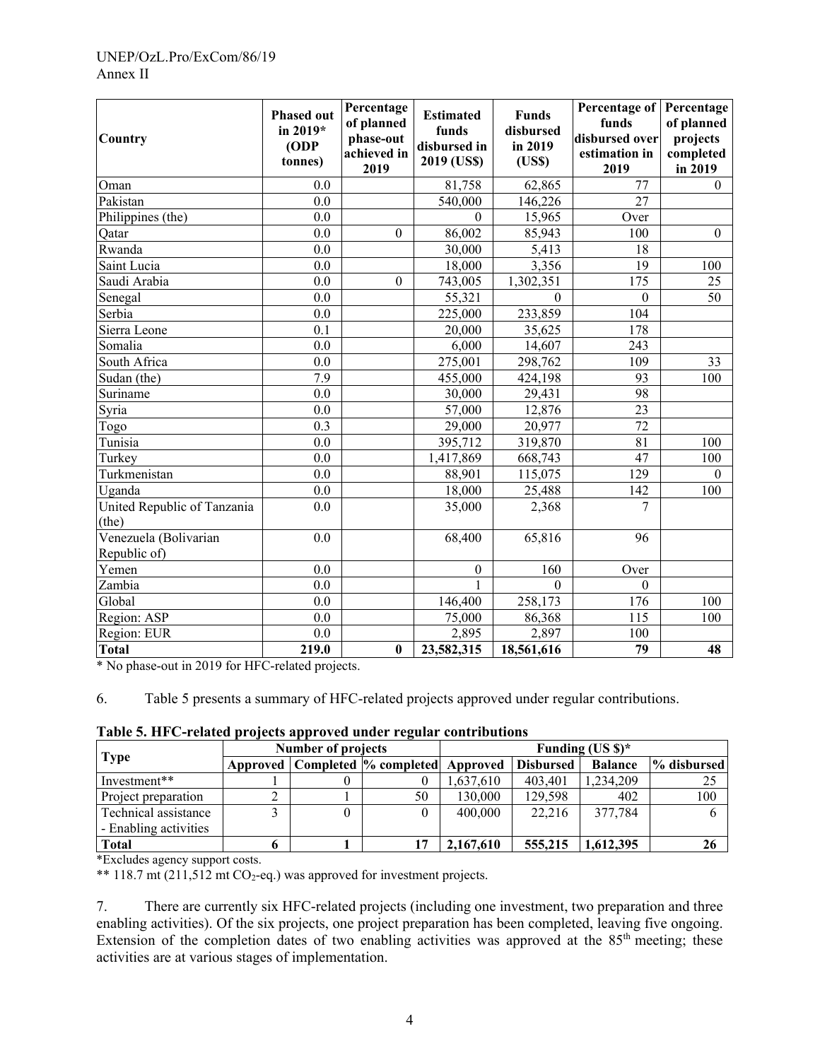| Country | Phased out in 2019* (ODP tonnes) | Percentage of planned phase-out achieved in 2019 | Estimated funds disbursed in 2019 (US$) | Funds disbursed in 2019 (US$) | Percentage of funds disbursed over estimation in 2019 | Percentage of planned projects completed in 2019 |
|---|---|---|---|---|---|---|
| Oman | 0.0 | | 81,758 | 62,865 | 77 | 0 |
| Pakistan | 0.0 | | 540,000 | 146,226 | 27 | |
| Philippines (the) | 0.0 | | 0 | 15,965 | Over | |
| Qatar | 0.0 | 0 | 86,002 | 85,943 | 100 | 0 |
| Rwanda | 0.0 | | 30,000 | 5,413 | 18 | |
| Saint Lucia | 0.0 | | 18,000 | 3,356 | 19 | 100 |
| Saudi Arabia | 0.0 | 0 | 743,005 | 1,302,351 | 175 | 25 |
| Senegal | 0.0 | | 55,321 | 0 | 0 | 50 |
| Serbia | 0.0 | | 225,000 | 233,859 | 104 | |
| Sierra Leone | 0.1 | | 20,000 | 35,625 | 178 | |
| Somalia | 0.0 | | 6,000 | 14,607 | 243 | |
| South Africa | 0.0 | | 275,001 | 298,762 | 109 | 33 |
| Sudan (the) | 7.9 | | 455,000 | 424,198 | 93 | 100 |
| Suriname | 0.0 | | 30,000 | 29,431 | 98 | |
| Syria | 0.0 | | 57,000 | 12,876 | 23 | |
| Togo | 0.3 | | 29,000 | 20,977 | 72 | |
| Tunisia | 0.0 | | 395,712 | 319,870 | 81 | 100 |
| Turkey | 0.0 | | 1,417,869 | 668,743 | 47 | 100 |
| Turkmenistan | 0.0 | | 88,901 | 115,075 | 129 | 0 |
| Uganda | 0.0 | | 18,000 | 25,488 | 142 | 100 |
| United Republic of Tanzania (the) | 0.0 | | 35,000 | 2,368 | 7 | |
| Venezuela (Bolivarian Republic of) | 0.0 | | 68,400 | 65,816 | 96 | |
| Yemen | 0.0 | | 0 | 160 | Over | |
| Zambia | 0.0 | | 1 | 0 | 0 | |
| Global | 0.0 | | 146,400 | 258,173 | 176 | 100 |
| Region: ASP | 0.0 | | 75,000 | 86,368 | 115 | 100 |
| Region: EUR | 0.0 | | 2,895 | 2,897 | 100 | |
| **Total** | **219.0** | **0** | **23,582,315** | **18,561,616** | **79** | **48** |

\* No phase-out in 2019 for HFC-related projects.

6. Table 5 presents a summary of HFC-related projects approved under regular contributions.

**Table 5. HFC-related projects approved under regular contributions**

| Type | Number of projects | | | Funding (US $)* | | | |
|---|---|---|---|---|---|---|---|
| | Approved | Completed | % completed | Approved | Disbursed | Balance | % disbursed |
| Investment** | 1 | 0 | 0 | 1,637,610 | 403,401 | 1,234,209 | 25 |
| Project preparation | 2 | 1 | 50 | 130,000 | 129,598 | 402 | 100 |
| Technical assistance - Enabling activities | 3 | 0 | 0 | 400,000 | 22,216 | 377,784 | 6 |
| **Total** | **6** | **1** | **17** | **2,167,610** | **555,215** | **1,612,395** | **26** |

*Excludes agency support costs.

** 118.7 mt (211,512 mt $CO_2$-eq.) was approved for investment projects.

7. There are currently six HFC-related projects (including one investment, two preparation and three enabling activities). Of the six projects, one project preparation has been completed, leaving five ongoing. Extension of the completion dates of two enabling activities was approved at the 85th meeting; these activities are at various stages of implementation.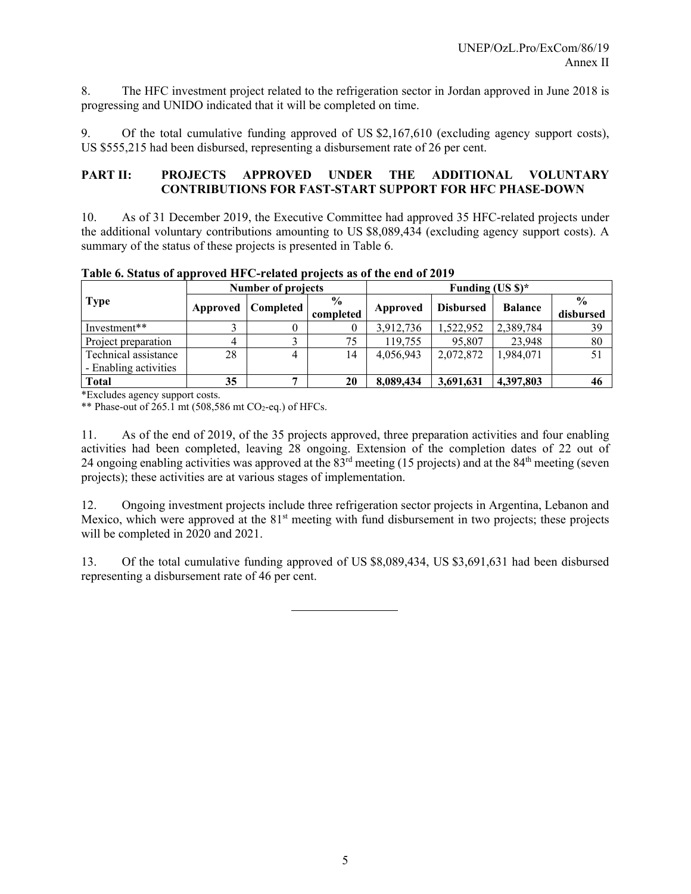8. The HFC investment project related to the refrigeration sector in Jordan approved in June 2018 is progressing and UNIDO indicated that it will be completed on time.

9. Of the total cumulative funding approved of US $2,167,610 (excluding agency support costs), US $555,215 had been disbursed, representing a disbursement rate of 26 per cent.

## PART II: PROJECTS APPROVED UNDER THE ADDITIONAL VOLUNTARY CONTRIBUTIONS FOR FAST-START SUPPORT FOR HFC PHASE-DOWN

10. As of 31 December 2019, the Executive Committee had approved 35 HFC-related projects under the additional voluntary contributions amounting to US $8,089,434 (excluding agency support costs). A summary of the status of these projects is presented in Table 6.

**Table 6. Status of approved HFC-related projects as of the end of 2019**

| Type | Number of projects | | | Funding (US $)* | | | |
|---|---|---|---|---|---|---|---|
| | Approved | Completed | % completed | Approved | Disbursed | Balance | % disbursed |
| Investment** | 3 | 0 | 0 | 3,912,736 | 1,522,952 | 2,389,784 | 39 |
| Project preparation | 4 | 3 | 75 | 119,755 | 95,807 | 23,948 | 80 |
| Technical assistance - Enabling activities | 28 | 4 | 14 | 4,056,943 | 2,072,872 | 1,984,071 | 51 |
| **Total** | **35** | **7** | **20** | **8,089,434** | **3,691,631** | **4,397,803** | **46** |

*Excludes agency support costs.

** Phase-out of 265.1 mt (508,586 mt $CO_2$-eq.) of HFCs.

11. As of the end of 2019, of the 35 projects approved, three preparation activities and four enabling activities had been completed, leaving 28 ongoing. Extension of the completion dates of 22 out of 24 ongoing enabling activities was approved at the 83rd meeting (15 projects) and at the 84th meeting (seven projects); these activities are at various stages of implementation.

12. Ongoing investment projects include three refrigeration sector projects in Argentina, Lebanon and Mexico, which were approved at the 81st meeting with fund disbursement in two projects; these projects will be completed in 2020 and 2021.

13. Of the total cumulative funding approved of US $8,089,434, US $3,691,631 had been disbursed representing a disbursement rate of 46 per cent.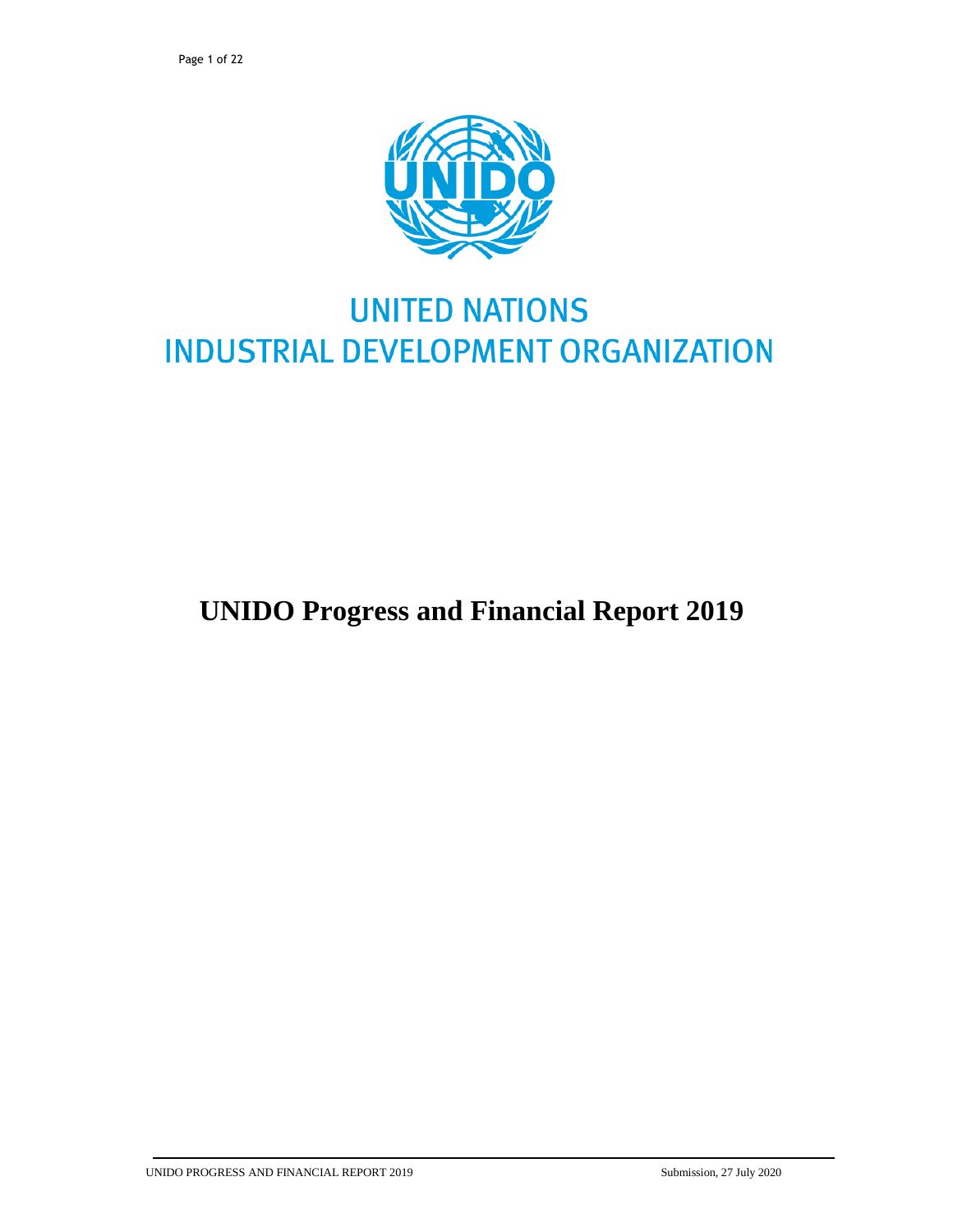# UNITED NATIONS INDUSTRIAL DEVELOPMENT ORGANIZATION

# UNIDO Progress and Financial Report 2019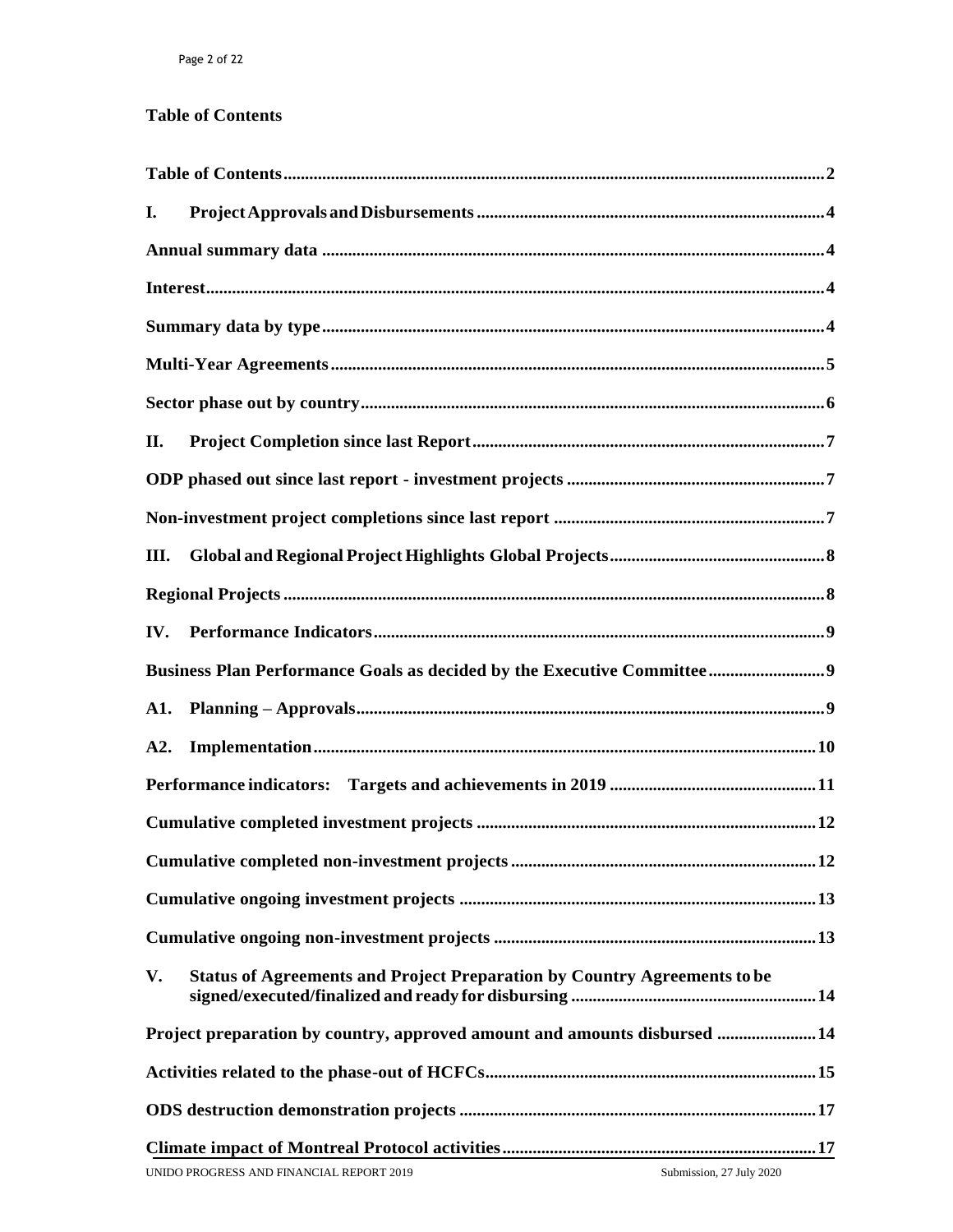## Table of Contents

| | |
|---|---|
| **Table of Contents** | **2** |
| **I. Project Approvals and Disbursements** | **4** |
| **Annual summary data** | **4** |
| **Interest** | **4** |
| **Summary data by type** | **4** |
| **Multi-Year Agreements** | **5** |
| **Sector phase out by country** | **6** |
| **II. Project Completion since last Report** | **7** |
| **ODP phased out since last report - investment projects** | **7** |
| **Non-investment project completions since last report** | **7** |
| **III. Global and Regional Project Highlights Global Projects** | **8** |
| **Regional Projects** | **8** |
| **IV. Performance Indicators** | **9** |
| **Business Plan Performance Goals as decided by the Executive Committee** | **9** |
| **A1. Planning – Approvals** | **9** |
| **A2. Implementation** | **10** |
| **Performance indicators: Targets and achievements in 2019** | **11** |
| **Cumulative completed investment projects** | **12** |
| **Cumulative completed non-investment projects** | **12** |
| **Cumulative ongoing investment projects** | **13** |
| **Cumulative ongoing non-investment projects** | **13** |
| **V. Status of Agreements and Project Preparation by Country Agreements to be signed/executed/finalized and ready for disbursing** | **14** |
| **Project preparation by country, approved amount and amounts disbursed** | **14** |
| **Activities related to the phase-out of HCFCs** | **15** |
| **ODS destruction demonstration projects** | **17** |
| **Climate impact of Montreal Protocol activities** | **17** |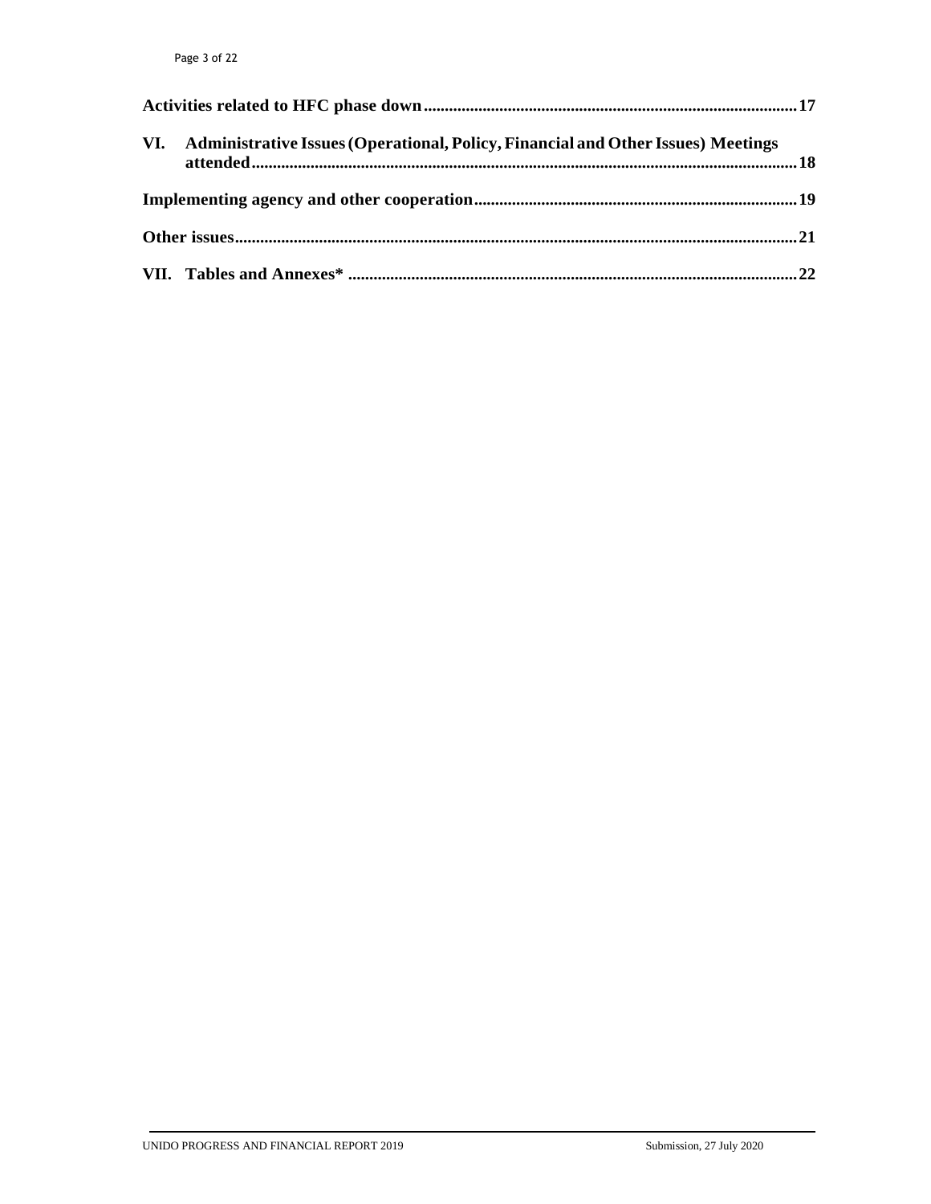Activities related to HFC phase down ........................................................................................ 17

VI. Administrative Issues (Operational, Policy, Financial and Other Issues) Meetings attended .................................................................................................................. 18

Implementing agency and other cooperation ............................................................................ 19

Other issues .................................................................................................................................. 21

VII. Tables and Annexes* ......................................................................................................... 22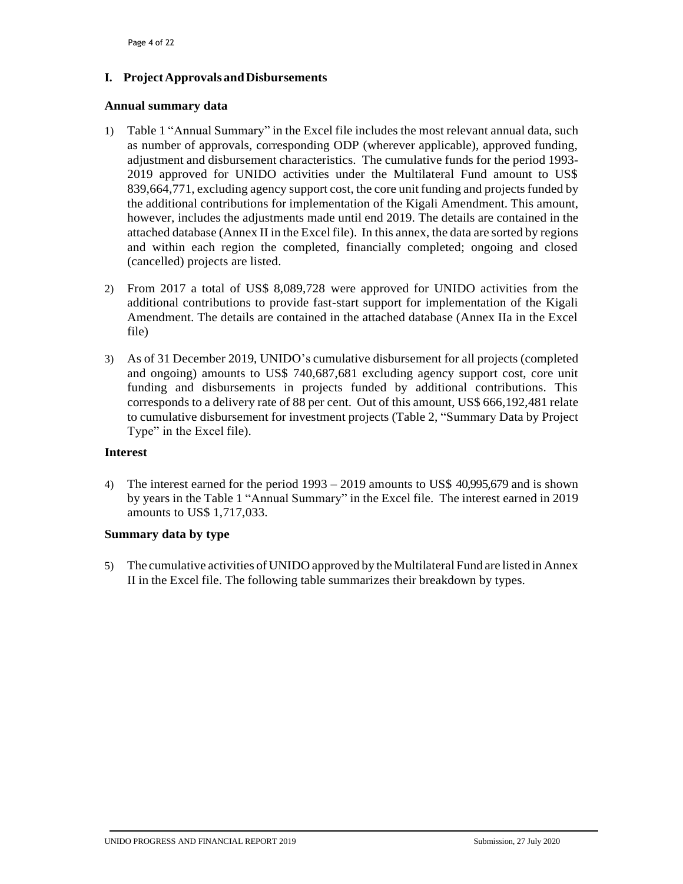## I. Project Approvals and Disbursements

### Annual summary data

1) Table 1 "Annual Summary" in the Excel file includes the most relevant annual data, such as number of approvals, corresponding ODP (wherever applicable), approved funding, adjustment and disbursement characteristics. The cumulative funds for the period 1993-2019 approved for UNIDO activities under the Multilateral Fund amount to US$ 839,664,771, excluding agency support cost, the core unit funding and projects funded by the additional contributions for implementation of the Kigali Amendment. This amount, however, includes the adjustments made until end 2019. The details are contained in the attached database (Annex II in the Excel file). In this annex, the data are sorted by regions and within each region the completed, financially completed; ongoing and closed (cancelled) projects are listed.

2) From 2017 a total of US$ 8,089,728 were approved for UNIDO activities from the additional contributions to provide fast-start support for implementation of the Kigali Amendment. The details are contained in the attached database (Annex IIa in the Excel file)

3) As of 31 December 2019, UNIDO's cumulative disbursement for all projects (completed and ongoing) amounts to US$ 740,687,681 excluding agency support cost, core unit funding and disbursements in projects funded by additional contributions. This corresponds to a delivery rate of 88 per cent. Out of this amount, US$ 666,192,481 relate to cumulative disbursement for investment projects (Table 2, "Summary Data by Project Type" in the Excel file).

### Interest

4) The interest earned for the period 1993 – 2019 amounts to US$ 40,995,679 and is shown by years in the Table 1 "Annual Summary" in the Excel file. The interest earned in 2019 amounts to US$ 1,717,033.

### Summary data by type

5) The cumulative activities of UNIDO approved by the Multilateral Fund are listed in Annex II in the Excel file. The following table summarizes their breakdown by types.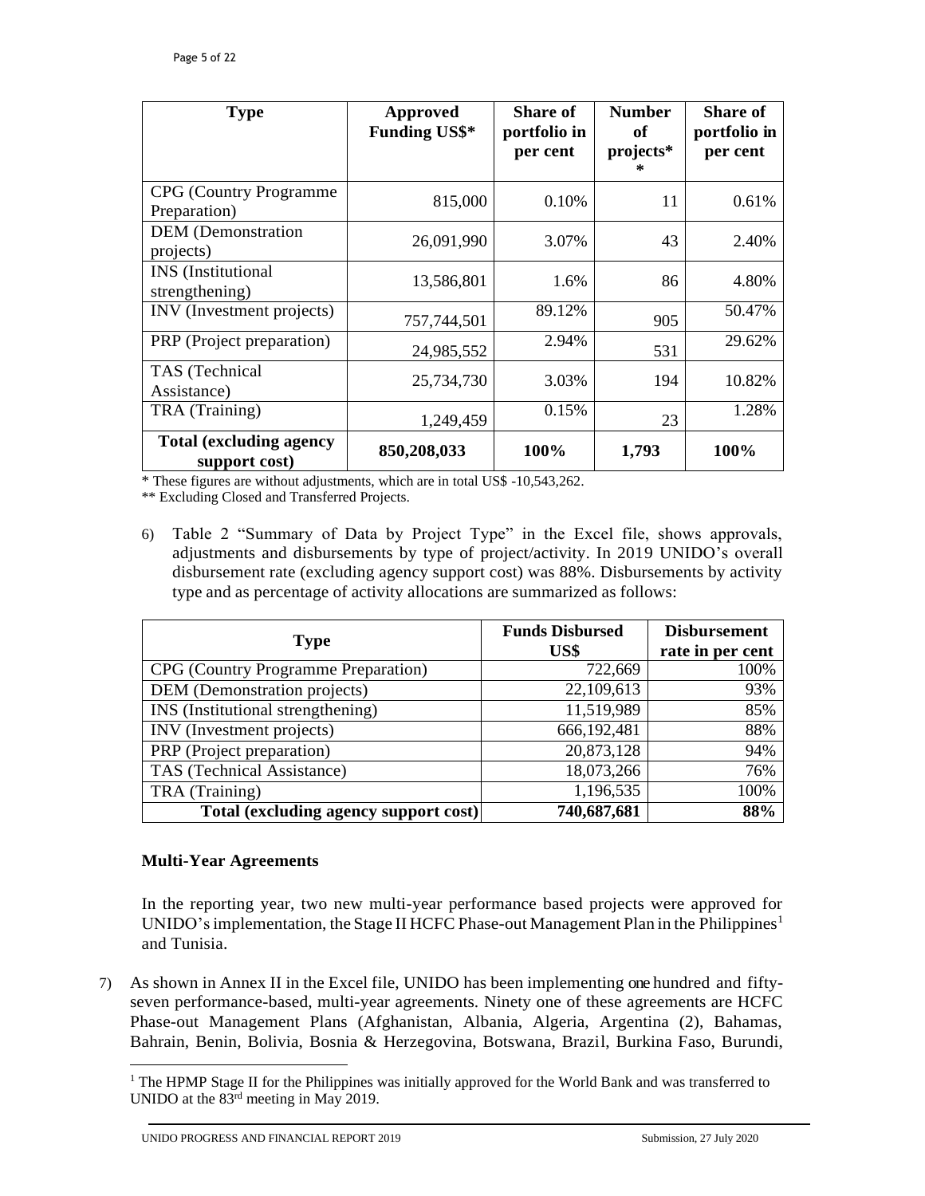| Type | Approved Funding US$* | Share of portfolio in per cent | Number of projects** | Share of portfolio in per cent |
|---|---|---|---|---|
| CPG (Country Programme Preparation) | 815,000 | 0.10% | 11 | 0.61% |
| DEM (Demonstration projects) | 26,091,990 | 3.07% | 43 | 2.40% |
| INS (Institutional strengthening) | 13,586,801 | 1.6% | 86 | 4.80% |
| INV (Investment projects) | 757,744,501 | 89.12% | 905 | 50.47% |
| PRP (Project preparation) | 24,985,552 | 2.94% | 531 | 29.62% |
| TAS (Technical Assistance) | 25,734,730 | 3.03% | 194 | 10.82% |
| TRA (Training) | 1,249,459 | 0.15% | 23 | 1.28% |
| **Total (excluding agency support cost)** | **850,208,033** | **100%** | **1,793** | **100%** |

\* These figures are without adjustments, which are in total US$ -10,543,262.

** Excluding Closed and Transferred Projects.

6) Table 2 "Summary of Data by Project Type" in the Excel file, shows approvals, adjustments and disbursements by type of project/activity. In 2019 UNIDO's overall disbursement rate (excluding agency support cost) was 88%. Disbursements by activity type and as percentage of activity allocations are summarized as follows:

| Type | Funds Disbursed US$ | Disbursement rate in per cent |
|---|---|---|
| CPG (Country Programme Preparation) | 722,669 | 100% |
| DEM (Demonstration projects) | 22,109,613 | 93% |
| INS (Institutional strengthening) | 11,519,989 | 85% |
| INV (Investment projects) | 666,192,481 | 88% |
| PRP (Project preparation) | 20,873,128 | 94% |
| TAS (Technical Assistance) | 18,073,266 | 76% |
| TRA (Training) | 1,196,535 | 100% |
| **Total (excluding agency support cost)** | **740,687,681** | **88%** |

### Multi-Year Agreements

In the reporting year, two new multi-year performance based projects were approved for UNIDO's implementation, the Stage II HCFC Phase-out Management Plan in the Philippines[1] and Tunisia.

7) As shown in Annex II in the Excel file, UNIDO has been implementing one hundred and fifty-seven performance-based, multi-year agreements. Ninety one of these agreements are HCFC Phase-out Management Plans (Afghanistan, Albania, Algeria, Argentina (2), Bahamas, Bahrain, Benin, Bolivia, Bosnia & Herzegovina, Botswana, Brazil, Burkina Faso, Burundi,

[1] The HPMP Stage II for the Philippines was initially approved for the World Bank and was transferred to UNIDO at the 83rd meeting in May 2019.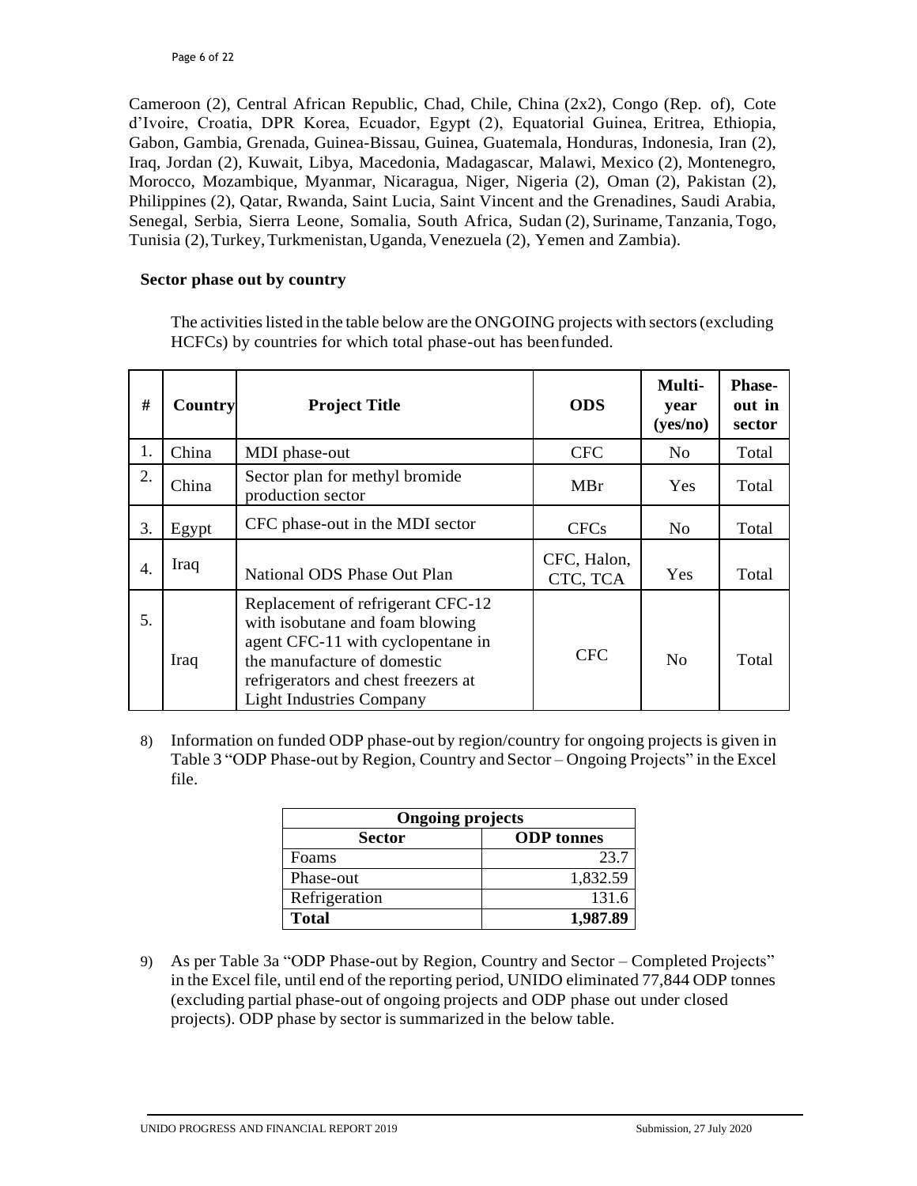Cameroon (2), Central African Republic, Chad, Chile, China (2x2), Congo (Rep. of), Cote d'Ivoire, Croatia, DPR Korea, Ecuador, Egypt (2), Equatorial Guinea, Eritrea, Ethiopia, Gabon, Gambia, Grenada, Guinea-Bissau, Guinea, Guatemala, Honduras, Indonesia, Iran (2), Iraq, Jordan (2), Kuwait, Libya, Macedonia, Madagascar, Malawi, Mexico (2), Montenegro, Morocco, Mozambique, Myanmar, Nicaragua, Niger, Nigeria (2), Oman (2), Pakistan (2), Philippines (2), Qatar, Rwanda, Saint Lucia, Saint Vincent and the Grenadines, Saudi Arabia, Senegal, Serbia, Sierra Leone, Somalia, South Africa, Sudan (2), Suriname, Tanzania, Togo, Tunisia (2), Turkey, Turkmenistan, Uganda, Venezuela (2), Yemen and Zambia).

**Sector phase out by country**

The activities listed in the table below are the ONGOING projects with sectors (excluding HCFCs) by countries for which total phase-out has been funded.

| # | Country | Project Title | ODS | Multi-year (yes/no) | Phase-out in sector |
|---|---|---|---|---|---|
| 1. | China | MDI phase-out | CFC | No | Total |
| 2. | China | Sector plan for methyl bromide production sector | MBr | Yes | Total |
| 3. | Egypt | CFC phase-out in the MDI sector | CFCs | No | Total |
| 4. | Iraq | National ODS Phase Out Plan | CFC, Halon, CTC, TCA | Yes | Total |
| 5. | Iraq | Replacement of refrigerant CFC-12 with isobutane and foam blowing agent CFC-11 with cyclopentane in the manufacture of domestic refrigerators and chest freezers at Light Industries Company | CFC | No | Total |

8) Information on funded ODP phase-out by region/country for ongoing projects is given in Table 3 "ODP Phase-out by Region, Country and Sector – Ongoing Projects" in the Excel file.

| **Ongoing projects** | |
|---|---|
| **Sector** | **ODP tonnes** |
| Foams | 23.7 |
| Phase-out | 1,832.59 |
| Refrigeration | 131.6 |
| **Total** | **1,987.89** |

9) As per Table 3a "ODP Phase-out by Region, Country and Sector – Completed Projects" in the Excel file, until end of the reporting period, UNIDO eliminated 77,844 ODP tonnes (excluding partial phase-out of ongoing projects and ODP phase out under closed projects). ODP phase by sector is summarized in the below table.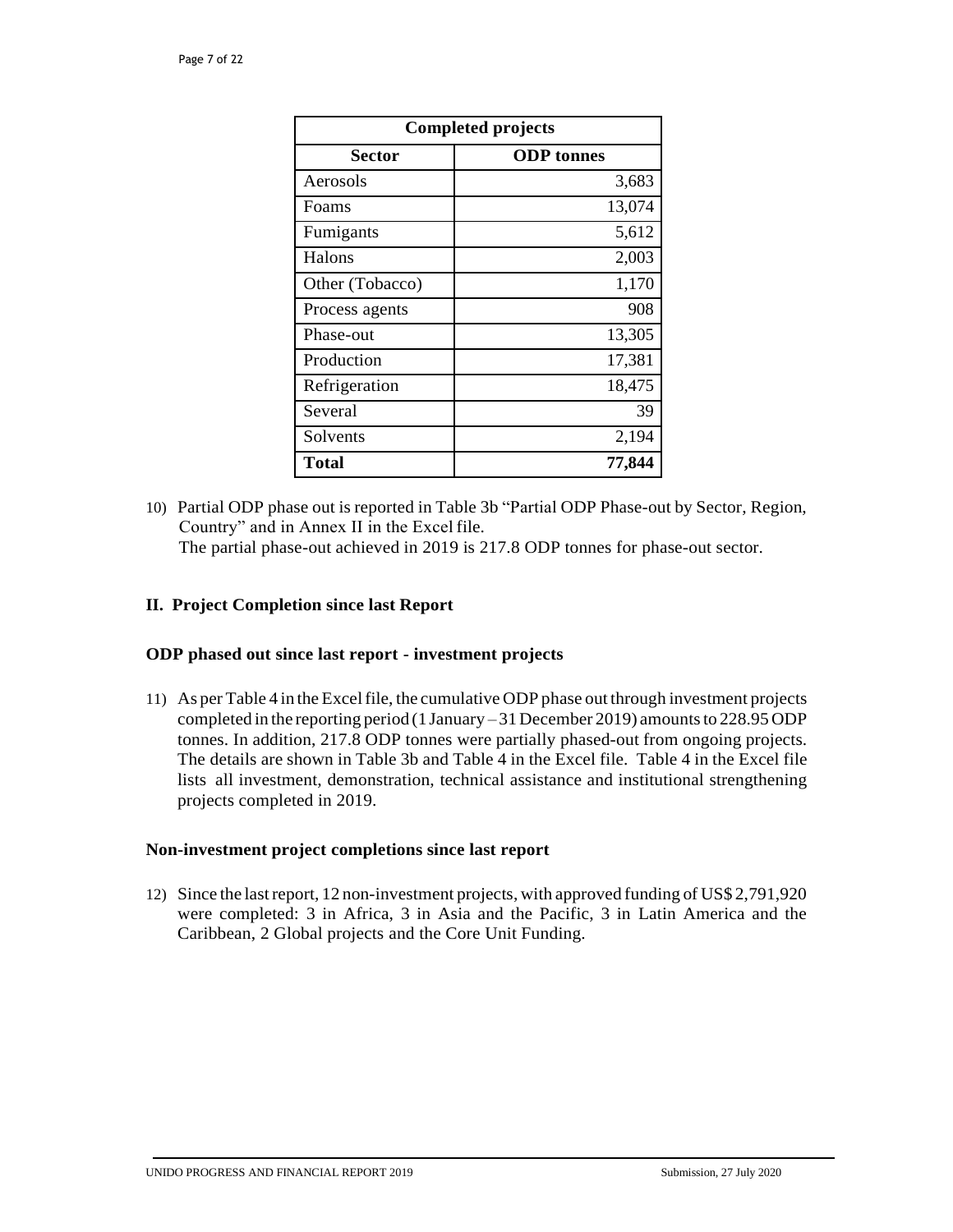| Completed projects | |
|---|---|
| **Sector** | **ODP tonnes** |
| Aerosols | 3,683 |
| Foams | 13,074 |
| Fumigants | 5,612 |
| Halons | 2,003 |
| Other (Tobacco) | 1,170 |
| Process agents | 908 |
| Phase-out | 13,305 |
| Production | 17,381 |
| Refrigeration | 18,475 |
| Several | 39 |
| Solvents | 2,194 |
| **Total** | **77,844** |

10) Partial ODP phase out is reported in Table 3b "Partial ODP Phase-out by Sector, Region, Country" and in Annex II in the Excel file.
   The partial phase-out achieved in 2019 is 217.8 ODP tonnes for phase-out sector.

## II. Project Completion since last Report

### ODP phased out since last report - investment projects

11) As per Table 4 in the Excel file, the cumulative ODP phase out through investment projects completed in the reporting period (1 January – 31 December 2019) amounts to 228.95 ODP tonnes. In addition, 217.8 ODP tonnes were partially phased-out from ongoing projects. The details are shown in Table 3b and Table 4 in the Excel file. Table 4 in the Excel file lists all investment, demonstration, technical assistance and institutional strengthening projects completed in 2019.

### Non-investment project completions since last report

12) Since the last report, 12 non-investment projects, with approved funding of US$ 2,791,920 were completed: 3 in Africa, 3 in Asia and the Pacific, 3 in Latin America and the Caribbean, 2 Global projects and the Core Unit Funding.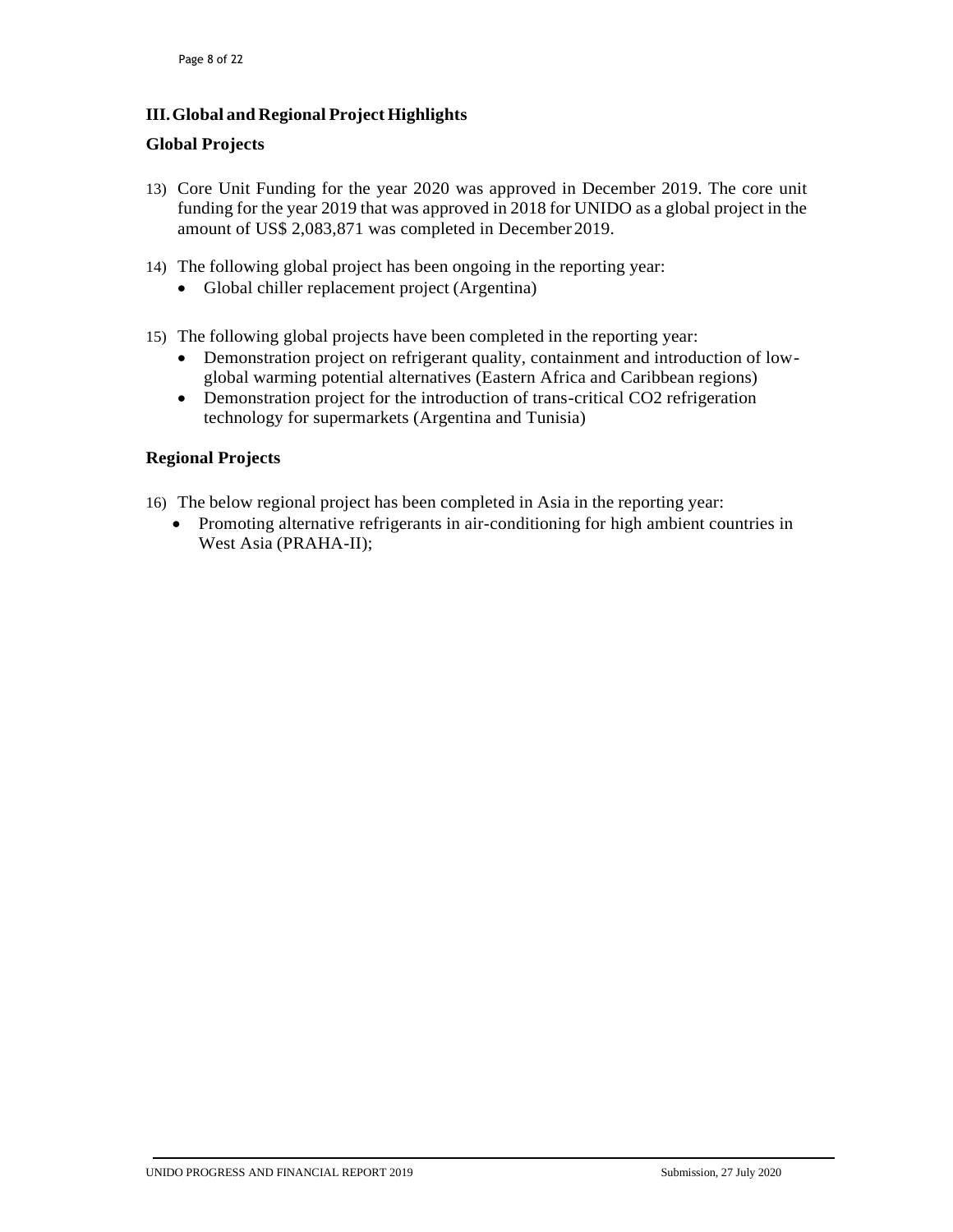## III. Global and Regional Project Highlights

### Global Projects

13) Core Unit Funding for the year 2020 was approved in December 2019. The core unit funding for the year 2019 that was approved in 2018 for UNIDO as a global project in the amount of US$ 2,083,871 was completed in December 2019.

14) The following global project has been ongoing in the reporting year:
    - Global chiller replacement project (Argentina)

15) The following global projects have been completed in the reporting year:
    - Demonstration project on refrigerant quality, containment and introduction of low-global warming potential alternatives (Eastern Africa and Caribbean regions)
    - Demonstration project for the introduction of trans-critical $CO_2$ refrigeration technology for supermarkets (Argentina and Tunisia)

### Regional Projects

16) The below regional project has been completed in Asia in the reporting year:
    - Promoting alternative refrigerants in air-conditioning for high ambient countries in West Asia (PRAHA-II);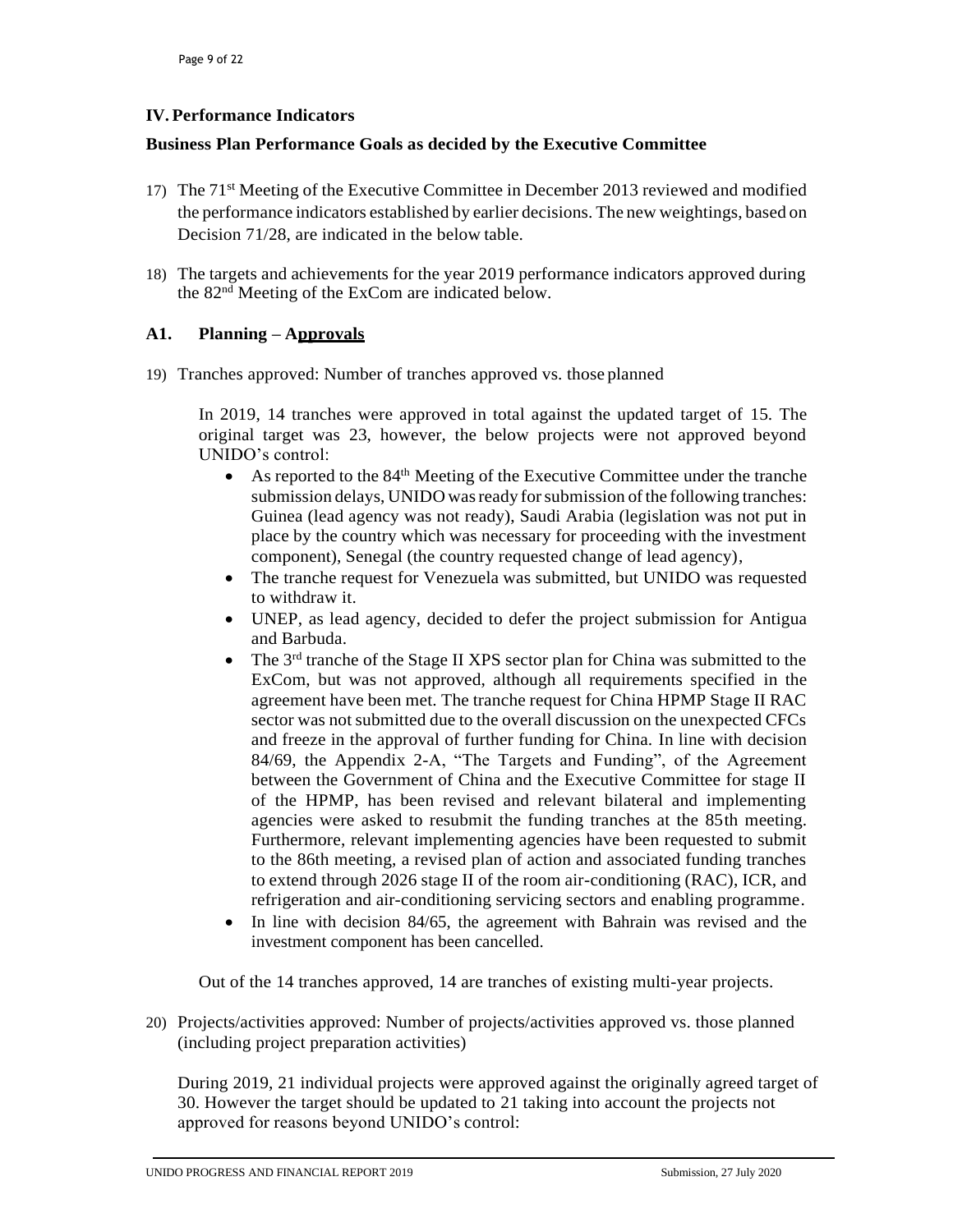## IV. Performance Indicators

### Business Plan Performance Goals as decided by the Executive Committee

17) The 71st Meeting of the Executive Committee in December 2013 reviewed and modified the performance indicators established by earlier decisions. The new weightings, based on Decision 71/28, are indicated in the below table.

18) The targets and achievements for the year 2019 performance indicators approved during the 82nd Meeting of the ExCom are indicated below.

### A1. Planning – Approvals

19) Tranches approved: Number of tranches approved vs. those planned

In 2019, 14 tranches were approved in total against the updated target of 15. The original target was 23, however, the below projects were not approved beyond UNIDO's control:

- As reported to the 84th Meeting of the Executive Committee under the tranche submission delays, UNIDO was ready for submission of the following tranches: Guinea (lead agency was not ready), Saudi Arabia (legislation was not put in place by the country which was necessary for proceeding with the investment component), Senegal (the country requested change of lead agency),
- The tranche request for Venezuela was submitted, but UNIDO was requested to withdraw it.
- UNEP, as lead agency, decided to defer the project submission for Antigua and Barbuda.
- The 3rd tranche of the Stage II XPS sector plan for China was submitted to the ExCom, but was not approved, although all requirements specified in the agreement have been met. The tranche request for China HPMP Stage II RAC sector was not submitted due to the overall discussion on the unexpected CFCs and freeze in the approval of further funding for China. In line with decision 84/69, the Appendix 2-A, "The Targets and Funding", of the Agreement between the Government of China and the Executive Committee for stage II of the HPMP, has been revised and relevant bilateral and implementing agencies were asked to resubmit the funding tranches at the 85th meeting. Furthermore, relevant implementing agencies have been requested to submit to the 86th meeting, a revised plan of action and associated funding tranches to extend through 2026 stage II of the room air-conditioning (RAC), ICR, and refrigeration and air-conditioning servicing sectors and enabling programme.
- In line with decision 84/65, the agreement with Bahrain was revised and the investment component has been cancelled.

Out of the 14 tranches approved, 14 are tranches of existing multi-year projects.

20) Projects/activities approved: Number of projects/activities approved vs. those planned (including project preparation activities)

During 2019, 21 individual projects were approved against the originally agreed target of 30. However the target should be updated to 21 taking into account the projects not approved for reasons beyond UNIDO's control: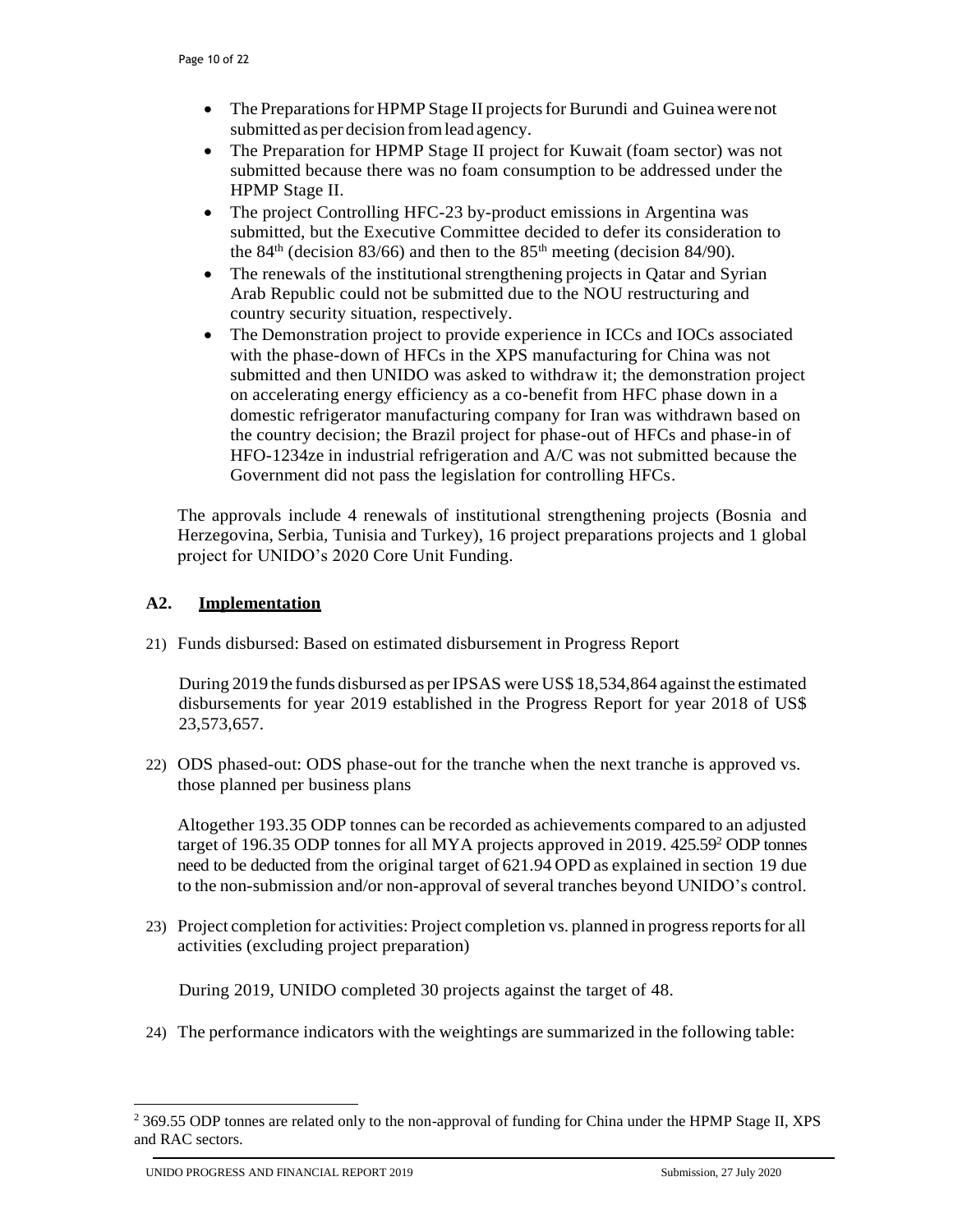- The Preparations for HPMP Stage II projects for Burundi and Guinea were not submitted as per decision from lead agency.
- The Preparation for HPMP Stage II project for Kuwait (foam sector) was not submitted because there was no foam consumption to be addressed under the HPMP Stage II.
- The project Controlling HFC-23 by-product emissions in Argentina was submitted, but the Executive Committee decided to defer its consideration to the 84th (decision 83/66) and then to the 85th meeting (decision 84/90).
- The renewals of the institutional strengthening projects in Qatar and Syrian Arab Republic could not be submitted due to the NOU restructuring and country security situation, respectively.
- The Demonstration project to provide experience in ICCs and IOCs associated with the phase-down of HFCs in the XPS manufacturing for China was not submitted and then UNIDO was asked to withdraw it; the demonstration project on accelerating energy efficiency as a co-benefit from HFC phase down in a domestic refrigerator manufacturing company for Iran was withdrawn based on the country decision; the Brazil project for phase-out of HFCs and phase-in of HFO-1234ze in industrial refrigeration and A/C was not submitted because the Government did not pass the legislation for controlling HFCs.

The approvals include 4 renewals of institutional strengthening projects (Bosnia and Herzegovina, Serbia, Tunisia and Turkey), 16 project preparations projects and 1 global project for UNIDO's 2020 Core Unit Funding.

## A2. Implementation

21) Funds disbursed: Based on estimated disbursement in Progress Report

During 2019 the funds disbursed as per IPSAS were US$ 18,534,864 against the estimated disbursements for year 2019 established in the Progress Report for year 2018 of US$ 23,573,657.

22) ODS phased-out: ODS phase-out for the tranche when the next tranche is approved vs. those planned per business plans

Altogether 193.35 ODP tonnes can be recorded as achievements compared to an adjusted target of 196.35 ODP tonnes for all MYA projects approved in 2019. 425.59[2] ODP tonnes need to be deducted from the original target of 621.94 OPD as explained in section 19 due to the non-submission and/or non-approval of several tranches beyond UNIDO's control.

23) Project completion for activities: Project completion vs. planned in progress reports for all activities (excluding project preparation)

During 2019, UNIDO completed 30 projects against the target of 48.

24) The performance indicators with the weightings are summarized in the following table:

---

[2] 369.55 ODP tonnes are related only to the non-approval of funding for China under the HPMP Stage II, XPS and RAC sectors.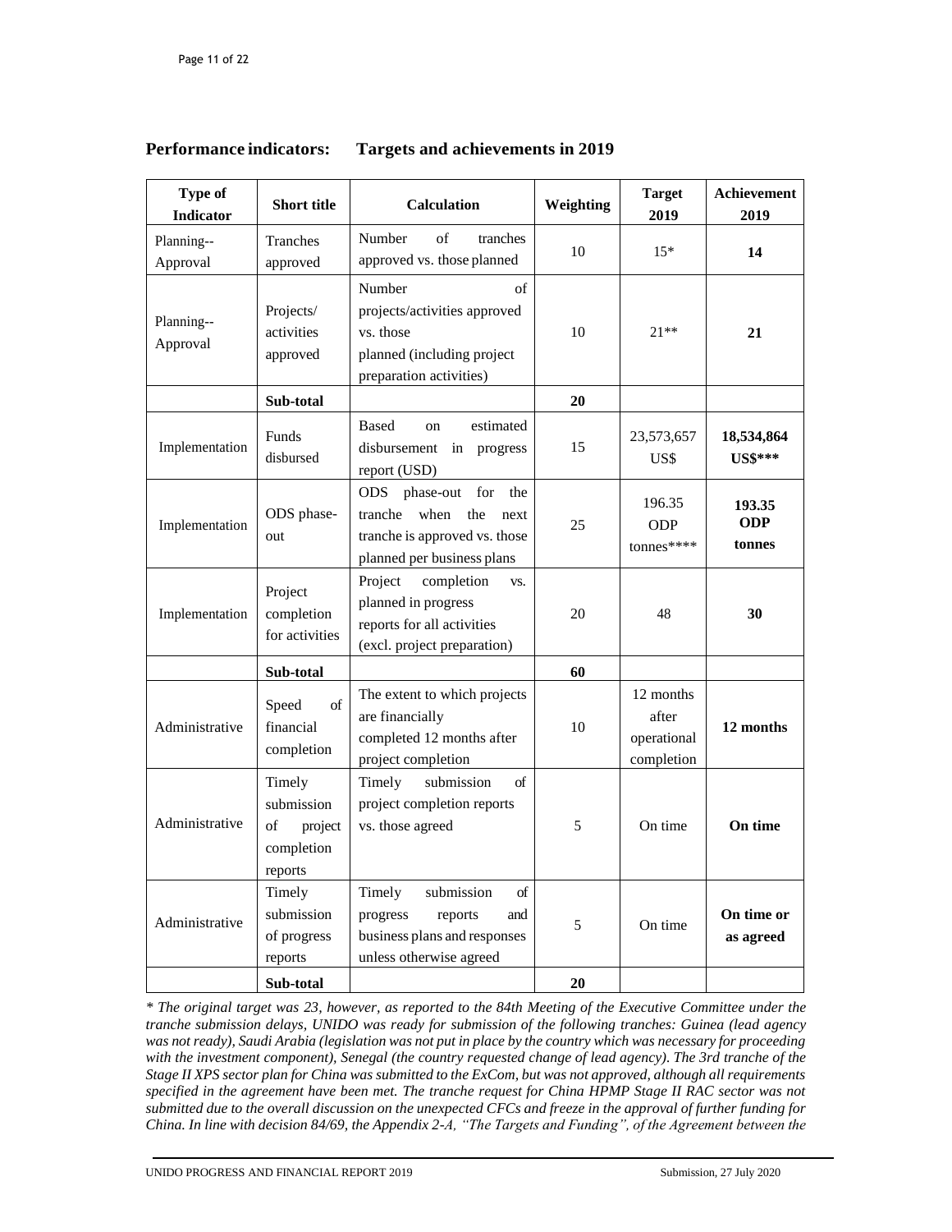## Performance indicators: Targets and achievements in 2019

| Type of Indicator | Short title | Calculation | Weighting | Target 2019 | Achievement 2019 |
|---|---|---|---|---|---|
| Planning-- Approval | Tranches approved | Number of tranches approved vs. those planned | 10 | 15* | **14** |
| Planning-- Approval | Projects/ activities approved | Number of projects/activities approved vs. those planned (including project preparation activities) | 10 | 21** | **21** |
| | **Sub-total** | | **20** | | |
| Implementation | Funds disbursed | Based on estimated disbursement in progress report (USD) | 15 | 23,573,657 US$ | **18,534,864 US$*** ** |
| Implementation | ODS phase-out | ODS phase-out for the tranche when the next tranche is approved vs. those planned per business plans | 25 | 196.35 ODP tonnes**** | **193.35 ODP tonnes** |
| Implementation | Project completion for activities | Project completion vs. planned in progress reports for all activities (excl. project preparation) | 20 | 48 | **30** |
| | **Sub-total** | | **60** | | |
| Administrative | Speed of financial completion | The extent to which projects are financially completed 12 months after project completion | 10 | 12 months after operational completion | **12 months** |
| Administrative | Timely submission of project completion reports | Timely submission of project completion reports vs. those agreed | 5 | On time | **On time** |
| Administrative | Timely submission of progress reports | Timely submission of progress reports and business plans and responses unless otherwise agreed | 5 | On time | **On time or as agreed** |
| | **Sub-total** | | **20** | | |

*\* The original target was 23, however, as reported to the 84th Meeting of the Executive Committee under the tranche submission delays, UNIDO was ready for submission of the following tranches: Guinea (lead agency was not ready), Saudi Arabia (legislation was not put in place by the country which was necessary for proceeding with the investment component), Senegal (the country requested change of lead agency). The 3rd tranche of the Stage II XPS sector plan for China was submitted to the ExCom, but was not approved, although all requirements specified in the agreement have been met. The tranche request for China HPMP Stage II RAC sector was not submitted due to the overall discussion on the unexpected CFCs and freeze in the approval of further funding for China. In line with decision 84/69, the Appendix 2-A, "The Targets and Funding", of the Agreement between the*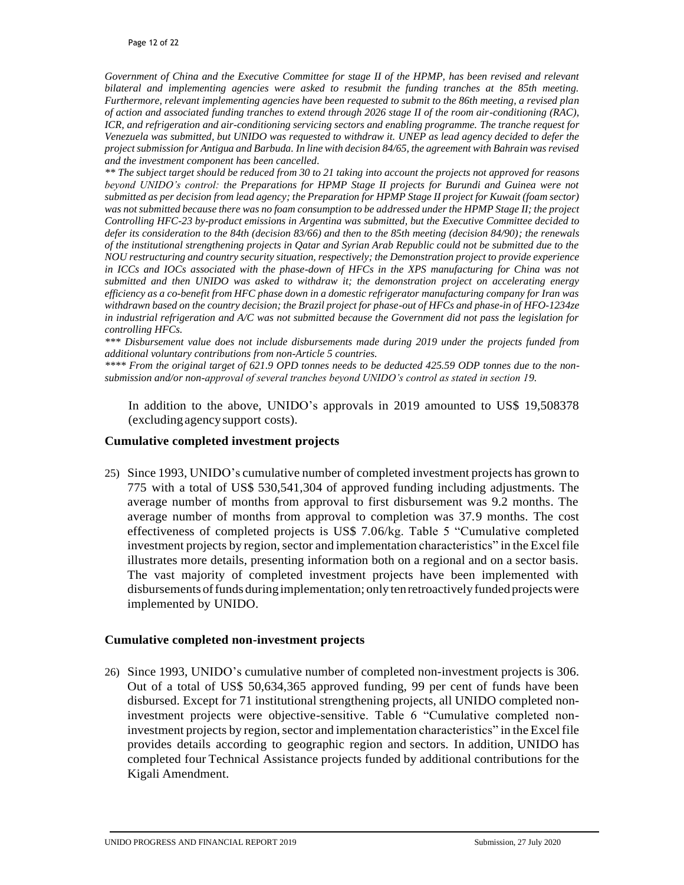*Government of China and the Executive Committee for stage II of the HPMP, has been revised and relevant bilateral and implementing agencies were asked to resubmit the funding tranches at the 85th meeting. Furthermore, relevant implementing agencies have been requested to submit to the 86th meeting, a revised plan of action and associated funding tranches to extend through 2026 stage II of the room air-conditioning (RAC), ICR, and refrigeration and air-conditioning servicing sectors and enabling programme. The tranche request for Venezuela was submitted, but UNIDO was requested to withdraw it. UNEP as lead agency decided to defer the project submission for Antigua and Barbuda. In line with decision 84/65, the agreement with Bahrain was revised and the investment component has been cancelled.*

*** The subject target should be reduced from 30 to 21 taking into account the projects not approved for reasons beyond UNIDO's control: the Preparations for HPMP Stage II projects for Burundi and Guinea were not submitted as per decision from lead agency; the Preparation for HPMP Stage II project for Kuwait (foam sector) was not submitted because there was no foam consumption to be addressed under the HPMP Stage II; the project Controlling HFC-23 by-product emissions in Argentina was submitted, but the Executive Committee decided to defer its consideration to the 84th (decision 83/66) and then to the 85th meeting (decision 84/90); the renewals of the institutional strengthening projects in Qatar and Syrian Arab Republic could not be submitted due to the NOU restructuring and country security situation, respectively; the Demonstration project to provide experience in ICCs and IOCs associated with the phase-down of HFCs in the XPS manufacturing for China was not submitted and then UNIDO was asked to withdraw it; the demonstration project on accelerating energy efficiency as a co-benefit from HFC phase down in a domestic refrigerator manufacturing company for Iran was withdrawn based on the country decision; the Brazil project for phase-out of HFCs and phase-in of HFO-1234ze in industrial refrigeration and A/C was not submitted because the Government did not pass the legislation for controlling HFCs.*

**** Disbursement value does not include disbursements made during 2019 under the projects funded from additional voluntary contributions from non-Article 5 countries.*

***** From the original target of 621.9 OPD tonnes needs to be deducted 425.59 ODP tonnes due to the non-submission and/or non-approval of several tranches beyond UNIDO's control as stated in section 19.*

In addition to the above, UNIDO's approvals in 2019 amounted to US$ 19,508378 (excluding agency support costs).

## Cumulative completed investment projects

25) Since 1993, UNIDO's cumulative number of completed investment projects has grown to 775 with a total of US$ 530,541,304 of approved funding including adjustments. The average number of months from approval to first disbursement was 9.2 months. The average number of months from approval to completion was 37.9 months. The cost effectiveness of completed projects is US$ 7.06/kg. Table 5 "Cumulative completed investment projects by region, sector and implementation characteristics" in the Excel file illustrates more details, presenting information both on a regional and on a sector basis. The vast majority of completed investment projects have been implemented with disbursements of funds during implementation; only ten retroactively funded projects were implemented by UNIDO.

## Cumulative completed non-investment projects

26) Since 1993, UNIDO's cumulative number of completed non-investment projects is 306. Out of a total of US$ 50,634,365 approved funding, 99 per cent of funds have been disbursed. Except for 71 institutional strengthening projects, all UNIDO completed non-investment projects were objective-sensitive. Table 6 "Cumulative completed non-investment projects by region, sector and implementation characteristics" in the Excel file provides details according to geographic region and sectors. In addition, UNIDO has completed four Technical Assistance projects funded by additional contributions for the Kigali Amendment.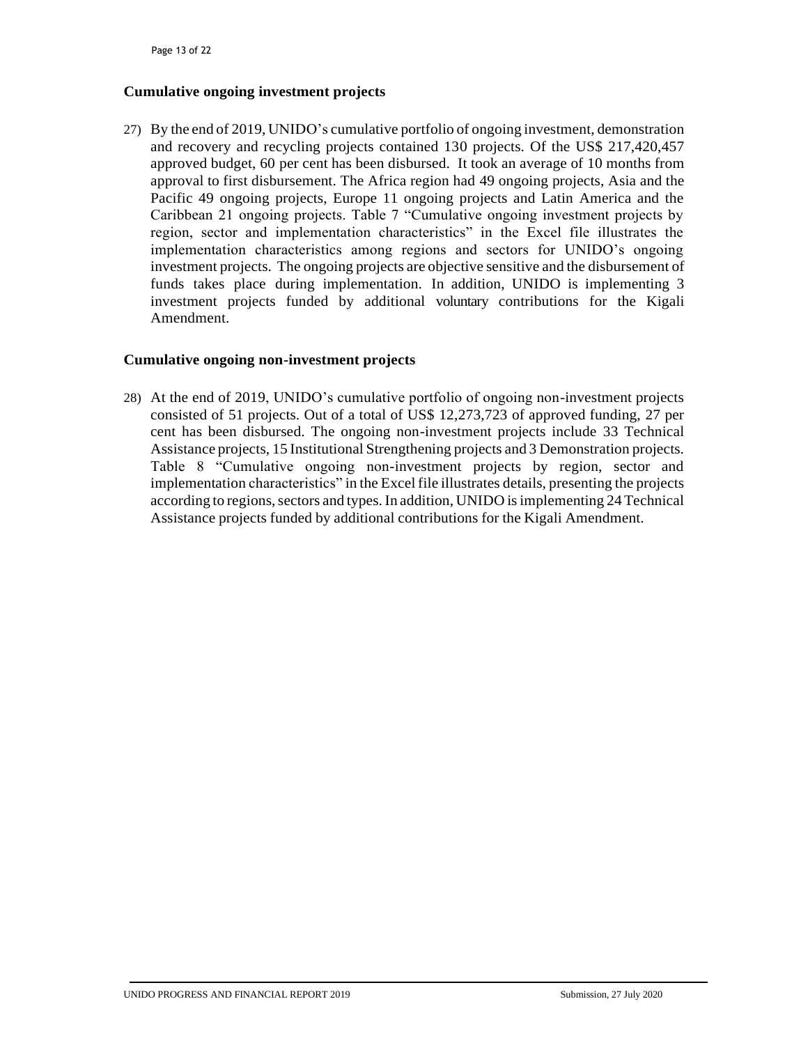### Cumulative ongoing investment projects

27) By the end of 2019, UNIDO's cumulative portfolio of ongoing investment, demonstration and recovery and recycling projects contained 130 projects. Of the US$ 217,420,457 approved budget, 60 per cent has been disbursed. It took an average of 10 months from approval to first disbursement. The Africa region had 49 ongoing projects, Asia and the Pacific 49 ongoing projects, Europe 11 ongoing projects and Latin America and the Caribbean 21 ongoing projects. Table 7 "Cumulative ongoing investment projects by region, sector and implementation characteristics" in the Excel file illustrates the implementation characteristics among regions and sectors for UNIDO's ongoing investment projects. The ongoing projects are objective sensitive and the disbursement of funds takes place during implementation. In addition, UNIDO is implementing 3 investment projects funded by additional voluntary contributions for the Kigali Amendment.

### Cumulative ongoing non-investment projects

28) At the end of 2019, UNIDO's cumulative portfolio of ongoing non-investment projects consisted of 51 projects. Out of a total of US$ 12,273,723 of approved funding, 27 per cent has been disbursed. The ongoing non-investment projects include 33 Technical Assistance projects, 15 Institutional Strengthening projects and 3 Demonstration projects. Table 8 "Cumulative ongoing non-investment projects by region, sector and implementation characteristics" in the Excel file illustrates details, presenting the projects according to regions, sectors and types. In addition, UNIDO is implementing 24 Technical Assistance projects funded by additional contributions for the Kigali Amendment.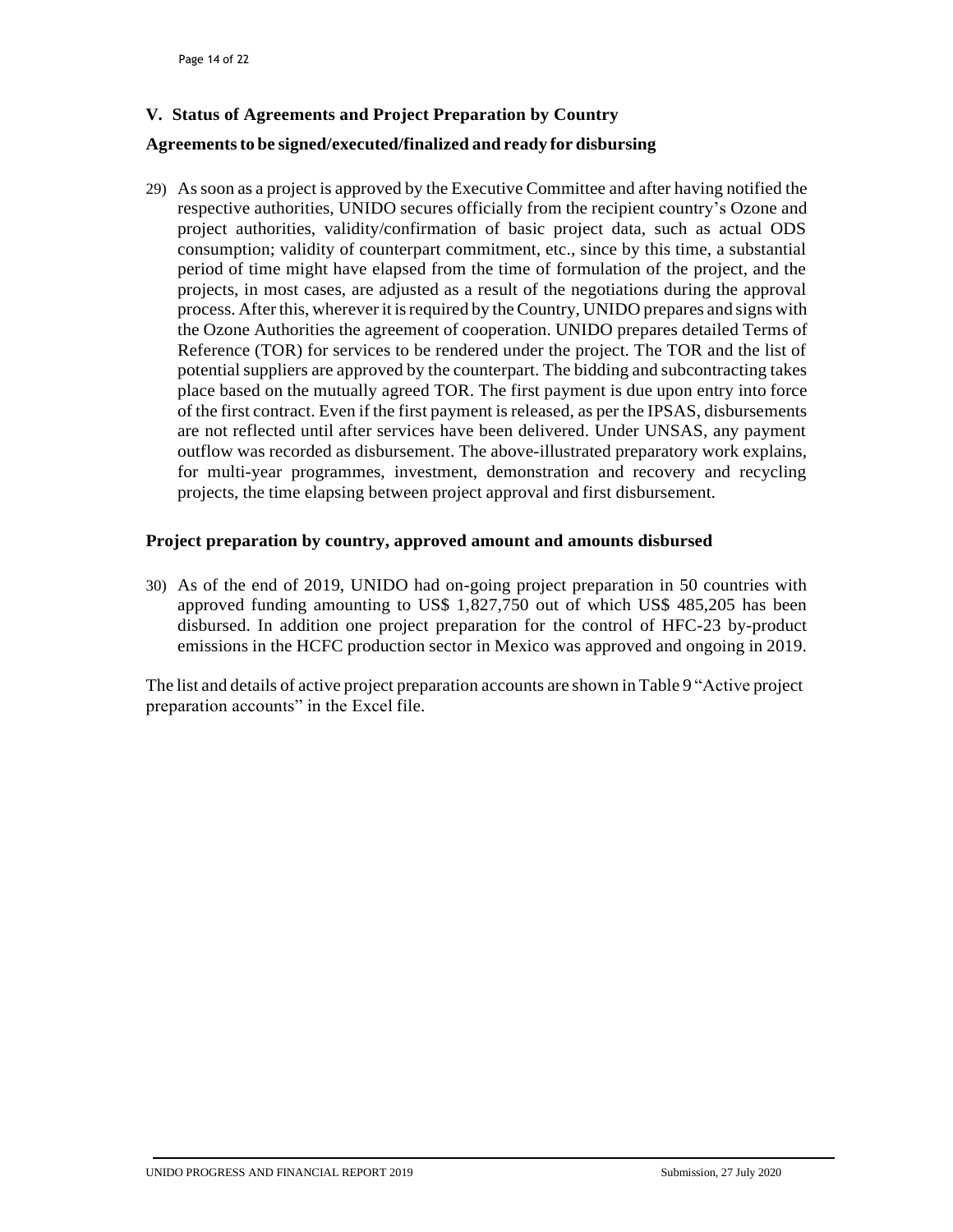## V. Status of Agreements and Project Preparation by Country

### Agreements to be signed/executed/finalized and ready for disbursing

29) As soon as a project is approved by the Executive Committee and after having notified the respective authorities, UNIDO secures officially from the recipient country's Ozone and project authorities, validity/confirmation of basic project data, such as actual ODS consumption; validity of counterpart commitment, etc., since by this time, a substantial period of time might have elapsed from the time of formulation of the project, and the projects, in most cases, are adjusted as a result of the negotiations during the approval process. After this, wherever it is required by the Country, UNIDO prepares and signs with the Ozone Authorities the agreement of cooperation. UNIDO prepares detailed Terms of Reference (TOR) for services to be rendered under the project. The TOR and the list of potential suppliers are approved by the counterpart. The bidding and subcontracting takes place based on the mutually agreed TOR. The first payment is due upon entry into force of the first contract. Even if the first payment is released, as per the IPSAS, disbursements are not reflected until after services have been delivered. Under UNSAS, any payment outflow was recorded as disbursement. The above-illustrated preparatory work explains, for multi-year programmes, investment, demonstration and recovery and recycling projects, the time elapsing between project approval and first disbursement.

### Project preparation by country, approved amount and amounts disbursed

30) As of the end of 2019, UNIDO had on-going project preparation in 50 countries with approved funding amounting to US$ 1,827,750 out of which US$ 485,205 has been disbursed. In addition one project preparation for the control of HFC-23 by-product emissions in the HCFC production sector in Mexico was approved and ongoing in 2019.

The list and details of active project preparation accounts are shown in Table 9 "Active project preparation accounts" in the Excel file.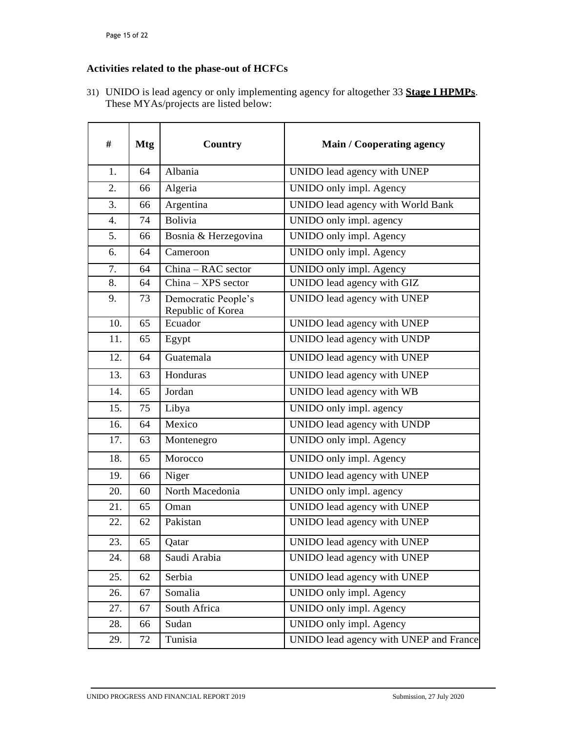### Activities related to the phase-out of HCFCs

31) UNIDO is lead agency or only implementing agency for altogether 33 **Stage I HPMPs**. These MYAs/projects are listed below:

| # | Mtg | Country | Main / Cooperating agency |
|---|---|---|---|
| 1. | 64 | Albania | UNIDO lead agency with UNEP |
| 2. | 66 | Algeria | UNIDO only impl. Agency |
| 3. | 66 | Argentina | UNIDO lead agency with World Bank |
| 4. | 74 | Bolivia | UNIDO only impl. agency |
| 5. | 66 | Bosnia & Herzegovina | UNIDO only impl. Agency |
| 6. | 64 | Cameroon | UNIDO only impl. Agency |
| 7. | 64 | China – RAC sector | UNIDO only impl. Agency |
| 8. | 64 | China – XPS sector | UNIDO lead agency with GIZ |
| 9. | 73 | Democratic People's Republic of Korea | UNIDO lead agency with UNEP |
| 10. | 65 | Ecuador | UNIDO lead agency with UNEP |
| 11. | 65 | Egypt | UNIDO lead agency with UNDP |
| 12. | 64 | Guatemala | UNIDO lead agency with UNEP |
| 13. | 63 | Honduras | UNIDO lead agency with UNEP |
| 14. | 65 | Jordan | UNIDO lead agency with WB |
| 15. | 75 | Libya | UNIDO only impl. agency |
| 16. | 64 | Mexico | UNIDO lead agency with UNDP |
| 17. | 63 | Montenegro | UNIDO only impl. Agency |
| 18. | 65 | Morocco | UNIDO only impl. Agency |
| 19. | 66 | Niger | UNIDO lead agency with UNEP |
| 20. | 60 | North Macedonia | UNIDO only impl. agency |
| 21. | 65 | Oman | UNIDO lead agency with UNEP |
| 22. | 62 | Pakistan | UNIDO lead agency with UNEP |
| 23. | 65 | Qatar | UNIDO lead agency with UNEP |
| 24. | 68 | Saudi Arabia | UNIDO lead agency with UNEP |
| 25. | 62 | Serbia | UNIDO lead agency with UNEP |
| 26. | 67 | Somalia | UNIDO only impl. Agency |
| 27. | 67 | South Africa | UNIDO only impl. Agency |
| 28. | 66 | Sudan | UNIDO only impl. Agency |
| 29. | 72 | Tunisia | UNIDO lead agency with UNEP and France |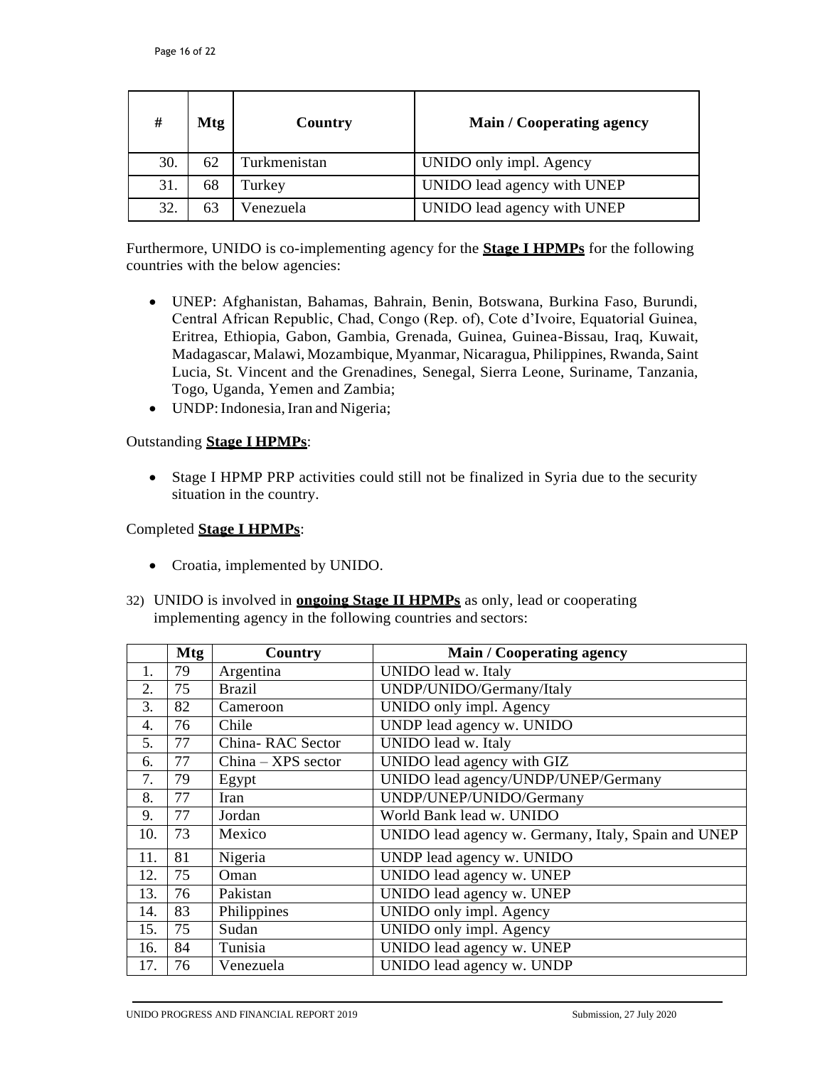| # | Mtg | Country | Main / Cooperating agency |
|---|---|---|---|
| 30. | 62 | Turkmenistan | UNIDO only impl. Agency |
| 31. | 68 | Turkey | UNIDO lead agency with UNEP |
| 32. | 63 | Venezuela | UNIDO lead agency with UNEP |

Furthermore, UNIDO is co-implementing agency for the **Stage I HPMPs** for the following countries with the below agencies:

- UNEP: Afghanistan, Bahamas, Bahrain, Benin, Botswana, Burkina Faso, Burundi, Central African Republic, Chad, Congo (Rep. of), Cote d'Ivoire, Equatorial Guinea, Eritrea, Ethiopia, Gabon, Gambia, Grenada, Guinea, Guinea-Bissau, Iraq, Kuwait, Madagascar, Malawi, Mozambique, Myanmar, Nicaragua, Philippines, Rwanda, Saint Lucia, St. Vincent and the Grenadines, Senegal, Sierra Leone, Suriname, Tanzania, Togo, Uganda, Yemen and Zambia;
- UNDP: Indonesia, Iran and Nigeria;

Outstanding **Stage I HPMPs**:

- Stage I HPMP PRP activities could still not be finalized in Syria due to the security situation in the country.

Completed **Stage I HPMPs**:

- Croatia, implemented by UNIDO.

32) UNIDO is involved in **ongoing Stage II HPMPs** as only, lead or cooperating implementing agency in the following countries and sectors:

| | Mtg | Country | Main / Cooperating agency |
|---|---|---|---|
| 1. | 79 | Argentina | UNIDO lead w. Italy |
| 2. | 75 | Brazil | UNDP/UNIDO/Germany/Italy |
| 3. | 82 | Cameroon | UNIDO only impl. Agency |
| 4. | 76 | Chile | UNDP lead agency w. UNIDO |
| 5. | 77 | China- RAC Sector | UNIDO lead w. Italy |
| 6. | 77 | China – XPS sector | UNIDO lead agency with GIZ |
| 7. | 79 | Egypt | UNIDO lead agency/UNDP/UNEP/Germany |
| 8. | 77 | Iran | UNDP/UNEP/UNIDO/Germany |
| 9. | 77 | Jordan | World Bank lead w. UNIDO |
| 10. | 73 | Mexico | UNIDO lead agency w. Germany, Italy, Spain and UNEP |
| 11. | 81 | Nigeria | UNDP lead agency w. UNIDO |
| 12. | 75 | Oman | UNIDO lead agency w. UNEP |
| 13. | 76 | Pakistan | UNIDO lead agency w. UNEP |
| 14. | 83 | Philippines | UNIDO only impl. Agency |
| 15. | 75 | Sudan | UNIDO only impl. Agency |
| 16. | 84 | Tunisia | UNIDO lead agency w. UNEP |
| 17. | 76 | Venezuela | UNIDO lead agency w. UNDP |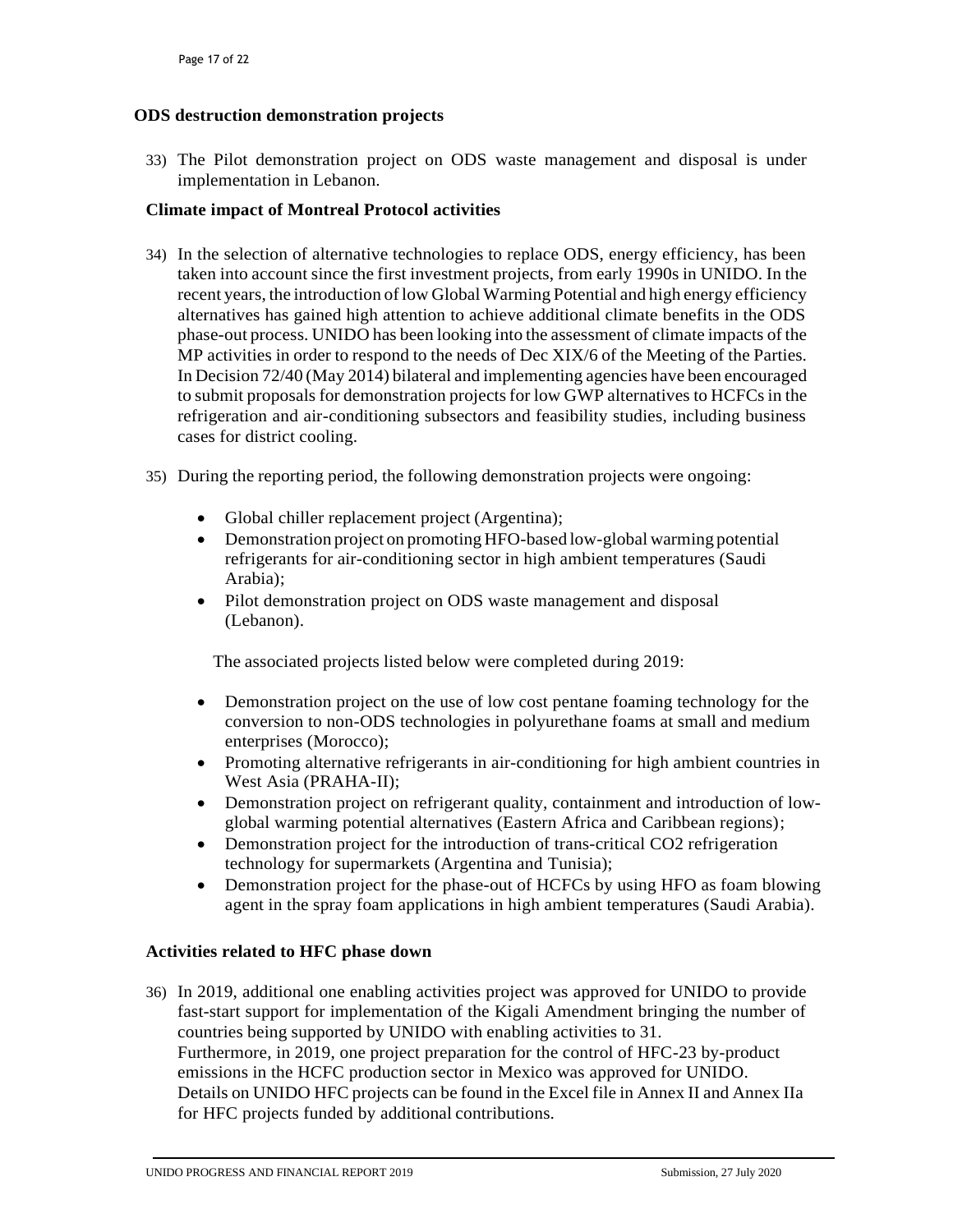### ODS destruction demonstration projects

33) The Pilot demonstration project on ODS waste management and disposal is under implementation in Lebanon.

### Climate impact of Montreal Protocol activities

34) In the selection of alternative technologies to replace ODS, energy efficiency, has been taken into account since the first investment projects, from early 1990s in UNIDO. In the recent years, the introduction of low Global Warming Potential and high energy efficiency alternatives has gained high attention to achieve additional climate benefits in the ODS phase-out process. UNIDO has been looking into the assessment of climate impacts of the MP activities in order to respond to the needs of Dec XIX/6 of the Meeting of the Parties. In Decision 72/40 (May 2014) bilateral and implementing agencies have been encouraged to submit proposals for demonstration projects for low GWP alternatives to HCFCs in the refrigeration and air-conditioning subsectors and feasibility studies, including business cases for district cooling.

35) During the reporting period, the following demonstration projects were ongoing:

- Global chiller replacement project (Argentina);
- Demonstration project on promoting HFO-based low-global warming potential refrigerants for air-conditioning sector in high ambient temperatures (Saudi Arabia);
- Pilot demonstration project on ODS waste management and disposal (Lebanon).

The associated projects listed below were completed during 2019:

- Demonstration project on the use of low cost pentane foaming technology for the conversion to non-ODS technologies in polyurethane foams at small and medium enterprises (Morocco);
- Promoting alternative refrigerants in air-conditioning for high ambient countries in West Asia (PRAHA-II);
- Demonstration project on refrigerant quality, containment and introduction of low-global warming potential alternatives (Eastern Africa and Caribbean regions);
- Demonstration project for the introduction of trans-critical $CO_2$ refrigeration technology for supermarkets (Argentina and Tunisia);
- Demonstration project for the phase-out of HCFCs by using HFO as foam blowing agent in the spray foam applications in high ambient temperatures (Saudi Arabia).

### Activities related to HFC phase down

36) In 2019, additional one enabling activities project was approved for UNIDO to provide fast-start support for implementation of the Kigali Amendment bringing the number of countries being supported by UNIDO with enabling activities to 31.
Furthermore, in 2019, one project preparation for the control of HFC-23 by-product emissions in the HCFC production sector in Mexico was approved for UNIDO.
Details on UNIDO HFC projects can be found in the Excel file in Annex II and Annex IIa for HFC projects funded by additional contributions.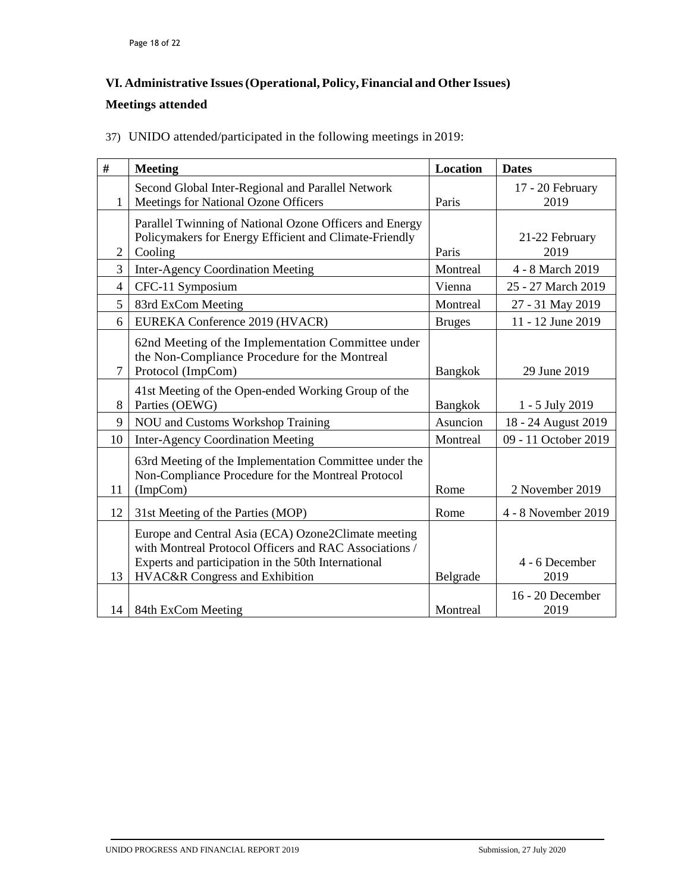## VI. Administrative Issues (Operational, Policy, Financial and Other Issues)

### Meetings attended

37) UNIDO attended/participated in the following meetings in 2019:

| # | Meeting | Location | Dates |
|---|---|---|---|
| 1 | Second Global Inter-Regional and Parallel Network Meetings for National Ozone Officers | Paris | 17 - 20 February 2019 |
| 2 | Parallel Twinning of National Ozone Officers and Energy Policymakers for Energy Efficient and Climate-Friendly Cooling | Paris | 21-22 February 2019 |
| 3 | Inter-Agency Coordination Meeting | Montreal | 4 - 8 March 2019 |
| 4 | CFC-11 Symposium | Vienna | 25 - 27 March 2019 |
| 5 | 83rd ExCom Meeting | Montreal | 27 - 31 May 2019 |
| 6 | EUREKA Conference 2019 (HVACR) | Bruges | 11 - 12 June 2019 |
| 7 | 62nd Meeting of the Implementation Committee under the Non-Compliance Procedure for the Montreal Protocol (ImpCom) | Bangkok | 29 June 2019 |
| 8 | 41st Meeting of the Open-ended Working Group of the Parties (OEWG) | Bangkok | 1 - 5 July 2019 |
| 9 | NOU and Customs Workshop Training | Asuncion | 18 - 24 August 2019 |
| 10 | Inter-Agency Coordination Meeting | Montreal | 09 - 11 October 2019 |
| 11 | 63rd Meeting of the Implementation Committee under the Non-Compliance Procedure for the Montreal Protocol (ImpCom) | Rome | 2 November 2019 |
| 12 | 31st Meeting of the Parties (MOP) | Rome | 4 - 8 November 2019 |
| 13 | Europe and Central Asia (ECA) Ozone2Climate meeting with Montreal Protocol Officers and RAC Associations / Experts and participation in the 50th International HVAC&R Congress and Exhibition | Belgrade | 4 - 6 December 2019 |
| 14 | 84th ExCom Meeting | Montreal | 16 - 20 December 2019 |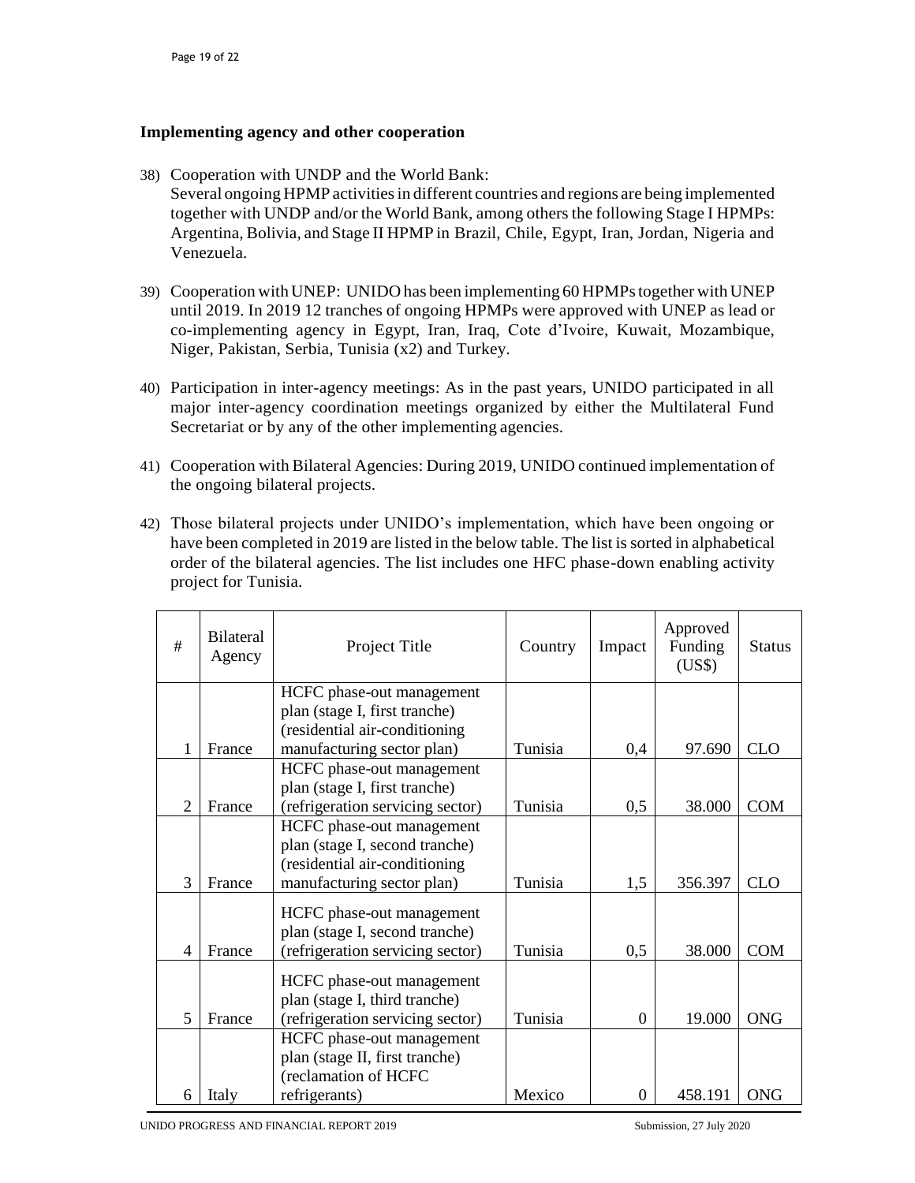**Implementing agency and other cooperation**

38) Cooperation with UNDP and the World Bank:
Several ongoing HPMP activities in different countries and regions are being implemented together with UNDP and/or the World Bank, among others the following Stage I HPMPs: Argentina, Bolivia, and Stage II HPMP in Brazil, Chile, Egypt, Iran, Jordan, Nigeria and Venezuela.

39) Cooperation with UNEP: UNIDO has been implementing 60 HPMPs together with UNEP until 2019. In 2019 12 tranches of ongoing HPMPs were approved with UNEP as lead or co-implementing agency in Egypt, Iran, Iraq, Cote d'Ivoire, Kuwait, Mozambique, Niger, Pakistan, Serbia, Tunisia (x2) and Turkey.

40) Participation in inter-agency meetings: As in the past years, UNIDO participated in all major inter-agency coordination meetings organized by either the Multilateral Fund Secretariat or by any of the other implementing agencies.

41) Cooperation with Bilateral Agencies: During 2019, UNIDO continued implementation of the ongoing bilateral projects.

42) Those bilateral projects under UNIDO's implementation, which have been ongoing or have been completed in 2019 are listed in the below table. The list is sorted in alphabetical order of the bilateral agencies. The list includes one HFC phase-down enabling activity project for Tunisia.

| # | Bilateral Agency | Project Title | Country | Impact | Approved Funding (US$) | Status |
|---|---|---|---|---|---|---|
| 1 | France | HCFC phase-out management plan (stage I, first tranche) (residential air-conditioning manufacturing sector plan) | Tunisia | 0,4 | 97.690 | CLO |
| 2 | France | HCFC phase-out management plan (stage I, first tranche) (refrigeration servicing sector) | Tunisia | 0,5 | 38.000 | COM |
| 3 | France | HCFC phase-out management plan (stage I, second tranche) (residential air-conditioning manufacturing sector plan) | Tunisia | 1,5 | 356.397 | CLO |
| 4 | France | HCFC phase-out management plan (stage I, second tranche) (refrigeration servicing sector) | Tunisia | 0,5 | 38.000 | COM |
| 5 | France | HCFC phase-out management plan (stage I, third tranche) (refrigeration servicing sector) | Tunisia | 0 | 19.000 | ONG |
| 6 | Italy | HCFC phase-out management plan (stage II, first tranche) (reclamation of HCFC refrigerants) | Mexico | 0 | 458.191 | ONG |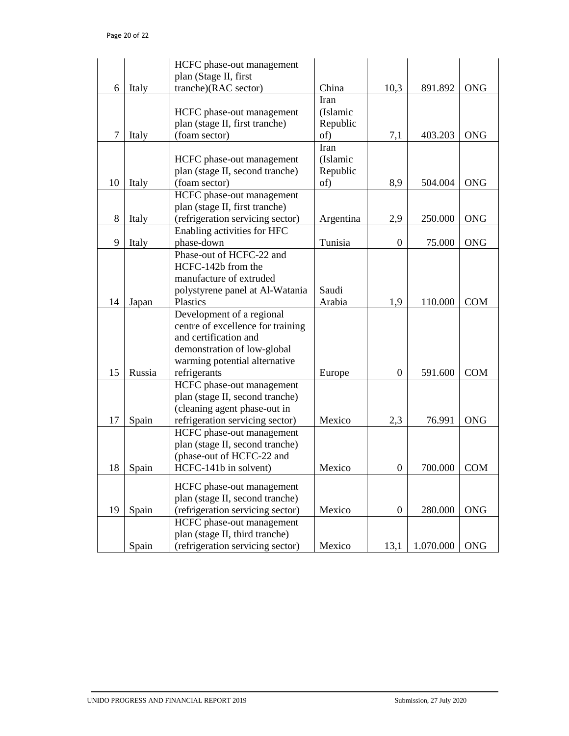| | | | | | | |
|---|---|---|---|---|---|---|
| 6 | Italy | HCFC phase-out management plan (Stage II, first tranche)(RAC sector) | China | 10,3 | 891.892 | ONG |
| 7 | Italy | HCFC phase-out management plan (stage II, first tranche) (foam sector) | Iran (Islamic Republic of) | 7,1 | 403.203 | ONG |
| 10 | Italy | HCFC phase-out management plan (stage II, second tranche) (foam sector) | Iran (Islamic Republic of) | 8,9 | 504.004 | ONG |
| 8 | Italy | HCFC phase-out management plan (stage II, first tranche) (refrigeration servicing sector) | Argentina | 2,9 | 250.000 | ONG |
| 9 | Italy | Enabling activities for HFC phase-down | Tunisia | 0 | 75.000 | ONG |
| 14 | Japan | Phase-out of HCFC-22 and HCFC-142b from the manufacture of extruded polystyrene panel at Al-Watania Plastics | Saudi Arabia | 1,9 | 110.000 | COM |
| 15 | Russia | Development of a regional centre of excellence for training and certification and demonstration of low-global warming potential alternative refrigerants | Europe | 0 | 591.600 | COM |
| 17 | Spain | HCFC phase-out management plan (stage II, second tranche) (cleaning agent phase-out in refrigeration servicing sector) | Mexico | 2,3 | 76.991 | ONG |
| 18 | Spain | HCFC phase-out management plan (stage II, second tranche) (phase-out of HCFC-22 and HCFC-141b in solvent) | Mexico | 0 | 700.000 | COM |
| 19 | Spain | HCFC phase-out management plan (stage II, second tranche) (refrigeration servicing sector) | Mexico | 0 | 280.000 | ONG |
| | Spain | HCFC phase-out management plan (stage II, third tranche) (refrigeration servicing sector) | Mexico | 13,1 | 1.070.000 | ONG |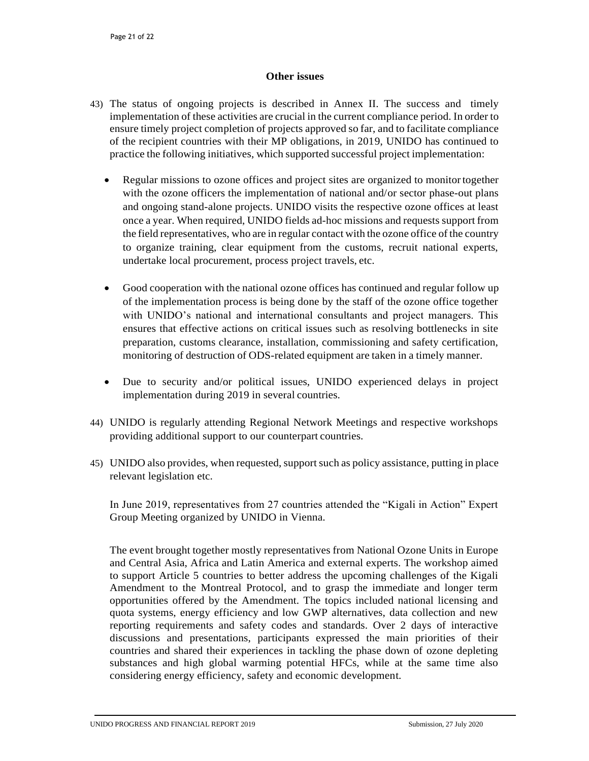### Other issues

43) The status of ongoing projects is described in Annex II. The success and timely implementation of these activities are crucial in the current compliance period. In order to ensure timely project completion of projects approved so far, and to facilitate compliance of the recipient countries with their MP obligations, in 2019, UNIDO has continued to practice the following initiatives, which supported successful project implementation:

   - Regular missions to ozone offices and project sites are organized to monitor together with the ozone officers the implementation of national and/or sector phase-out plans and ongoing stand-alone projects. UNIDO visits the respective ozone offices at least once a year. When required, UNIDO fields ad-hoc missions and requests support from the field representatives, who are in regular contact with the ozone office of the country to organize training, clear equipment from the customs, recruit national experts, undertake local procurement, process project travels, etc.

   - Good cooperation with the national ozone offices has continued and regular follow up of the implementation process is being done by the staff of the ozone office together with UNIDO's national and international consultants and project managers. This ensures that effective actions on critical issues such as resolving bottlenecks in site preparation, customs clearance, installation, commissioning and safety certification, monitoring of destruction of ODS-related equipment are taken in a timely manner.

   - Due to security and/or political issues, UNIDO experienced delays in project implementation during 2019 in several countries.

44) UNIDO is regularly attending Regional Network Meetings and respective workshops providing additional support to our counterpart countries.

45) UNIDO also provides, when requested, support such as policy assistance, putting in place relevant legislation etc.

   In June 2019, representatives from 27 countries attended the "Kigali in Action" Expert Group Meeting organized by UNIDO in Vienna.

   The event brought together mostly representatives from National Ozone Units in Europe and Central Asia, Africa and Latin America and external experts. The workshop aimed to support Article 5 countries to better address the upcoming challenges of the Kigali Amendment to the Montreal Protocol, and to grasp the immediate and longer term opportunities offered by the Amendment. The topics included national licensing and quota systems, energy efficiency and low GWP alternatives, data collection and new reporting requirements and safety codes and standards. Over 2 days of interactive discussions and presentations, participants expressed the main priorities of their countries and shared their experiences in tackling the phase down of ozone depleting substances and high global warming potential HFCs, while at the same time also considering energy efficiency, safety and economic development.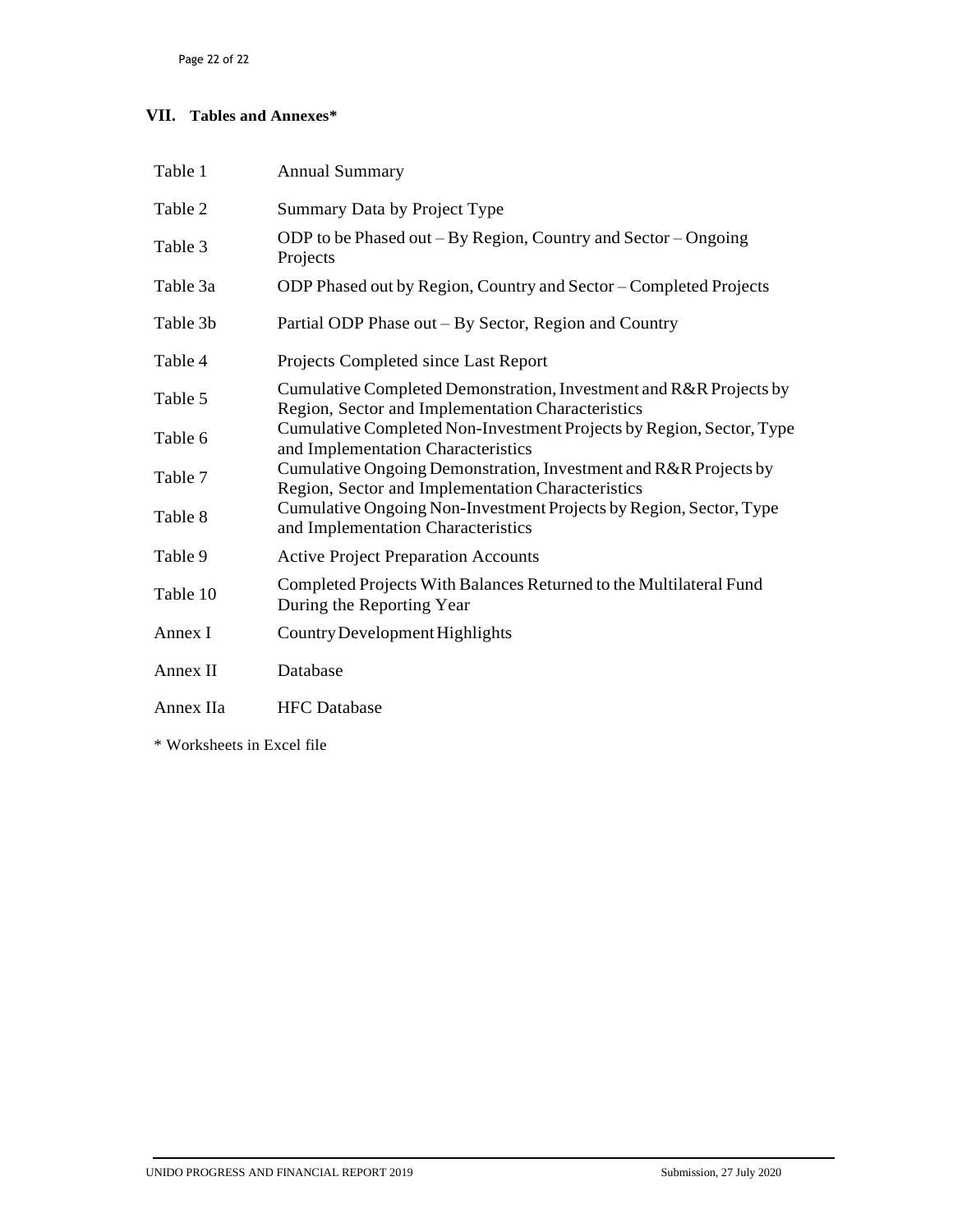## VII. Tables and Annexes*

| | |
|---|---|
| Table 1 | Annual Summary |
| Table 2 | Summary Data by Project Type |
| Table 3 | ODP to be Phased out – By Region, Country and Sector – Ongoing Projects |
| Table 3a | ODP Phased out by Region, Country and Sector – Completed Projects |
| Table 3b | Partial ODP Phase out – By Sector, Region and Country |
| Table 4 | Projects Completed since Last Report |
| Table 5 | Cumulative Completed Demonstration, Investment and R&R Projects by Region, Sector and Implementation Characteristics |
| Table 6 | Cumulative Completed Non-Investment Projects by Region, Sector, Type and Implementation Characteristics |
| Table 7 | Cumulative Ongoing Demonstration, Investment and R&R Projects by Region, Sector and Implementation Characteristics |
| Table 8 | Cumulative Ongoing Non-Investment Projects by Region, Sector, Type and Implementation Characteristics |
| Table 9 | Active Project Preparation Accounts |
| Table 10 | Completed Projects With Balances Returned to the Multilateral Fund During the Reporting Year |
| Annex I | Country Development Highlights |
| Annex II | Database |
| Annex IIa | HFC Database |

* Worksheets in Excel file